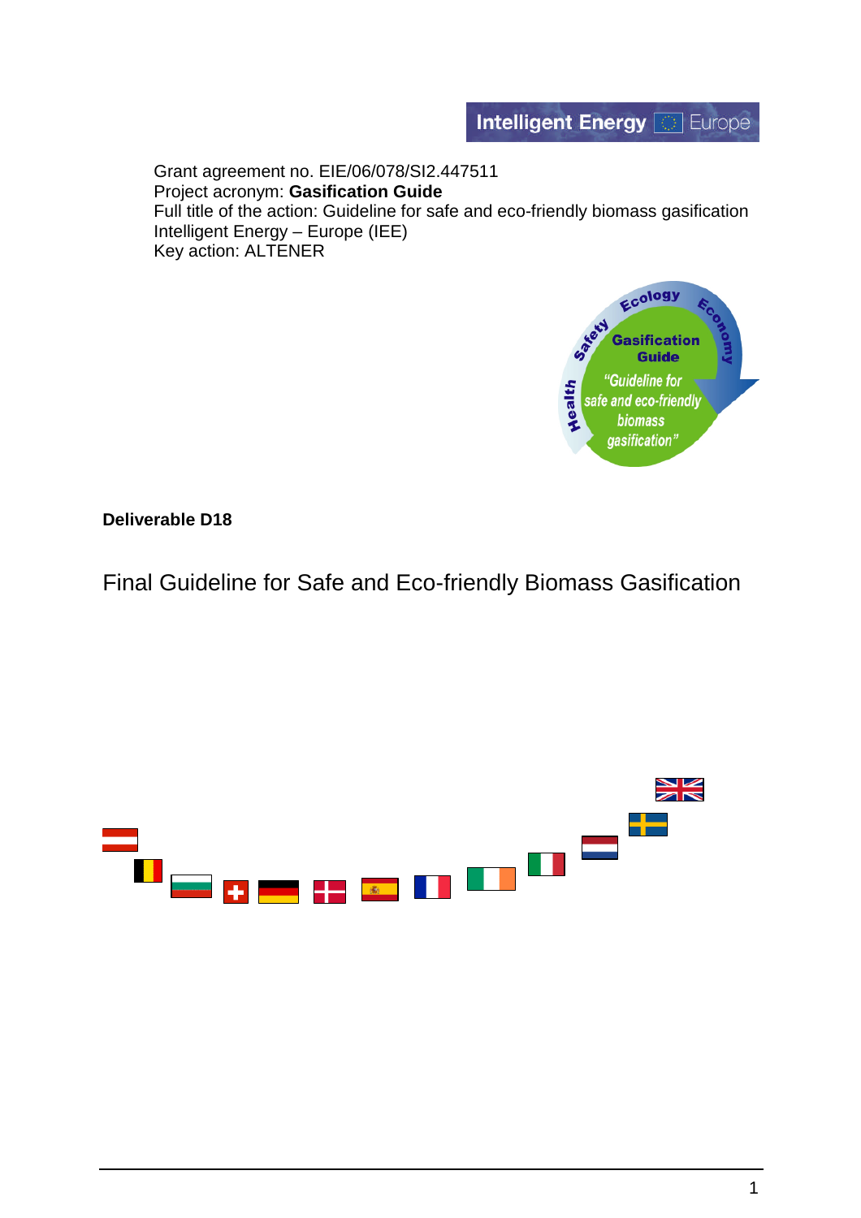Grant agreement no. EIE/06/078/SI2.447511
Project acronym: **Gasification Guide**
Full title of the action: Guideline for safe and eco-friendly biomass gasification
Intelligent Energy – Europe (IEE)
Key action: ALTENER

**Deliverable D18**

# Final Guideline for Safe and Eco-friendly Biomass Gasification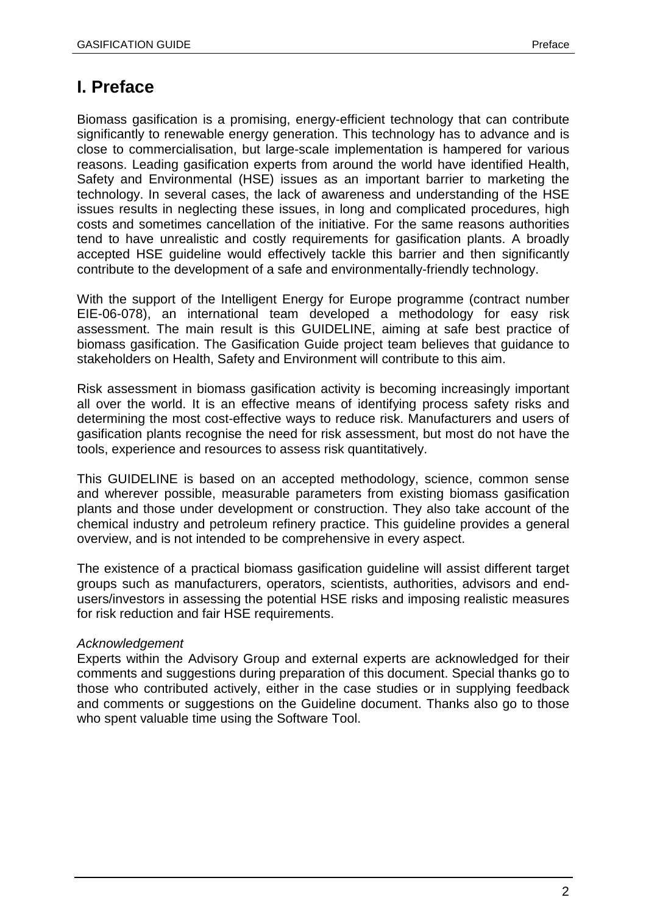# I. Preface

Biomass gasification is a promising, energy-efficient technology that can contribute significantly to renewable energy generation. This technology has to advance and is close to commercialisation, but large-scale implementation is hampered for various reasons. Leading gasification experts from around the world have identified Health, Safety and Environmental (HSE) issues as an important barrier to marketing the technology. In several cases, the lack of awareness and understanding of the HSE issues results in neglecting these issues, in long and complicated procedures, high costs and sometimes cancellation of the initiative. For the same reasons authorities tend to have unrealistic and costly requirements for gasification plants. A broadly accepted HSE guideline would effectively tackle this barrier and then significantly contribute to the development of a safe and environmentally-friendly technology.

With the support of the Intelligent Energy for Europe programme (contract number EIE-06-078), an international team developed a methodology for easy risk assessment. The main result is this GUIDELINE, aiming at safe best practice of biomass gasification. The Gasification Guide project team believes that guidance to stakeholders on Health, Safety and Environment will contribute to this aim.

Risk assessment in biomass gasification activity is becoming increasingly important all over the world. It is an effective means of identifying process safety risks and determining the most cost-effective ways to reduce risk. Manufacturers and users of gasification plants recognise the need for risk assessment, but most do not have the tools, experience and resources to assess risk quantitatively.

This GUIDELINE is based on an accepted methodology, science, common sense and wherever possible, measurable parameters from existing biomass gasification plants and those under development or construction. They also take account of the chemical industry and petroleum refinery practice. This guideline provides a general overview, and is not intended to be comprehensive in every aspect.

The existence of a practical biomass gasification guideline will assist different target groups such as manufacturers, operators, scientists, authorities, advisors and end-users/investors in assessing the potential HSE risks and imposing realistic measures for risk reduction and fair HSE requirements.

*Acknowledgement*

Experts within the Advisory Group and external experts are acknowledged for their comments and suggestions during preparation of this document. Special thanks go to those who contributed actively, either in the case studies or in supplying feedback and comments or suggestions on the Guideline document. Thanks also go to those who spent valuable time using the Software Tool.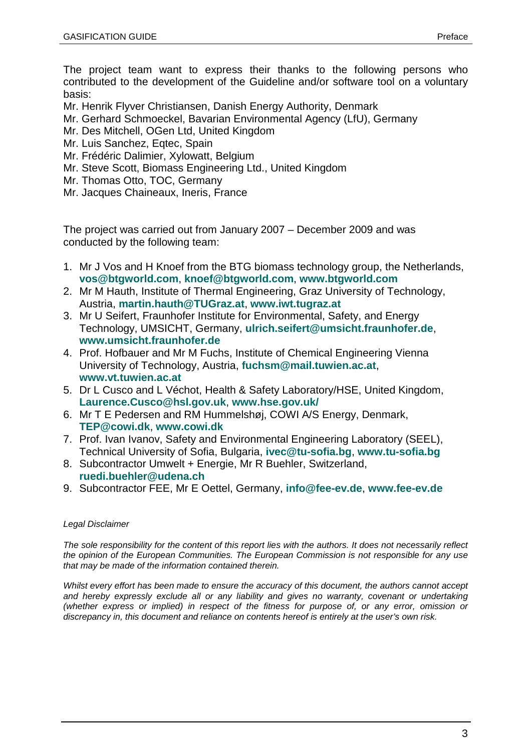The project team want to express their thanks to the following persons who contributed to the development of the Guideline and/or software tool on a voluntary basis:

Mr. Henrik Flyver Christiansen, Danish Energy Authority, Denmark
Mr. Gerhard Schmoeckel, Bavarian Environmental Agency (LfU), Germany
Mr. Des Mitchell, OGen Ltd, United Kingdom
Mr. Luis Sanchez, Eqtec, Spain
Mr. Frédéric Dalimier, Xylowatt, Belgium
Mr. Steve Scott, Biomass Engineering Ltd., United Kingdom
Mr. Thomas Otto, TOC, Germany
Mr. Jacques Chaineaux, Ineris, France

The project was carried out from January 2007 – December 2009 and was conducted by the following team:

1. Mr J Vos and H Knoef from the BTG biomass technology group, the Netherlands, **vos@btgworld.com**, **knoef@btgworld.com**, **www.btgworld.com**
2. Mr M Hauth, Institute of Thermal Engineering, Graz University of Technology, Austria, **martin.hauth@TUGraz.at**, **www.iwt.tugraz.at**
3. Mr U Seifert, Fraunhofer Institute for Environmental, Safety, and Energy Technology, UMSICHT, Germany, **ulrich.seifert@umsicht.fraunhofer.de**, **www.umsicht.fraunhofer.de**
4. Prof. Hofbauer and Mr M Fuchs, Institute of Chemical Engineering Vienna University of Technology, Austria, **fuchsm@mail.tuwien.ac.at**, **www.vt.tuwien.ac.at**
5. Dr L Cusco and L Véchot, Health & Safety Laboratory/HSE, United Kingdom, **Laurence.Cusco@hsl.gov.uk**, **www.hse.gov.uk/**
6. Mr T E Pedersen and RM Hummelshøj, COWI A/S Energy, Denmark, **TEP@cowi.dk**, **www.cowi.dk**
7. Prof. Ivan Ivanov, Safety and Environmental Engineering Laboratory (SEEL), Technical University of Sofia, Bulgaria, **ivec@tu-sofia.bg**, **www.tu-sofia.bg**
8. Subcontractor Umwelt + Energie, Mr R Buehler, Switzerland, **ruedi.buehler@udena.ch**
9. Subcontractor FEE, Mr E Oettel, Germany, **info@fee-ev.de**, **www.fee-ev.de**

*Legal Disclaimer*

*The sole responsibility for the content of this report lies with the authors. It does not necessarily reflect the opinion of the European Communities. The European Commission is not responsible for any use that may be made of the information contained therein.*

*Whilst every effort has been made to ensure the accuracy of this document, the authors cannot accept and hereby expressly exclude all or any liability and gives no warranty, covenant or undertaking (whether express or implied) in respect of the fitness for purpose of, or any error, omission or discrepancy in, this document and reliance on contents hereof is entirely at the user's own risk.*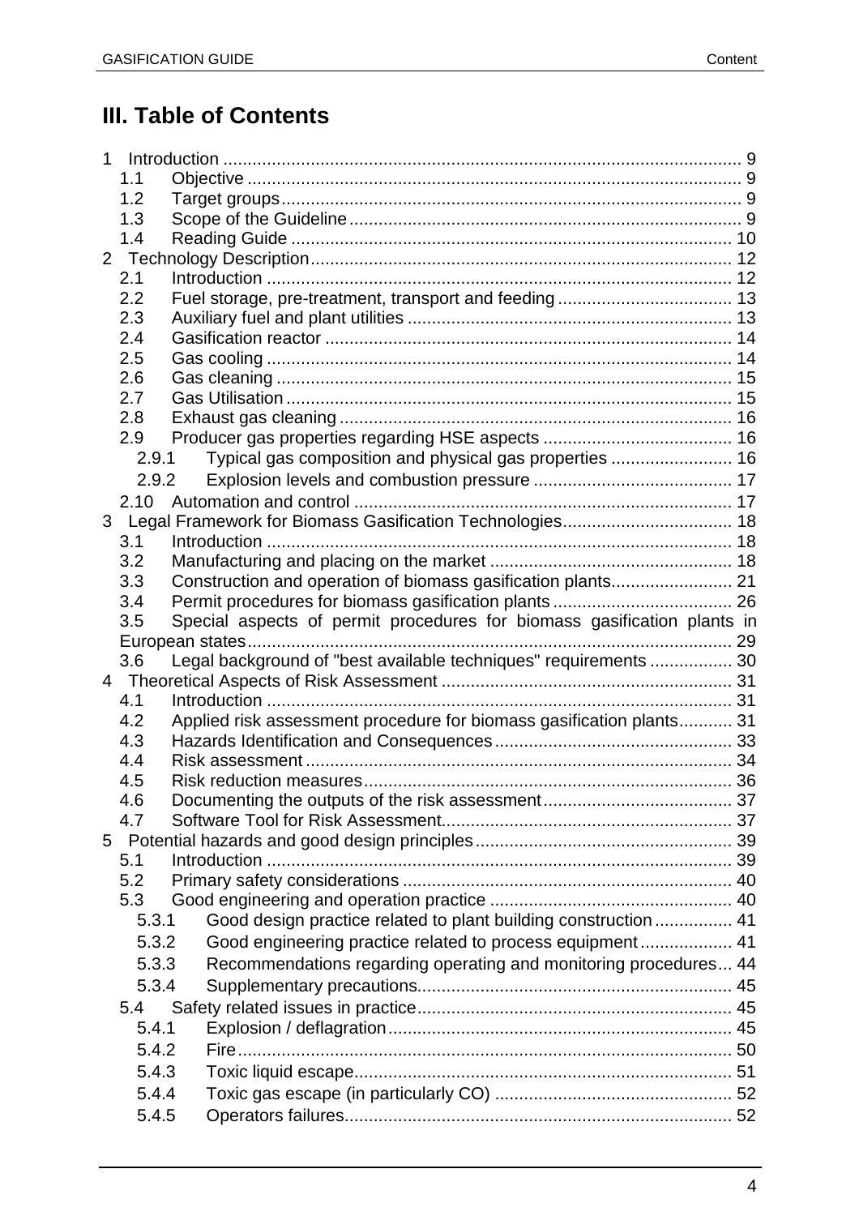# III. Table of Contents

1 Introduction ... 9
  1.1 Objective ... 9
  1.2 Target groups ... 9
  1.3 Scope of the Guideline ... 9
  1.4 Reading Guide ... 10
2 Technology Description ... 12
  2.1 Introduction ... 12
  2.2 Fuel storage, pre-treatment, transport and feeding ... 13
  2.3 Auxiliary fuel and plant utilities ... 13
  2.4 Gasification reactor ... 14
  2.5 Gas cooling ... 14
  2.6 Gas cleaning ... 15
  2.7 Gas Utilisation ... 15
  2.8 Exhaust gas cleaning ... 16
  2.9 Producer gas properties regarding HSE aspects ... 16
    2.9.1 Typical gas composition and physical gas properties ... 16
    2.9.2 Explosion levels and combustion pressure ... 17
  2.10 Automation and control ... 17
3 Legal Framework for Biomass Gasification Technologies ... 18
  3.1 Introduction ... 18
  3.2 Manufacturing and placing on the market ... 18
  3.3 Construction and operation of biomass gasification plants ... 21
  3.4 Permit procedures for biomass gasification plants ... 26
  3.5 Special aspects of permit procedures for biomass gasification plants in European states ... 29
  3.6 Legal background of "best available techniques" requirements ... 30
4 Theoretical Aspects of Risk Assessment ... 31
  4.1 Introduction ... 31
  4.2 Applied risk assessment procedure for biomass gasification plants ... 31
  4.3 Hazards Identification and Consequences ... 33
  4.4 Risk assessment ... 34
  4.5 Risk reduction measures ... 36
  4.6 Documenting the outputs of the risk assessment ... 37
  4.7 Software Tool for Risk Assessment ... 37
5 Potential hazards and good design principles ... 39
  5.1 Introduction ... 39
  5.2 Primary safety considerations ... 40
  5.3 Good engineering and operation practice ... 40
    5.3.1 Good design practice related to plant building construction ... 41
    5.3.2 Good engineering practice related to process equipment ... 41
    5.3.3 Recommendations regarding operating and monitoring procedures ... 44
    5.3.4 Supplementary precautions ... 45
  5.4 Safety related issues in practice ... 45
    5.4.1 Explosion / deflagration ... 45
    5.4.2 Fire ... 50
    5.4.3 Toxic liquid escape ... 51
    5.4.4 Toxic gas escape (in particularly CO) ... 52
    5.4.5 Operators failures ... 52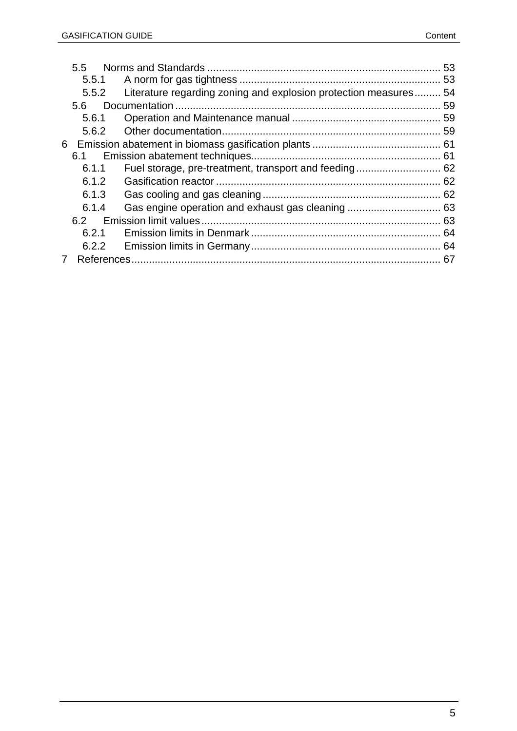- 5.5 Norms and Standards ..... 53
  - 5.5.1 A norm for gas tightness ..... 53
  - 5.5.2 Literature regarding zoning and explosion protection measures ..... 54
- 5.6 Documentation ..... 59
  - 5.6.1 Operation and Maintenance manual ..... 59
  - 5.6.2 Other documentation ..... 59

6 Emission abatement in biomass gasification plants ..... 61

- 6.1 Emission abatement techniques ..... 61
  - 6.1.1 Fuel storage, pre-treatment, transport and feeding ..... 62
  - 6.1.2 Gasification reactor ..... 62
  - 6.1.3 Gas cooling and gas cleaning ..... 62
  - 6.1.4 Gas engine operation and exhaust gas cleaning ..... 63
- 6.2 Emission limit values ..... 63
  - 6.2.1 Emission limits in Denmark ..... 64
  - 6.2.2 Emission limits in Germany ..... 64

7 References ..... 67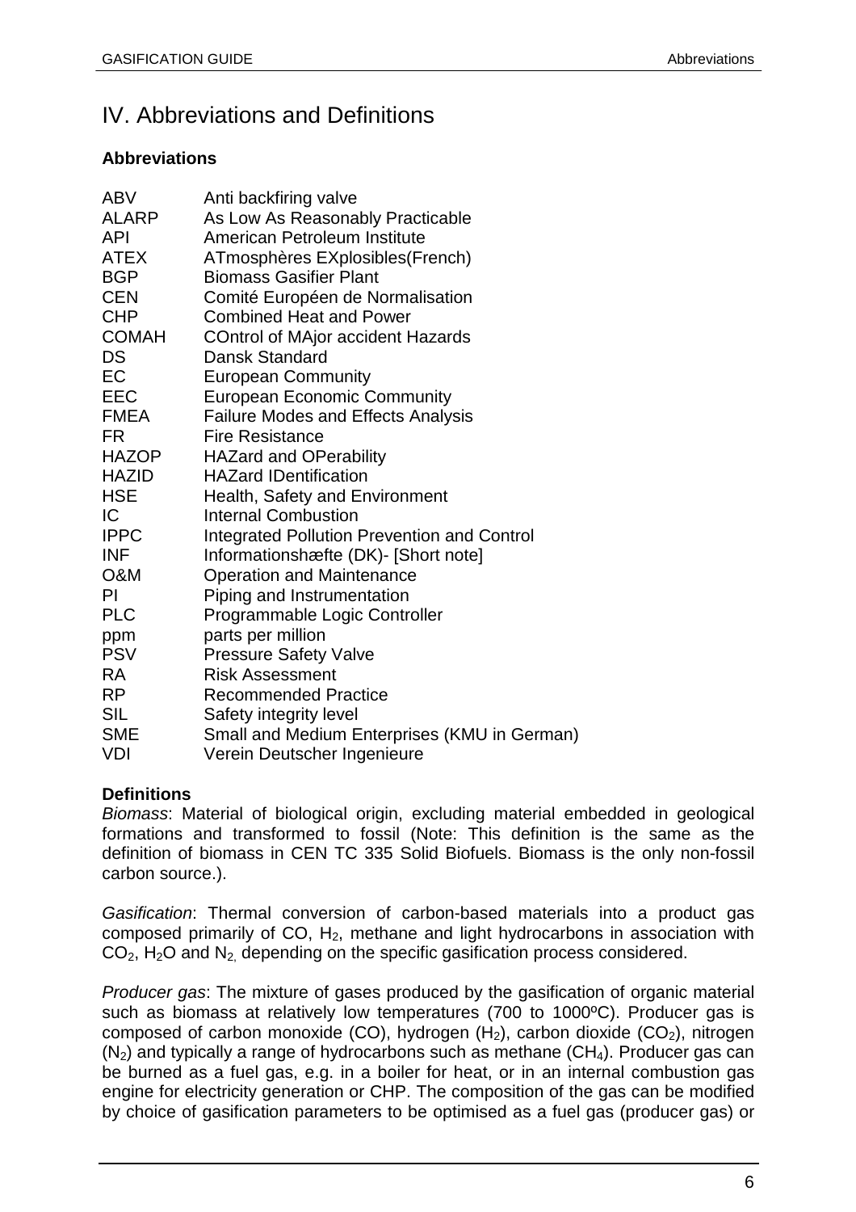# IV. Abbreviations and Definitions

**Abbreviations**

| | |
|---|---|
| ABV | Anti backfiring valve |
| ALARP | As Low As Reasonably Practicable |
| API | American Petroleum Institute |
| ATEX | ATmosphères EXplosibles(French) |
| BGP | Biomass Gasifier Plant |
| CEN | Comité Européen de Normalisation |
| CHP | Combined Heat and Power |
| COMAH | COntrol of MAjor accident Hazards |
| DS | Dansk Standard |
| EC | European Community |
| EEC | European Economic Community |
| FMEA | Failure Modes and Effects Analysis |
| FR | Fire Resistance |
| HAZOP | HAZard and OPerability |
| HAZID | HAZard IDentification |
| HSE | Health, Safety and Environment |
| IC | Internal Combustion |
| IPPC | Integrated Pollution Prevention and Control |
| INF | Informationshæfte (DK)- [Short note] |
| O&M | Operation and Maintenance |
| PI | Piping and Instrumentation |
| PLC | Programmable Logic Controller |
| ppm | parts per million |
| PSV | Pressure Safety Valve |
| RA | Risk Assessment |
| RP | Recommended Practice |
| SIL | Safety integrity level |
| SME | Small and Medium Enterprises (KMU in German) |
| VDI | Verein Deutscher Ingenieure |

**Definitions**

*Biomass*: Material of biological origin, excluding material embedded in geological formations and transformed to fossil (Note: This definition is the same as the definition of biomass in CEN TC 335 Solid Biofuels. Biomass is the only non-fossil carbon source.).

*Gasification*: Thermal conversion of carbon-based materials into a product gas composed primarily of CO, $H_2$, methane and light hydrocarbons in association with $CO_2$, $H_2O$ and $N_2$, depending on the specific gasification process considered.

*Producer gas*: The mixture of gases produced by the gasification of organic material such as biomass at relatively low temperatures (700 to 1000ºC). Producer gas is composed of carbon monoxide (CO), hydrogen ($H_2$), carbon dioxide ($CO_2$), nitrogen ($N_2$) and typically a range of hydrocarbons such as methane ($CH_4$). Producer gas can be burned as a fuel gas, e.g. in a boiler for heat, or in an internal combustion gas engine for electricity generation or CHP. The composition of the gas can be modified by choice of gasification parameters to be optimised as a fuel gas (producer gas) or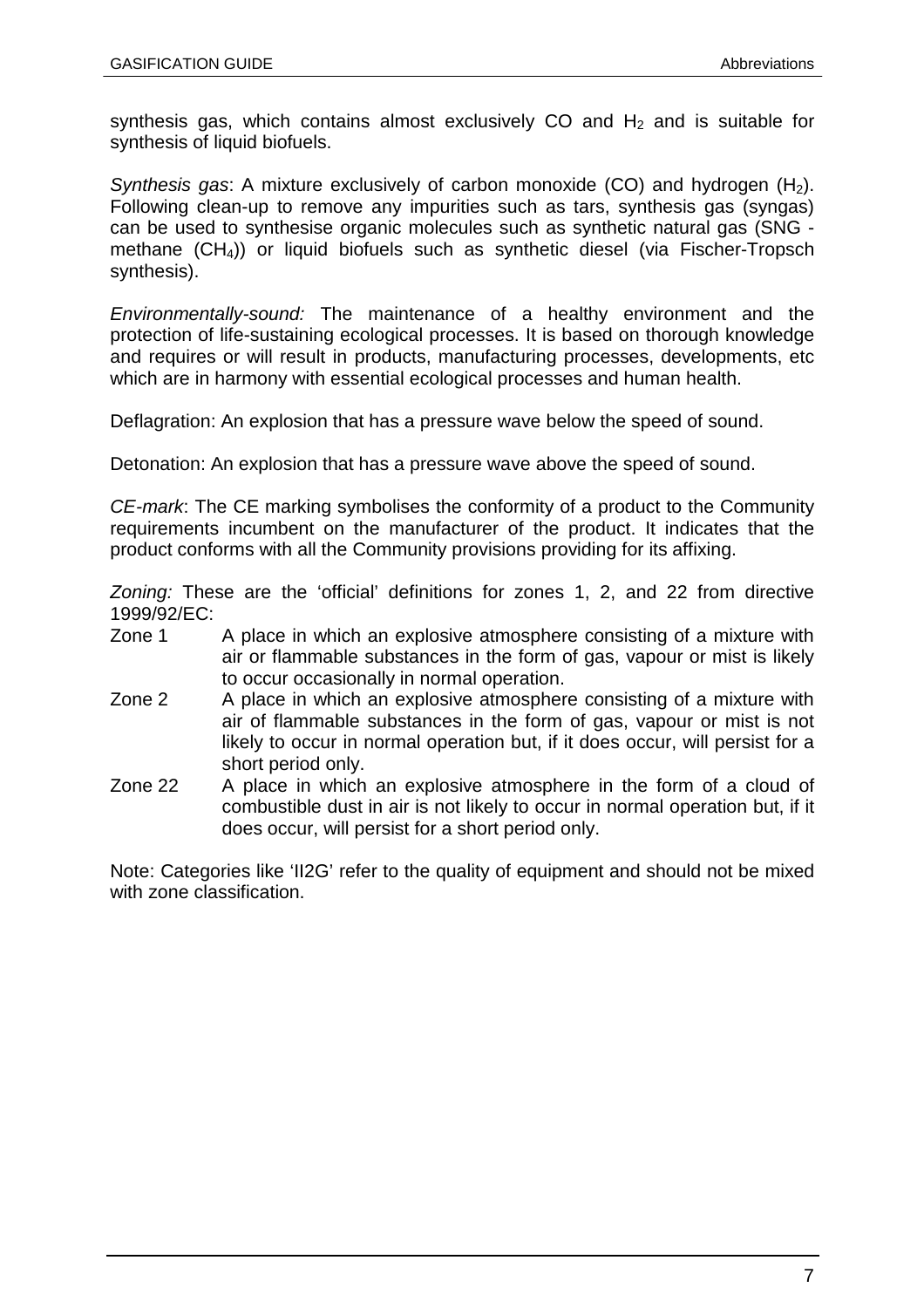synthesis gas, which contains almost exclusively CO and $H_2$ and is suitable for synthesis of liquid biofuels.

*Synthesis gas*: A mixture exclusively of carbon monoxide (CO) and hydrogen ($H_2$). Following clean-up to remove any impurities such as tars, synthesis gas (syngas) can be used to synthesise organic molecules such as synthetic natural gas (SNG - methane ($CH_4$)) or liquid biofuels such as synthetic diesel (via Fischer-Tropsch synthesis).

*Environmentally-sound:* The maintenance of a healthy environment and the protection of life-sustaining ecological processes. It is based on thorough knowledge and requires or will result in products, manufacturing processes, developments, etc which are in harmony with essential ecological processes and human health.

Deflagration: An explosion that has a pressure wave below the speed of sound.

Detonation: An explosion that has a pressure wave above the speed of sound.

*CE-mark*: The CE marking symbolises the conformity of a product to the Community requirements incumbent on the manufacturer of the product. It indicates that the product conforms with all the Community provisions providing for its affixing.

*Zoning:* These are the 'official' definitions for zones 1, 2, and 22 from directive 1999/92/EC:

- Zone 1 — A place in which an explosive atmosphere consisting of a mixture with air or flammable substances in the form of gas, vapour or mist is likely to occur occasionally in normal operation.
- Zone 2 — A place in which an explosive atmosphere consisting of a mixture with air of flammable substances in the form of gas, vapour or mist is not likely to occur in normal operation but, if it does occur, will persist for a short period only.
- Zone 22 — A place in which an explosive atmosphere in the form of a cloud of combustible dust in air is not likely to occur in normal operation but, if it does occur, will persist for a short period only.

Note: Categories like 'II2G' refer to the quality of equipment and should not be mixed with zone classification.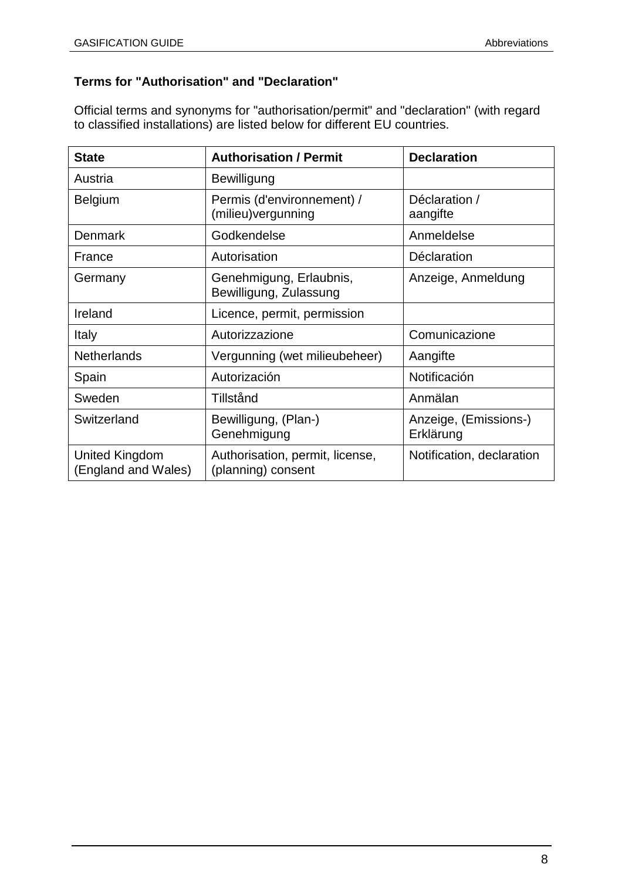**Terms for "Authorisation" and "Declaration"**

Official terms and synonyms for "authorisation/permit" and "declaration" (with regard to classified installations) are listed below for different EU countries.

| State | Authorisation / Permit | Declaration |
|---|---|---|
| Austria | Bewilligung | |
| Belgium | Permis (d'environnement) / (milieu)vergunning | Déclaration / aangifte |
| Denmark | Godkendelse | Anmeldelse |
| France | Autorisation | Déclaration |
| Germany | Genehmigung, Erlaubnis, Bewilligung, Zulassung | Anzeige, Anmeldung |
| Ireland | Licence, permit, permission | |
| Italy | Autorizzazione | Comunicazione |
| Netherlands | Vergunning (wet milieubeheer) | Aangifte |
| Spain | Autorización | Notificación |
| Sweden | Tillstånd | Anmälan |
| Switzerland | Bewilligung, (Plan-) Genehmigung | Anzeige, (Emissions-) Erklärung |
| United Kingdom (England and Wales) | Authorisation, permit, license, (planning) consent | Notification, declaration |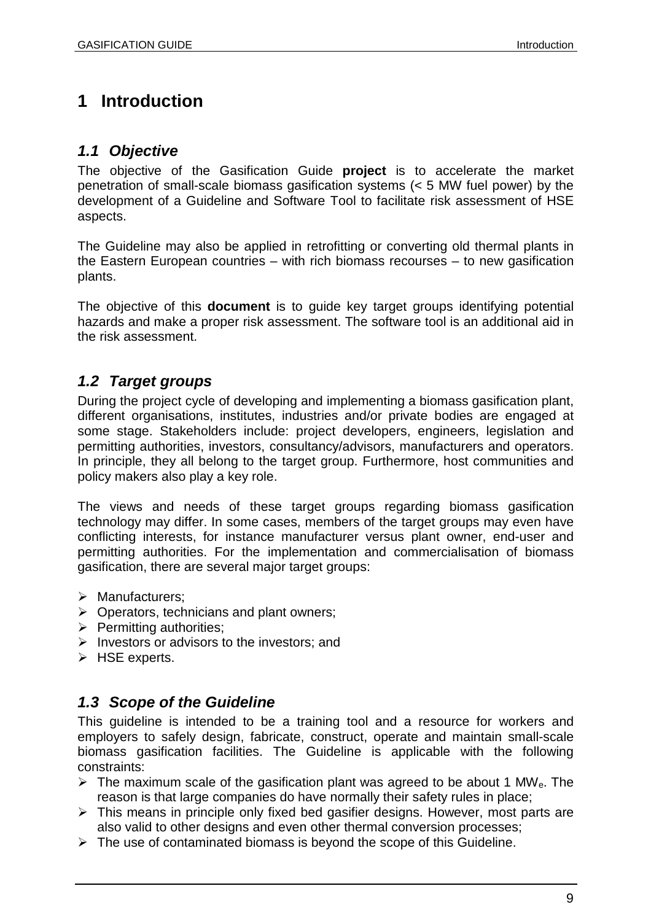# 1 Introduction

## *1.1 Objective*

The objective of the Gasification Guide **project** is to accelerate the market penetration of small-scale biomass gasification systems (< 5 MW fuel power) by the development of a Guideline and Software Tool to facilitate risk assessment of HSE aspects.

The Guideline may also be applied in retrofitting or converting old thermal plants in the Eastern European countries – with rich biomass recourses – to new gasification plants.

The objective of this **document** is to guide key target groups identifying potential hazards and make a proper risk assessment. The software tool is an additional aid in the risk assessment.

## *1.2 Target groups*

During the project cycle of developing and implementing a biomass gasification plant, different organisations, institutes, industries and/or private bodies are engaged at some stage. Stakeholders include: project developers, engineers, legislation and permitting authorities, investors, consultancy/advisors, manufacturers and operators. In principle, they all belong to the target group. Furthermore, host communities and policy makers also play a key role.

The views and needs of these target groups regarding biomass gasification technology may differ. In some cases, members of the target groups may even have conflicting interests, for instance manufacturer versus plant owner, end-user and permitting authorities. For the implementation and commercialisation of biomass gasification, there are several major target groups:

- Manufacturers;
- Operators, technicians and plant owners;
- Permitting authorities;
- Investors or advisors to the investors; and
- HSE experts.

## *1.3 Scope of the Guideline*

This guideline is intended to be a training tool and a resource for workers and employers to safely design, fabricate, construct, operate and maintain small-scale biomass gasification facilities. The Guideline is applicable with the following constraints:

- The maximum scale of the gasification plant was agreed to be about 1 $MW_e$. The reason is that large companies do have normally their safety rules in place;
- This means in principle only fixed bed gasifier designs. However, most parts are also valid to other designs and even other thermal conversion processes;
- The use of contaminated biomass is beyond the scope of this Guideline.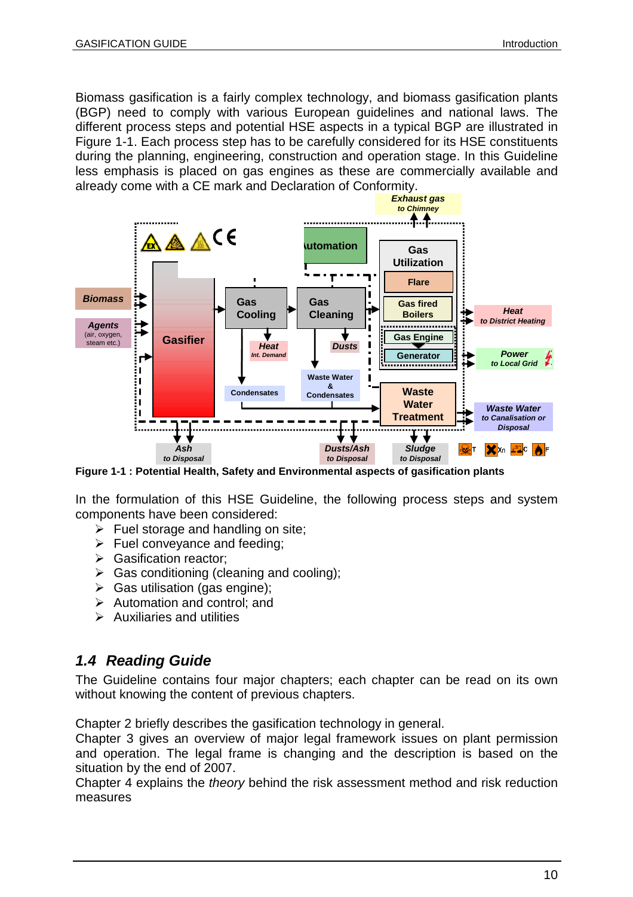Biomass gasification is a fairly complex technology, and biomass gasification plants (BGP) need to comply with various European guidelines and national laws. The different process steps and potential HSE aspects in a typical BGP are illustrated in Figure 1-1. Each process step has to be carefully considered for its HSE constituents during the planning, engineering, construction and operation stage. In this Guideline less emphasis is placed on gas engines as these are commercially available and already come with a CE mark and Declaration of Conformity.

**Figure 1-1 : Potential Health, Safety and Environmental aspects of gasification plants**

In the formulation of this HSE Guideline, the following process steps and system components have been considered:

- Fuel storage and handling on site;
- Fuel conveyance and feeding;
- Gasification reactor;
- Gas conditioning (cleaning and cooling);
- Gas utilisation (gas engine);
- Automation and control; and
- Auxiliaries and utilities

## *1.4 Reading Guide*

The Guideline contains four major chapters; each chapter can be read on its own without knowing the content of previous chapters.

Chapter 2 briefly describes the gasification technology in general.
Chapter 3 gives an overview of major legal framework issues on plant permission and operation. The legal frame is changing and the description is based on the situation by the end of 2007.
Chapter 4 explains the *theory* behind the risk assessment method and risk reduction measures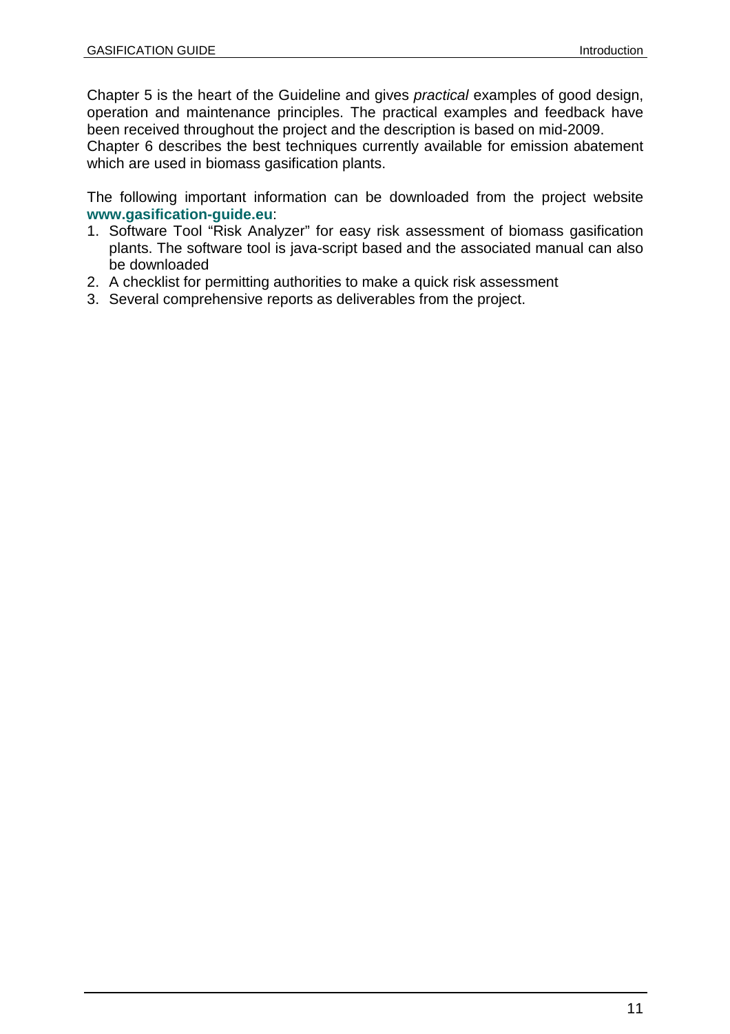Chapter 5 is the heart of the Guideline and gives *practical* examples of good design, operation and maintenance principles. The practical examples and feedback have been received throughout the project and the description is based on mid-2009.
Chapter 6 describes the best techniques currently available for emission abatement which are used in biomass gasification plants.

The following important information can be downloaded from the project website **www.gasification-guide.eu**:

1. Software Tool "Risk Analyzer" for easy risk assessment of biomass gasification plants. The software tool is java-script based and the associated manual can also be downloaded
2. A checklist for permitting authorities to make a quick risk assessment
3. Several comprehensive reports as deliverables from the project.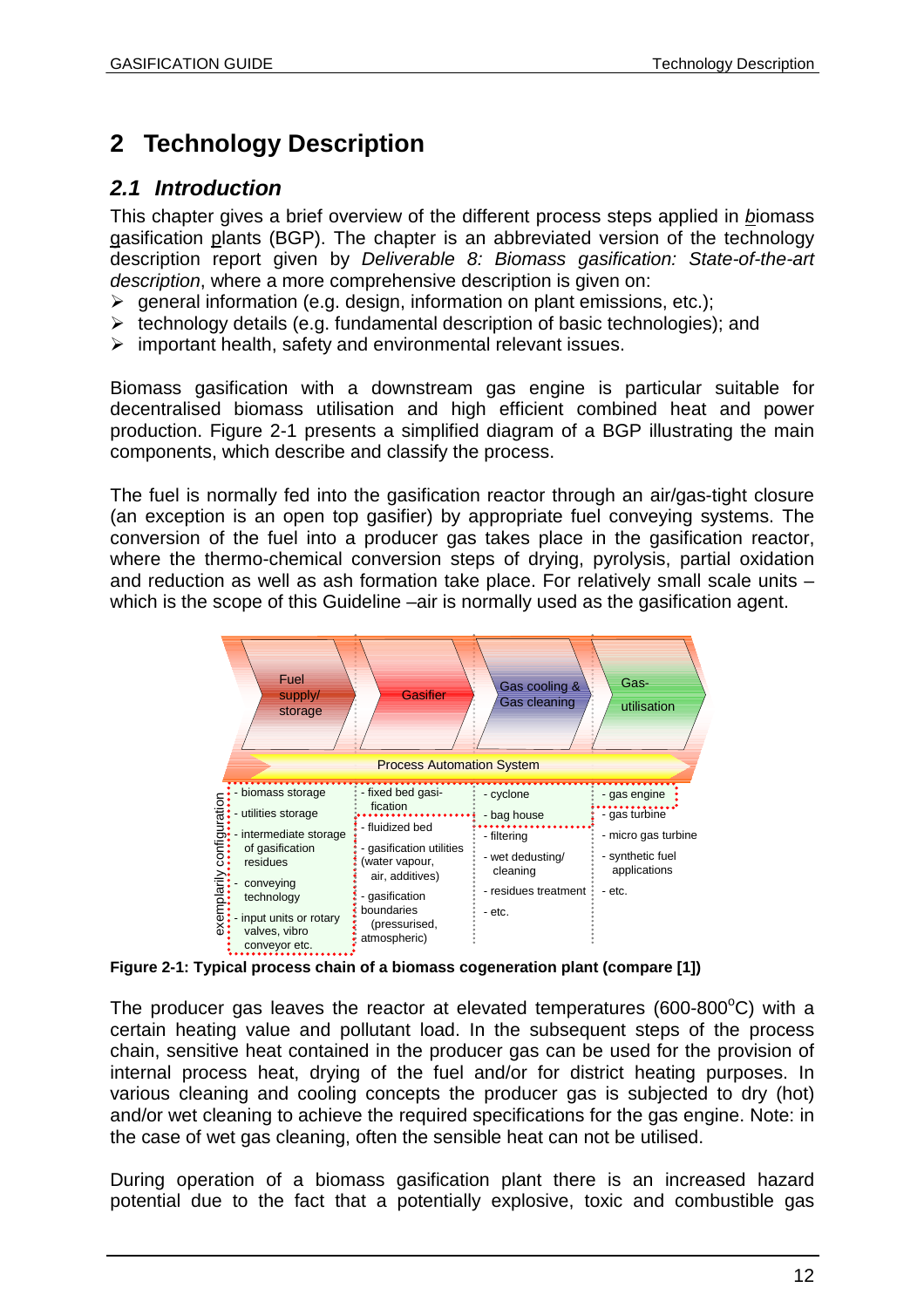# 2 Technology Description

## 2.1 Introduction

This chapter gives a brief overview of the different process steps applied in biomass gasification plants (BGP). The chapter is an abbreviated version of the technology description report given by *Deliverable 8: Biomass gasification: State-of-the-art description*, where a more comprehensive description is given on:

- general information (e.g. design, information on plant emissions, etc.);
- technology details (e.g. fundamental description of basic technologies); and
- important health, safety and environmental relevant issues.

Biomass gasification with a downstream gas engine is particular suitable for decentralised biomass utilisation and high efficient combined heat and power production. Figure 2-1 presents a simplified diagram of a BGP illustrating the main components, which describe and classify the process.

The fuel is normally fed into the gasification reactor through an air/gas-tight closure (an exception is an open top gasifier) by appropriate fuel conveying systems. The conversion of the fuel into a producer gas takes place in the gasification reactor, where the thermo-chemical conversion steps of drying, pyrolysis, partial oxidation and reduction as well as ash formation take place. For relatively small scale units – which is the scope of this Guideline –air is normally used as the gasification agent.

| Fuel supply/ storage | Gasifier | Gas cooling & Gas cleaning | Gas-utilisation |
|---|---|---|---|
| Process Automation System | | | |
| - biomass storage | - fixed bed gasification | - cyclone | - gas engine |
| - utilities storage | - fluidized bed | - bag house | - gas turbine |
| - intermediate storage of gasification residues | - gasification utilities (water vapour, air, additives) | - filtering | - micro gas turbine |
| - conveying technology | - gasification boundaries (pressurised, atmospheric) | - wet dedusting/ cleaning | - synthetic fuel applications |
| - input units or rotary valves, vibro conveyor etc. | | - residues treatment | - etc. |
| | | - etc. | |

exemplarily configuration

**Figure 2-1: Typical process chain of a biomass cogeneration plant (compare [1])**

The producer gas leaves the reactor at elevated temperatures (600-800°C) with a certain heating value and pollutant load. In the subsequent steps of the process chain, sensitive heat contained in the producer gas can be used for the provision of internal process heat, drying of the fuel and/or for district heating purposes. In various cleaning and cooling concepts the producer gas is subjected to dry (hot) and/or wet cleaning to achieve the required specifications for the gas engine. Note: in the case of wet gas cleaning, often the sensible heat can not be utilised.

During operation of a biomass gasification plant there is an increased hazard potential due to the fact that a potentially explosive, toxic and combustible gas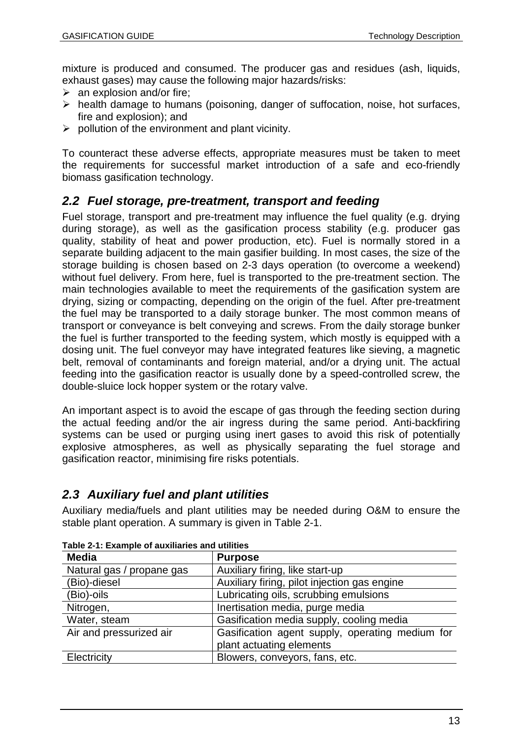mixture is produced and consumed. The producer gas and residues (ash, liquids, exhaust gases) may cause the following major hazards/risks:

- an explosion and/or fire;
- health damage to humans (poisoning, danger of suffocation, noise, hot surfaces, fire and explosion); and
- pollution of the environment and plant vicinity.

To counteract these adverse effects, appropriate measures must be taken to meet the requirements for successful market introduction of a safe and eco-friendly biomass gasification technology.

## *2.2 Fuel storage, pre-treatment, transport and feeding*

Fuel storage, transport and pre-treatment may influence the fuel quality (e.g. drying during storage), as well as the gasification process stability (e.g. producer gas quality, stability of heat and power production, etc). Fuel is normally stored in a separate building adjacent to the main gasifier building. In most cases, the size of the storage building is chosen based on 2-3 days operation (to overcome a weekend) without fuel delivery. From here, fuel is transported to the pre-treatment section. The main technologies available to meet the requirements of the gasification system are drying, sizing or compacting, depending on the origin of the fuel. After pre-treatment the fuel may be transported to a daily storage bunker. The most common means of transport or conveyance is belt conveying and screws. From the daily storage bunker the fuel is further transported to the feeding system, which mostly is equipped with a dosing unit. The fuel conveyor may have integrated features like sieving, a magnetic belt, removal of contaminants and foreign material, and/or a drying unit. The actual feeding into the gasification reactor is usually done by a speed-controlled screw, the double-sluice lock hopper system or the rotary valve.

An important aspect is to avoid the escape of gas through the feeding section during the actual feeding and/or the air ingress during the same period. Anti-backfiring systems can be used or purging using inert gases to avoid this risk of potentially explosive atmospheres, as well as physically separating the fuel storage and gasification reactor, minimising fire risks potentials.

## *2.3 Auxiliary fuel and plant utilities*

Auxiliary media/fuels and plant utilities may be needed during O&M to ensure the stable plant operation. A summary is given in Table 2-1.

**Table 2-1: Example of auxiliaries and utilities**

| Media | Purpose |
|---|---|
| Natural gas / propane gas | Auxiliary firing, like start-up |
| (Bio)-diesel | Auxiliary firing, pilot injection gas engine |
| (Bio)-oils | Lubricating oils, scrubbing emulsions |
| Nitrogen, | Inertisation media, purge media |
| Water, steam | Gasification media supply, cooling media |
| Air and pressurized air | Gasification agent supply, operating medium for plant actuating elements |
| Electricity | Blowers, conveyors, fans, etc. |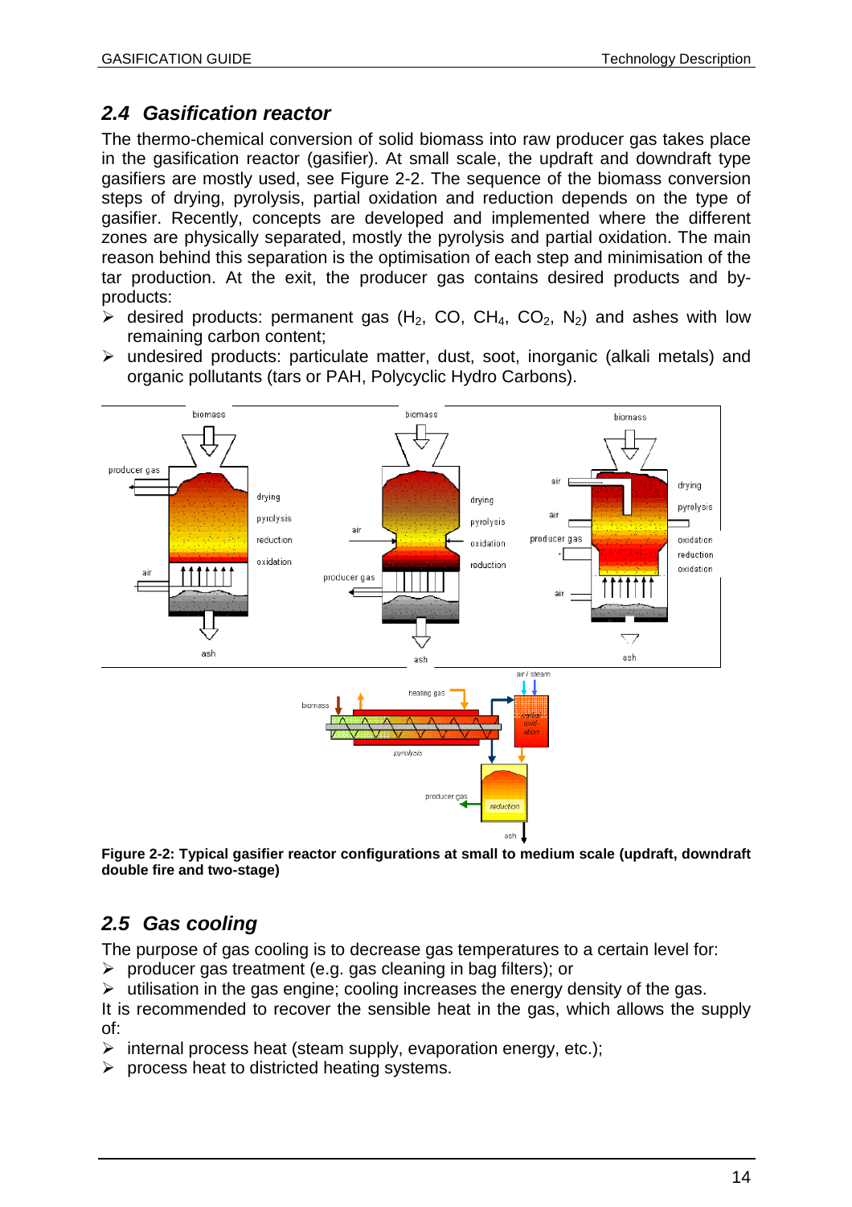## 2.4 Gasification reactor

The thermo-chemical conversion of solid biomass into raw producer gas takes place in the gasification reactor (gasifier). At small scale, the updraft and downdraft type gasifiers are mostly used, see Figure 2-2. The sequence of the biomass conversion steps of drying, pyrolysis, partial oxidation and reduction depends on the type of gasifier. Recently, concepts are developed and implemented where the different zones are physically separated, mostly the pyrolysis and partial oxidation. The main reason behind this separation is the optimisation of each step and minimisation of the tar production. At the exit, the producer gas contains desired products and by-products:

- desired products: permanent gas ($H_2$, CO, $CH_4$, $CO_2$, $N_2$) and ashes with low remaining carbon content;
- undesired products: particulate matter, dust, soot, inorganic (alkali metals) and organic pollutants (tars or PAH, Polycyclic Hydro Carbons).

**Figure 2-2: Typical gasifier reactor configurations at small to medium scale (updraft, downdraft double fire and two-stage)**

## 2.5 Gas cooling

The purpose of gas cooling is to decrease gas temperatures to a certain level for:

- producer gas treatment (e.g. gas cleaning in bag filters); or
- utilisation in the gas engine; cooling increases the energy density of the gas.

It is recommended to recover the sensible heat in the gas, which allows the supply of:

- internal process heat (steam supply, evaporation energy, etc.);
- process heat to districted heating systems.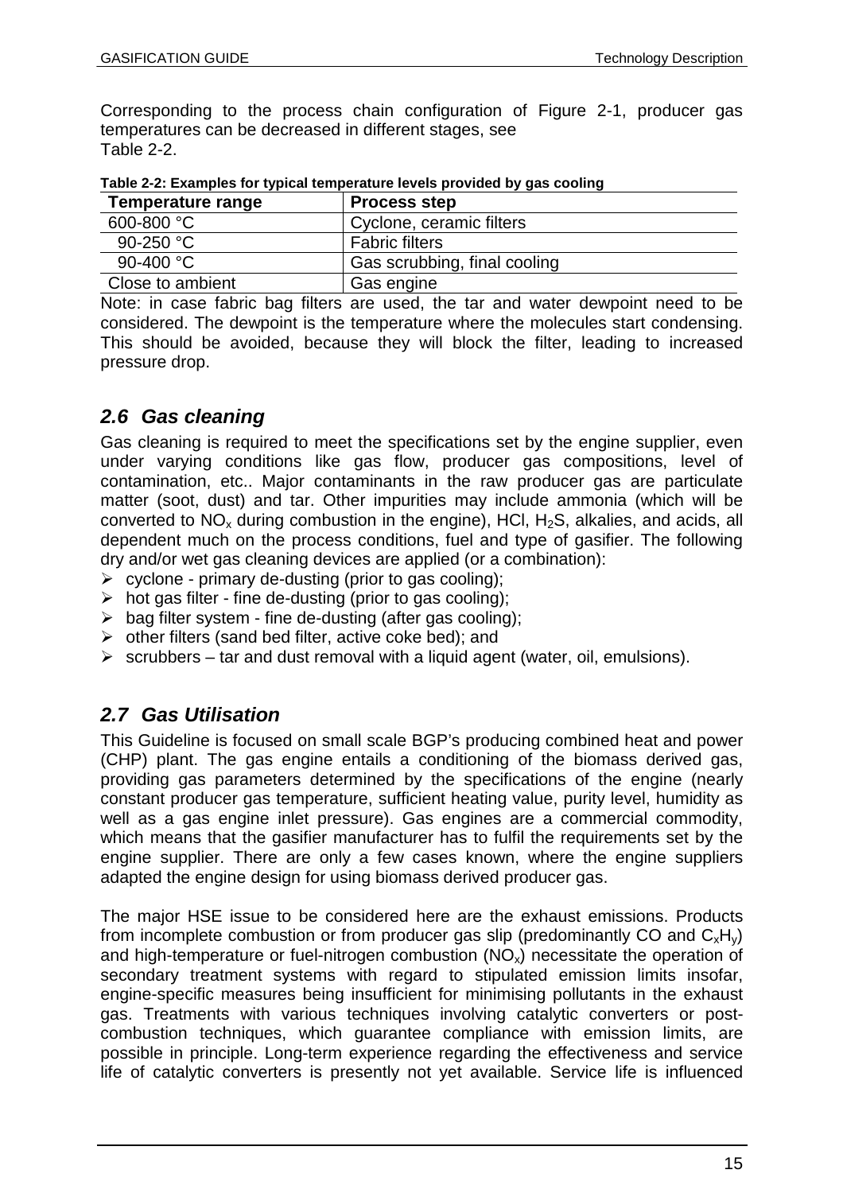Corresponding to the process chain configuration of Figure 2-1, producer gas temperatures can be decreased in different stages, see Table 2-2.

**Table 2-2: Examples for typical temperature levels provided by gas cooling**

| Temperature range | Process step |
|---|---|
| 600-800 °C | Cyclone, ceramic filters |
| 90-250 °C | Fabric filters |
| 90-400 °C | Gas scrubbing, final cooling |
| Close to ambient | Gas engine |

Note: in case fabric bag filters are used, the tar and water dewpoint need to be considered. The dewpoint is the temperature where the molecules start condensing. This should be avoided, because they will block the filter, leading to increased pressure drop.

## *2.6 Gas cleaning*

Gas cleaning is required to meet the specifications set by the engine supplier, even under varying conditions like gas flow, producer gas compositions, level of contamination, etc.. Major contaminants in the raw producer gas are particulate matter (soot, dust) and tar. Other impurities may include ammonia (which will be converted to $NO_x$ during combustion in the engine), HCl, $H_2S$, alkalies, and acids, all dependent much on the process conditions, fuel and type of gasifier. The following dry and/or wet gas cleaning devices are applied (or a combination):

- cyclone - primary de-dusting (prior to gas cooling);
- hot gas filter - fine de-dusting (prior to gas cooling);
- bag filter system - fine de-dusting (after gas cooling);
- other filters (sand bed filter, active coke bed); and
- scrubbers – tar and dust removal with a liquid agent (water, oil, emulsions).

## *2.7 Gas Utilisation*

This Guideline is focused on small scale BGP's producing combined heat and power (CHP) plant. The gas engine entails a conditioning of the biomass derived gas, providing gas parameters determined by the specifications of the engine (nearly constant producer gas temperature, sufficient heating value, purity level, humidity as well as a gas engine inlet pressure). Gas engines are a commercial commodity, which means that the gasifier manufacturer has to fulfil the requirements set by the engine supplier. There are only a few cases known, where the engine suppliers adapted the engine design for using biomass derived producer gas.

The major HSE issue to be considered here are the exhaust emissions. Products from incomplete combustion or from producer gas slip (predominantly CO and $C_xH_y$) and high-temperature or fuel-nitrogen combustion ($NO_x$) necessitate the operation of secondary treatment systems with regard to stipulated emission limits insofar, engine-specific measures being insufficient for minimising pollutants in the exhaust gas. Treatments with various techniques involving catalytic converters or post-combustion techniques, which guarantee compliance with emission limits, are possible in principle. Long-term experience regarding the effectiveness and service life of catalytic converters is presently not yet available. Service life is influenced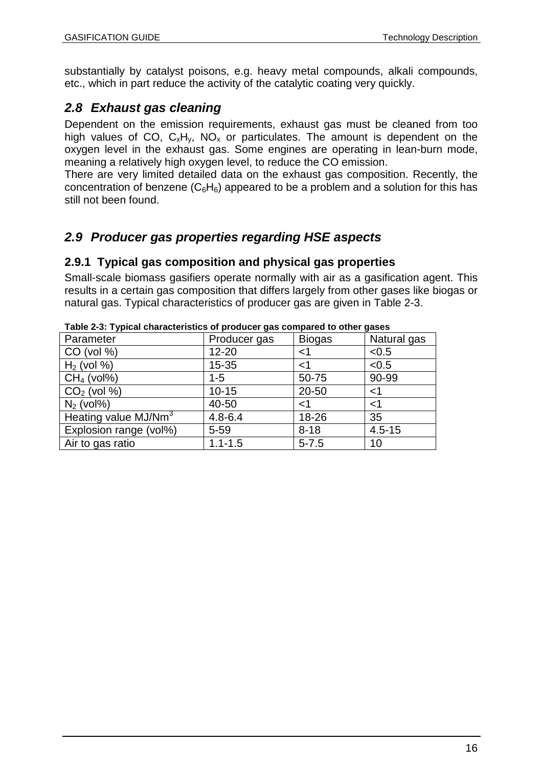substantially by catalyst poisons, e.g. heavy metal compounds, alkali compounds, etc., which in part reduce the activity of the catalytic coating very quickly.

## *2.8 Exhaust gas cleaning*

Dependent on the emission requirements, exhaust gas must be cleaned from too high values of CO, $C_xH_y$, $NO_x$ or particulates. The amount is dependent on the oxygen level in the exhaust gas. Some engines are operating in lean-burn mode, meaning a relatively high oxygen level, to reduce the CO emission.
There are very limited detailed data on the exhaust gas composition. Recently, the concentration of benzene ($C_6H_6$) appeared to be a problem and a solution for this has still not been found.

## *2.9 Producer gas properties regarding HSE aspects*

### 2.9.1 Typical gas composition and physical gas properties

Small-scale biomass gasifiers operate normally with air as a gasification agent. This results in a certain gas composition that differs largely from other gases like biogas or natural gas. Typical characteristics of producer gas are given in Table 2-3.

**Table 2-3: Typical characteristics of producer gas compared to other gases**

| Parameter | Producer gas | Biogas | Natural gas |
|---|---|---|---|
| CO (vol %) | 12-20 | <1 | <0.5 |
| $H_2$ (vol %) | 15-35 | <1 | <0.5 |
| $CH_4$ (vol%) | 1-5 | 50-75 | 90-99 |
| $CO_2$ (vol %) | 10-15 | 20-50 | <1 |
| $N_2$ (vol%) | 40-50 | <1 | <1 |
| Heating value MJ/$Nm^3$ | 4.8-6.4 | 18-26 | 35 |
| Explosion range (vol%) | 5-59 | 8-18 | 4.5-15 |
| Air to gas ratio | 1.1-1.5 | 5-7.5 | 10 |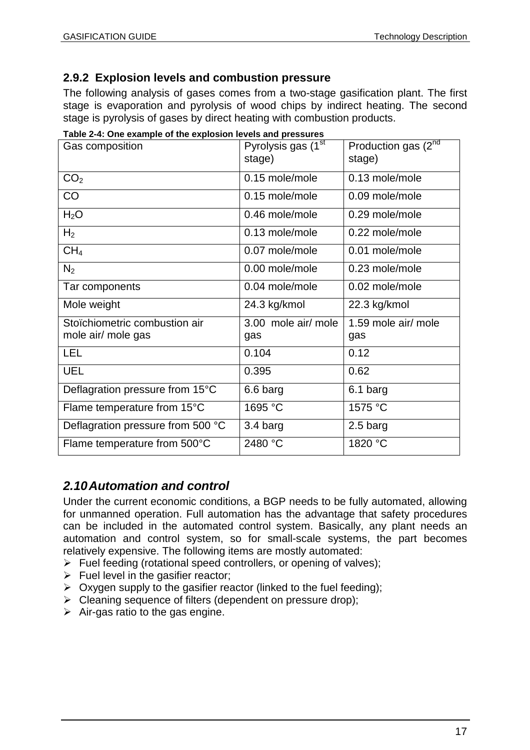### 2.9.2 Explosion levels and combustion pressure

The following analysis of gases comes from a two-stage gasification plant. The first stage is evaporation and pyrolysis of wood chips by indirect heating. The second stage is pyrolysis of gases by direct heating with combustion products.

**Table 2-4: One example of the explosion levels and pressures**

| Gas composition | Pyrolysis gas (1st stage) | Production gas (2nd stage) |
|---|---|---|
| $CO_2$ | 0.15 mole/mole | 0.13 mole/mole |
| CO | 0.15 mole/mole | 0.09 mole/mole |
| $H_2O$ | 0.46 mole/mole | 0.29 mole/mole |
| $H_2$ | 0.13 mole/mole | 0.22 mole/mole |
| $CH_4$ | 0.07 mole/mole | 0.01 mole/mole |
| $N_2$ | 0.00 mole/mole | 0.23 mole/mole |
| Tar components | 0.04 mole/mole | 0.02 mole/mole |
| Mole weight | 24.3 kg/kmol | 22.3 kg/kmol |
| Stoïchiometric combustion air mole air/ mole gas | 3.00 mole air/ mole gas | 1.59 mole air/ mole gas |
| LEL | 0.104 | 0.12 |
| UEL | 0.395 | 0.62 |
| Deflagration pressure from 15°C | 6.6 barg | 6.1 barg |
| Flame temperature from 15°C | 1695 °C | 1575 °C |
| Deflagration pressure from 500 °C | 3.4 barg | 2.5 barg |
| Flame temperature from 500°C | 2480 °C | 1820 °C |

## *2.10 Automation and control*

Under the current economic conditions, a BGP needs to be fully automated, allowing for unmanned operation. Full automation has the advantage that safety procedures can be included in the automated control system. Basically, any plant needs an automation and control system, so for small-scale systems, the part becomes relatively expensive. The following items are mostly automated:

- Fuel feeding (rotational speed controllers, or opening of valves);
- Fuel level in the gasifier reactor;
- Oxygen supply to the gasifier reactor (linked to the fuel feeding);
- Cleaning sequence of filters (dependent on pressure drop);
- Air-gas ratio to the gas engine.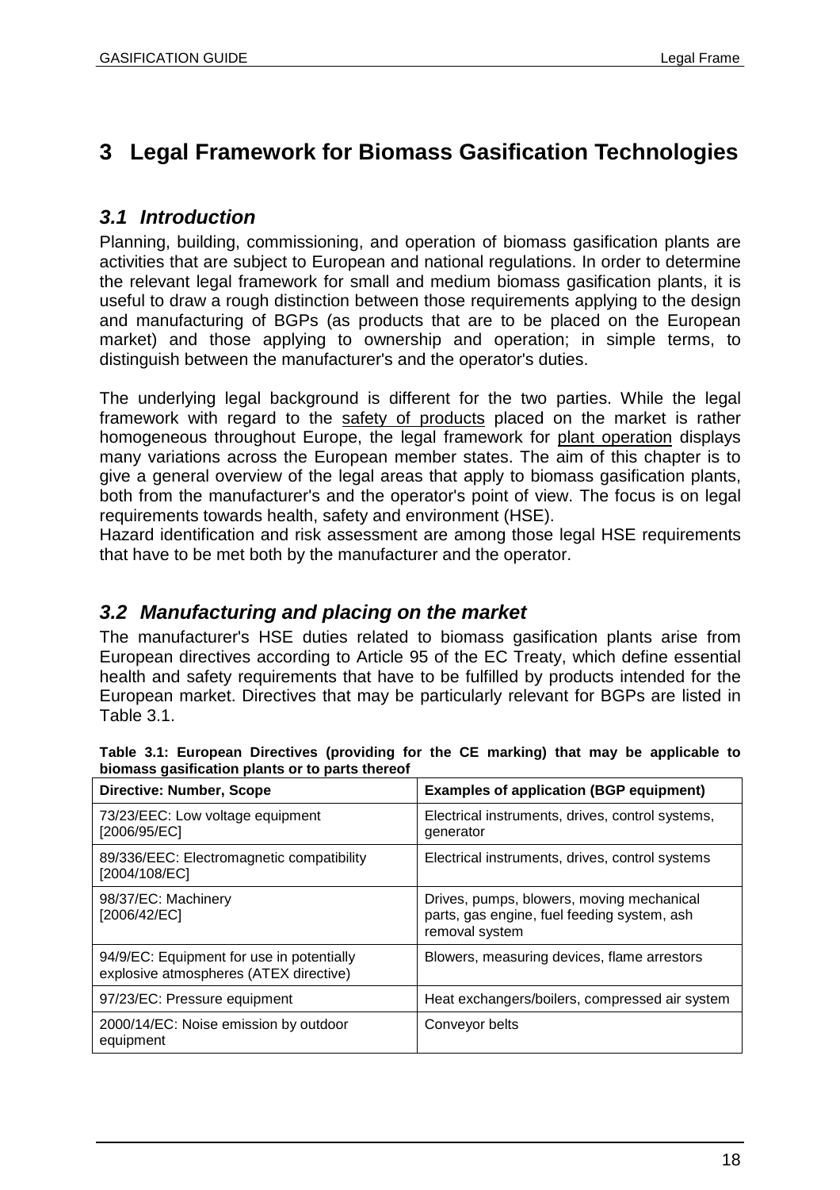# 3 Legal Framework for Biomass Gasification Technologies

## 3.1 Introduction

Planning, building, commissioning, and operation of biomass gasification plants are activities that are subject to European and national regulations. In order to determine the relevant legal framework for small and medium biomass gasification plants, it is useful to draw a rough distinction between those requirements applying to the design and manufacturing of BGPs (as products that are to be placed on the European market) and those applying to ownership and operation; in simple terms, to distinguish between the manufacturer's and the operator's duties.

The underlying legal background is different for the two parties. While the legal framework with regard to the safety of products placed on the market is rather homogeneous throughout Europe, the legal framework for plant operation displays many variations across the European member states. The aim of this chapter is to give a general overview of the legal areas that apply to biomass gasification plants, both from the manufacturer's and the operator's point of view. The focus is on legal requirements towards health, safety and environment (HSE).
Hazard identification and risk assessment are among those legal HSE requirements that have to be met both by the manufacturer and the operator.

## 3.2 Manufacturing and placing on the market

The manufacturer's HSE duties related to biomass gasification plants arise from European directives according to Article 95 of the EC Treaty, which define essential health and safety requirements that have to be fulfilled by products intended for the European market. Directives that may be particularly relevant for BGPs are listed in Table 3.1.

**Table 3.1: European Directives (providing for the CE marking) that may be applicable to biomass gasification plants or to parts thereof**

| Directive: Number, Scope | Examples of application (BGP equipment) |
| --- | --- |
| 73/23/EEC: Low voltage equipment [2006/95/EC] | Electrical instruments, drives, control systems, generator |
| 89/336/EEC: Electromagnetic compatibility [2004/108/EC] | Electrical instruments, drives, control systems |
| 98/37/EC: Machinery [2006/42/EC] | Drives, pumps, blowers, moving mechanical parts, gas engine, fuel feeding system, ash removal system |
| 94/9/EC: Equipment for use in potentially explosive atmospheres (ATEX directive) | Blowers, measuring devices, flame arrestors |
| 97/23/EC: Pressure equipment | Heat exchangers/boilers, compressed air system |
| 2000/14/EC: Noise emission by outdoor equipment | Conveyor belts |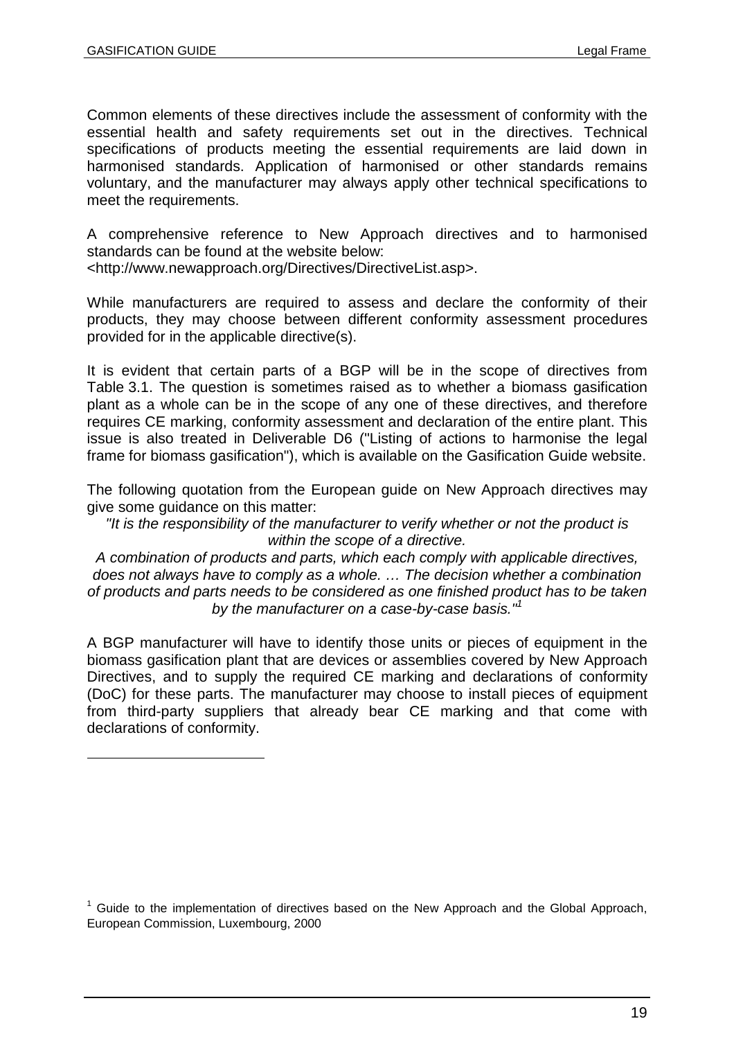Common elements of these directives include the assessment of conformity with the essential health and safety requirements set out in the directives. Technical specifications of products meeting the essential requirements are laid down in harmonised standards. Application of harmonised or other standards remains voluntary, and the manufacturer may always apply other technical specifications to meet the requirements.

A comprehensive reference to New Approach directives and to harmonised standards can be found at the website below:
<http://www.newapproach.org/Directives/DirectiveList.asp>.

While manufacturers are required to assess and declare the conformity of their products, they may choose between different conformity assessment procedures provided for in the applicable directive(s).

It is evident that certain parts of a BGP will be in the scope of directives from Table 3.1. The question is sometimes raised as to whether a biomass gasification plant as a whole can be in the scope of any one of these directives, and therefore requires CE marking, conformity assessment and declaration of the entire plant. This issue is also treated in Deliverable D6 ("Listing of actions to harmonise the legal frame for biomass gasification"), which is available on the Gasification Guide website.

The following quotation from the European guide on New Approach directives may give some guidance on this matter:

*"It is the responsibility of the manufacturer to verify whether or not the product is within the scope of a directive.*
*A combination of products and parts, which each comply with applicable directives, does not always have to comply as a whole. … The decision whether a combination of products and parts needs to be considered as one finished product has to be taken by the manufacturer on a case-by-case basis."*[1]

A BGP manufacturer will have to identify those units or pieces of equipment in the biomass gasification plant that are devices or assemblies covered by New Approach Directives, and to supply the required CE marking and declarations of conformity (DoC) for these parts. The manufacturer may choose to install pieces of equipment from third-party suppliers that already bear CE marking and that come with declarations of conformity.

---

[1] Guide to the implementation of directives based on the New Approach and the Global Approach, European Commission, Luxembourg, 2000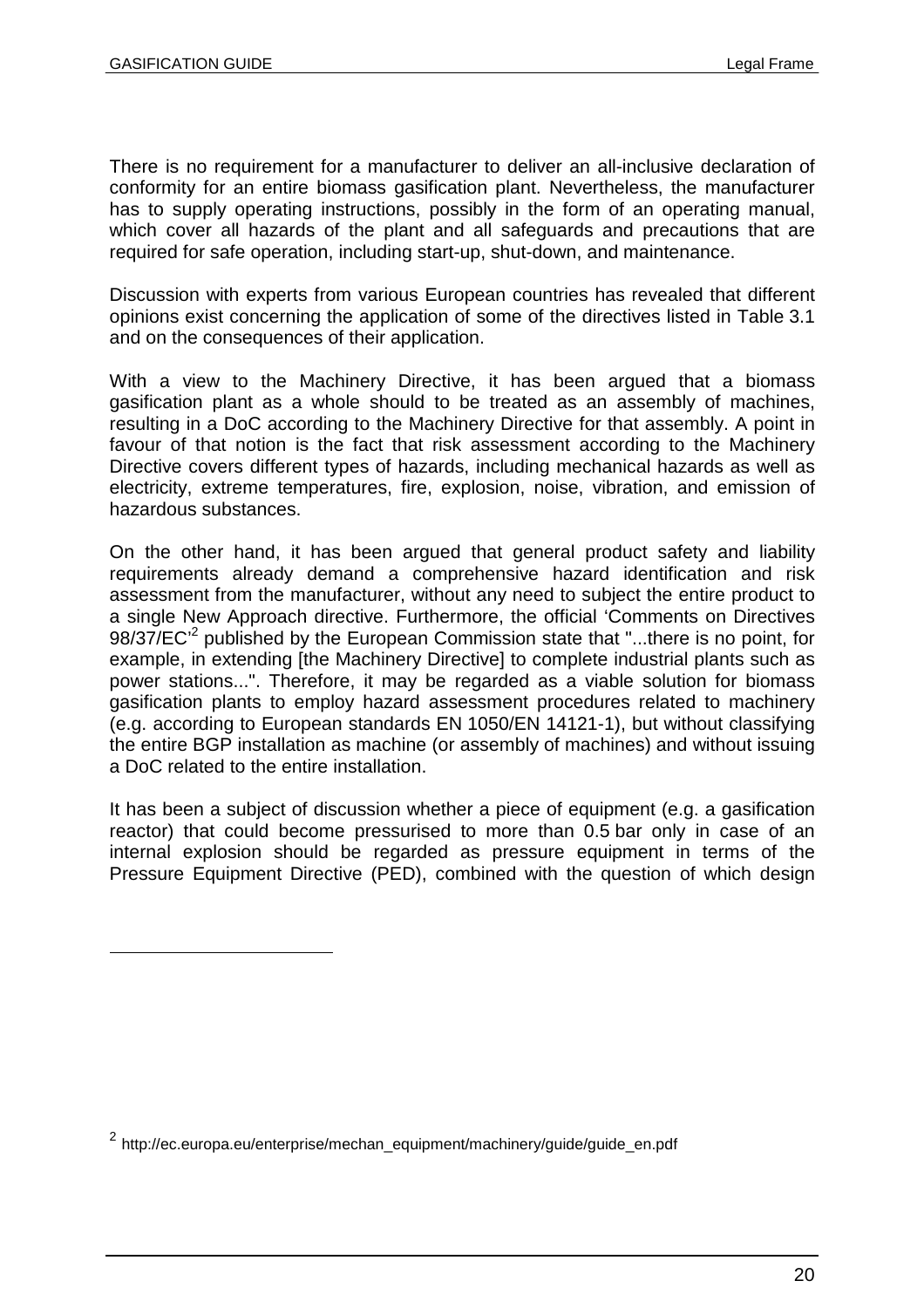There is no requirement for a manufacturer to deliver an all-inclusive declaration of conformity for an entire biomass gasification plant. Nevertheless, the manufacturer has to supply operating instructions, possibly in the form of an operating manual, which cover all hazards of the plant and all safeguards and precautions that are required for safe operation, including start-up, shut-down, and maintenance.

Discussion with experts from various European countries has revealed that different opinions exist concerning the application of some of the directives listed in Table 3.1 and on the consequences of their application.

With a view to the Machinery Directive, it has been argued that a biomass gasification plant as a whole should to be treated as an assembly of machines, resulting in a DoC according to the Machinery Directive for that assembly. A point in favour of that notion is the fact that risk assessment according to the Machinery Directive covers different types of hazards, including mechanical hazards as well as electricity, extreme temperatures, fire, explosion, noise, vibration, and emission of hazardous substances.

On the other hand, it has been argued that general product safety and liability requirements already demand a comprehensive hazard identification and risk assessment from the manufacturer, without any need to subject the entire product to a single New Approach directive. Furthermore, the official 'Comments on Directives 98/37/EC'[2] published by the European Commission state that "...there is no point, for example, in extending [the Machinery Directive] to complete industrial plants such as power stations...". Therefore, it may be regarded as a viable solution for biomass gasification plants to employ hazard assessment procedures related to machinery (e.g. according to European standards EN 1050/EN 14121-1), but without classifying the entire BGP installation as machine (or assembly of machines) and without issuing a DoC related to the entire installation.

It has been a subject of discussion whether a piece of equipment (e.g. a gasification reactor) that could become pressurised to more than 0.5 bar only in case of an internal explosion should be regarded as pressure equipment in terms of the Pressure Equipment Directive (PED), combined with the question of which design

---

[2] http://ec.europa.eu/enterprise/mechan_equipment/machinery/guide/guide_en.pdf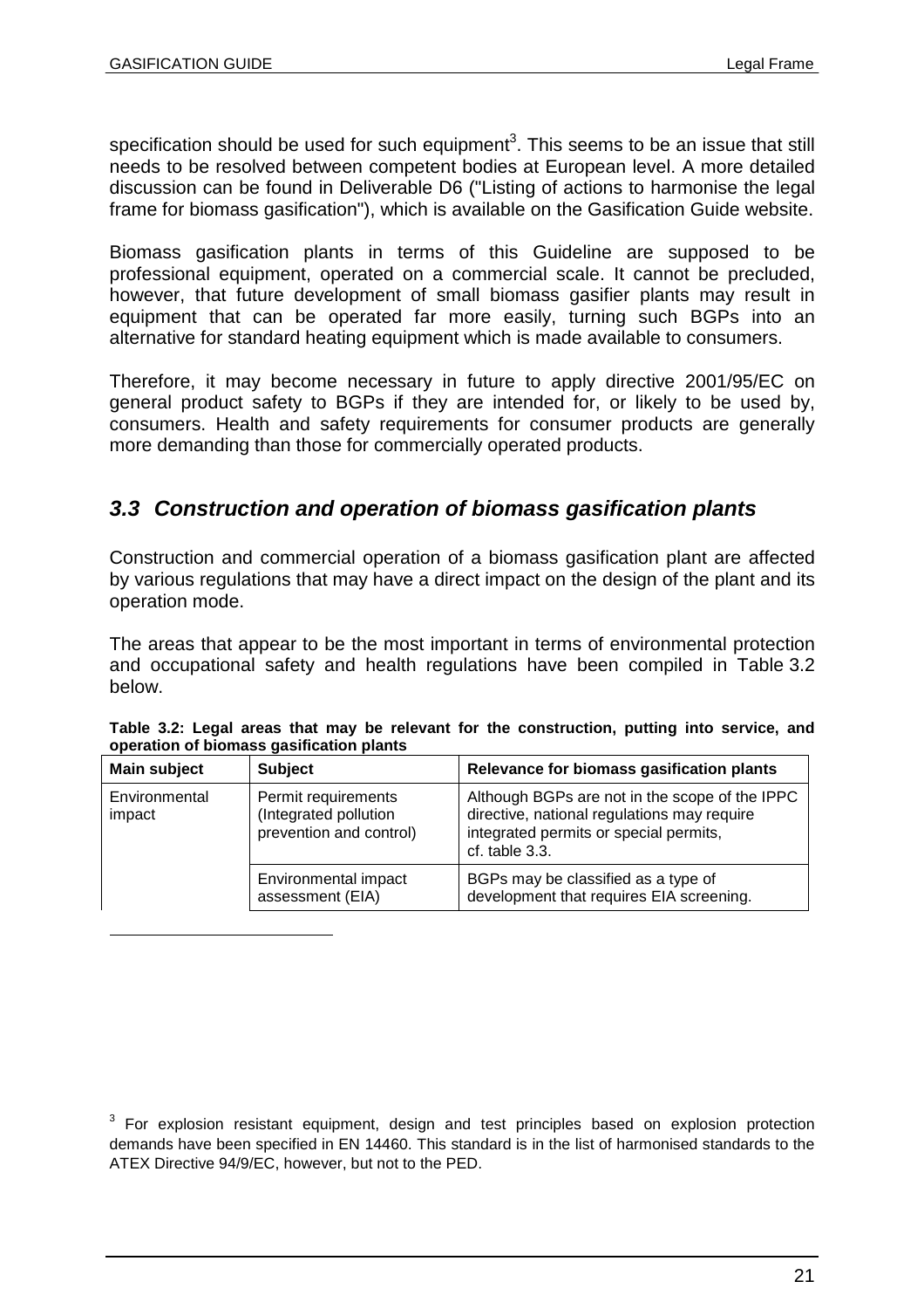specification should be used for such equipment[3]. This seems to be an issue that still needs to be resolved between competent bodies at European level. A more detailed discussion can be found in Deliverable D6 ("Listing of actions to harmonise the legal frame for biomass gasification"), which is available on the Gasification Guide website.

Biomass gasification plants in terms of this Guideline are supposed to be professional equipment, operated on a commercial scale. It cannot be precluded, however, that future development of small biomass gasifier plants may result in equipment that can be operated far more easily, turning such BGPs into an alternative for standard heating equipment which is made available to consumers.

Therefore, it may become necessary in future to apply directive 2001/95/EC on general product safety to BGPs if they are intended for, or likely to be used by, consumers. Health and safety requirements for consumer products are generally more demanding than those for commercially operated products.

## *3.3 Construction and operation of biomass gasification plants*

Construction and commercial operation of a biomass gasification plant are affected by various regulations that may have a direct impact on the design of the plant and its operation mode.

The areas that appear to be the most important in terms of environmental protection and occupational safety and health regulations have been compiled in Table 3.2 below.

**Table 3.2: Legal areas that may be relevant for the construction, putting into service, and operation of biomass gasification plants**

| Main subject | Subject | Relevance for biomass gasification plants |
|---|---|---|
| Environmental impact | Permit requirements (Integrated pollution prevention and control) | Although BGPs are not in the scope of the IPPC directive, national regulations may require integrated permits or special permits, cf. table 3.3. |
| | Environmental impact assessment (EIA) | BGPs may be classified as a type of development that requires EIA screening. |

[3] For explosion resistant equipment, design and test principles based on explosion protection demands have been specified in EN 14460. This standard is in the list of harmonised standards to the ATEX Directive 94/9/EC, however, but not to the PED.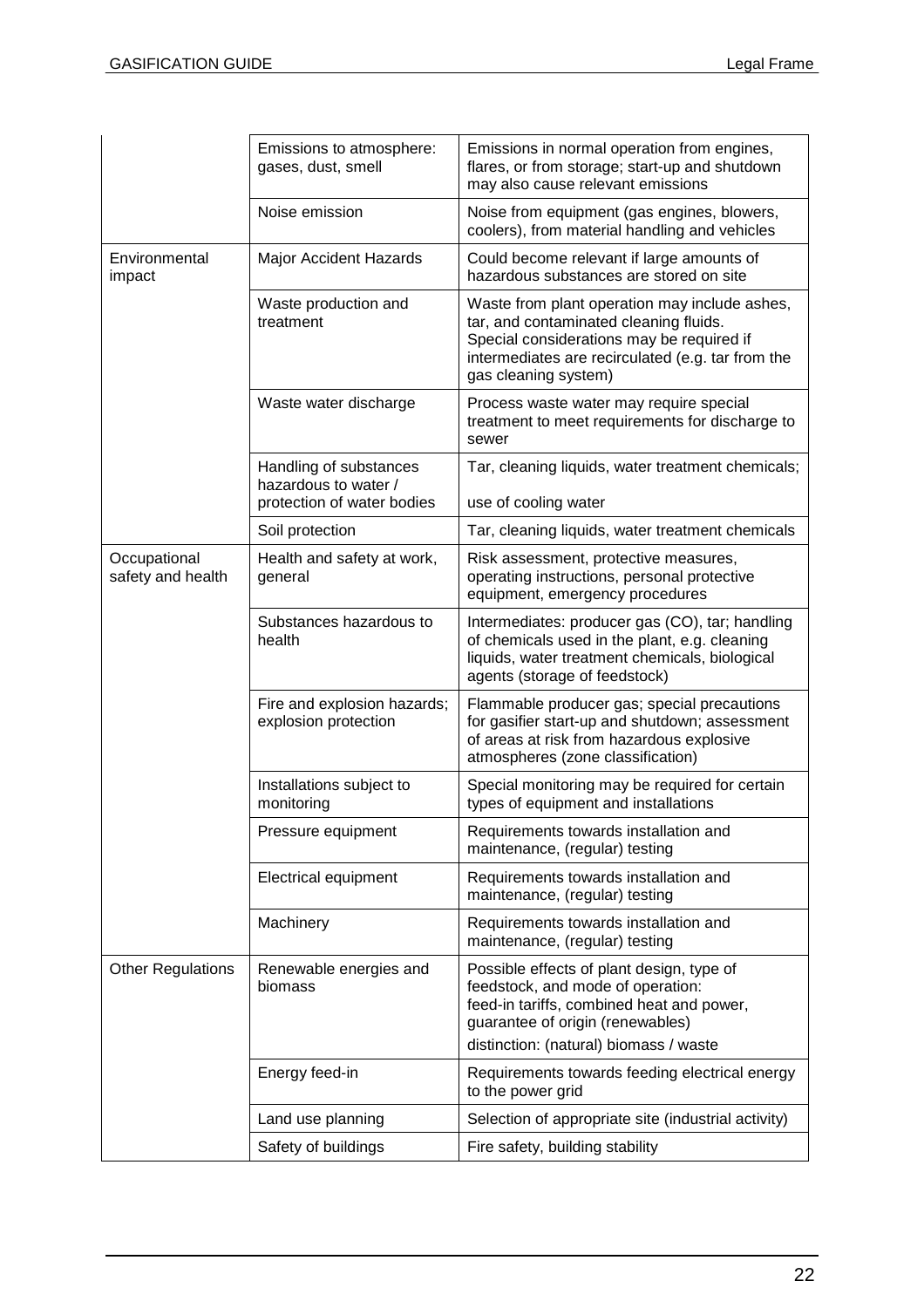| | | |
|---|---|---|
| | Emissions to atmosphere: gases, dust, smell | Emissions in normal operation from engines, flares, or from storage; start-up and shutdown may also cause relevant emissions |
| | Noise emission | Noise from equipment (gas engines, blowers, coolers), from material handling and vehicles |
| Environmental impact | Major Accident Hazards | Could become relevant if large amounts of hazardous substances are stored on site |
| | Waste production and treatment | Waste from plant operation may include ashes, tar, and contaminated cleaning fluids. Special considerations may be required if intermediates are recirculated (e.g. tar from the gas cleaning system) |
| | Waste water discharge | Process waste water may require special treatment to meet requirements for discharge to sewer |
| | Handling of substances hazardous to water / protection of water bodies | Tar, cleaning liquids, water treatment chemicals; use of cooling water |
| | Soil protection | Tar, cleaning liquids, water treatment chemicals |
| Occupational safety and health | Health and safety at work, general | Risk assessment, protective measures, operating instructions, personal protective equipment, emergency procedures |
| | Substances hazardous to health | Intermediates: producer gas (CO), tar; handling of chemicals used in the plant, e.g. cleaning liquids, water treatment chemicals, biological agents (storage of feedstock) |
| | Fire and explosion hazards; explosion protection | Flammable producer gas; special precautions for gasifier start-up and shutdown; assessment of areas at risk from hazardous explosive atmospheres (zone classification) |
| | Installations subject to monitoring | Special monitoring may be required for certain types of equipment and installations |
| | Pressure equipment | Requirements towards installation and maintenance, (regular) testing |
| | Electrical equipment | Requirements towards installation and maintenance, (regular) testing |
| | Machinery | Requirements towards installation and maintenance, (regular) testing |
| Other Regulations | Renewable energies and biomass | Possible effects of plant design, type of feedstock, and mode of operation: feed-in tariffs, combined heat and power, guarantee of origin (renewables) distinction: (natural) biomass / waste |
| | Energy feed-in | Requirements towards feeding electrical energy to the power grid |
| | Land use planning | Selection of appropriate site (industrial activity) |
| | Safety of buildings | Fire safety, building stability |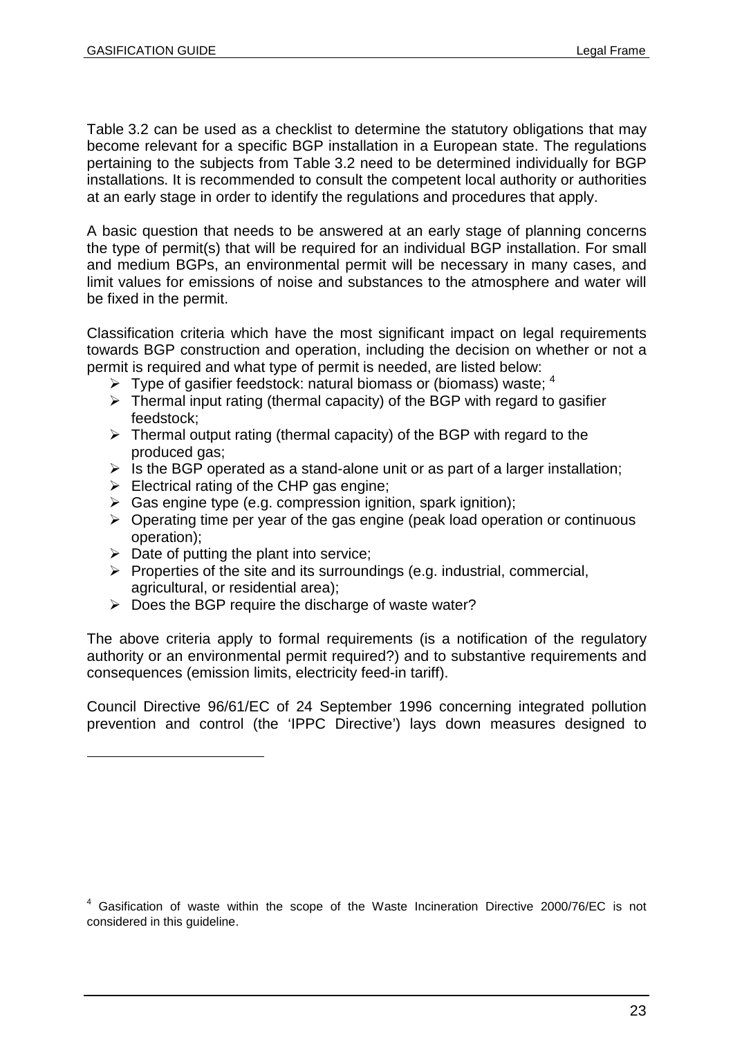Table 3.2 can be used as a checklist to determine the statutory obligations that may become relevant for a specific BGP installation in a European state. The regulations pertaining to the subjects from Table 3.2 need to be determined individually for BGP installations. It is recommended to consult the competent local authority or authorities at an early stage in order to identify the regulations and procedures that apply.

A basic question that needs to be answered at an early stage of planning concerns the type of permit(s) that will be required for an individual BGP installation. For small and medium BGPs, an environmental permit will be necessary in many cases, and limit values for emissions of noise and substances to the atmosphere and water will be fixed in the permit.

Classification criteria which have the most significant impact on legal requirements towards BGP construction and operation, including the decision on whether or not a permit is required and what type of permit is needed, are listed below:

- Type of gasifier feedstock: natural biomass or (biomass) waste; [4]
- Thermal input rating (thermal capacity) of the BGP with regard to gasifier feedstock;
- Thermal output rating (thermal capacity) of the BGP with regard to the produced gas;
- Is the BGP operated as a stand-alone unit or as part of a larger installation;
- Electrical rating of the CHP gas engine;
- Gas engine type (e.g. compression ignition, spark ignition);
- Operating time per year of the gas engine (peak load operation or continuous operation);
- Date of putting the plant into service;
- Properties of the site and its surroundings (e.g. industrial, commercial, agricultural, or residential area);
- Does the BGP require the discharge of waste water?

The above criteria apply to formal requirements (is a notification of the regulatory authority or an environmental permit required?) and to substantive requirements and consequences (emission limits, electricity feed-in tariff).

Council Directive 96/61/EC of 24 September 1996 concerning integrated pollution prevention and control (the 'IPPC Directive') lays down measures designed to

[4] Gasification of waste within the scope of the Waste Incineration Directive 2000/76/EC is not considered in this guideline.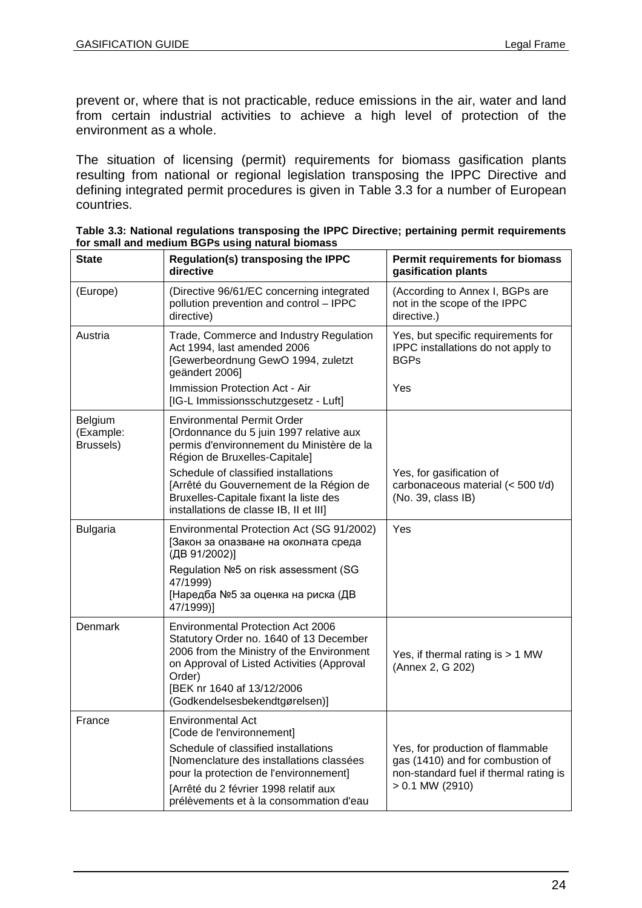prevent or, where that is not practicable, reduce emissions in the air, water and land from certain industrial activities to achieve a high level of protection of the environment as a whole.

The situation of licensing (permit) requirements for biomass gasification plants resulting from national or regional legislation transposing the IPPC Directive and defining integrated permit procedures is given in Table 3.3 for a number of European countries.

**Table 3.3: National regulations transposing the IPPC Directive; pertaining permit requirements for small and medium BGPs using natural biomass**

| State | Regulation(s) transposing the IPPC directive | Permit requirements for biomass gasification plants |
|---|---|---|
| (Europe) | (Directive 96/61/EC concerning integrated pollution prevention and control – IPPC directive) | (According to Annex I, BGPs are not in the scope of the IPPC directive.) |
| Austria | Trade, Commerce and Industry Regulation Act 1994, last amended 2006 [Gewerbeordnung GewO 1994, zuletzt geändert 2006] | Yes, but specific requirements for IPPC installations do not apply to BGPs |
| | Immission Protection Act - Air [IG-L Immissionsschutzgesetz - Luft] | Yes |
| Belgium (Example: Brussels) | Environmental Permit Order [Ordonnance du 5 juin 1997 relative aux permis d'environnement du Ministère de la Région de Bruxelles-Capitale] Schedule of classified installations [Arrêté du Gouvernement de la Région de Bruxelles-Capitale fixant la liste des installations de classe IB, II et III] | Yes, for gasification of carbonaceous material (< 500 t/d) (No. 39, class IB) |
| Bulgaria | Environmental Protection Act (SG 91/2002) [Закон за опазване на околната среда (ДВ 91/2002)] Regulation №5 on risk assessment (SG 47/1999) [Наредба №5 за оценка на риска (ДВ 47/1999)] | Yes |
| Denmark | Environmental Protection Act 2006 Statutory Order no. 1640 of 13 December 2006 from the Ministry of the Environment on Approval of Listed Activities (Approval Order) [BEK nr 1640 af 13/12/2006 (Godkendelsesbekendtgørelsen)] | Yes, if thermal rating is > 1 MW (Annex 2, G 202) |
| France | Environmental Act [Code de l'environnement] Schedule of classified installations [Nomenclature des installations classées pour la protection de l'environnement] [Arrêté du 2 février 1998 relatif aux prélèvements et à la consommation d'eau | Yes, for production of flammable gas (1410) and for combustion of non-standard fuel if thermal rating is > 0.1 MW (2910) |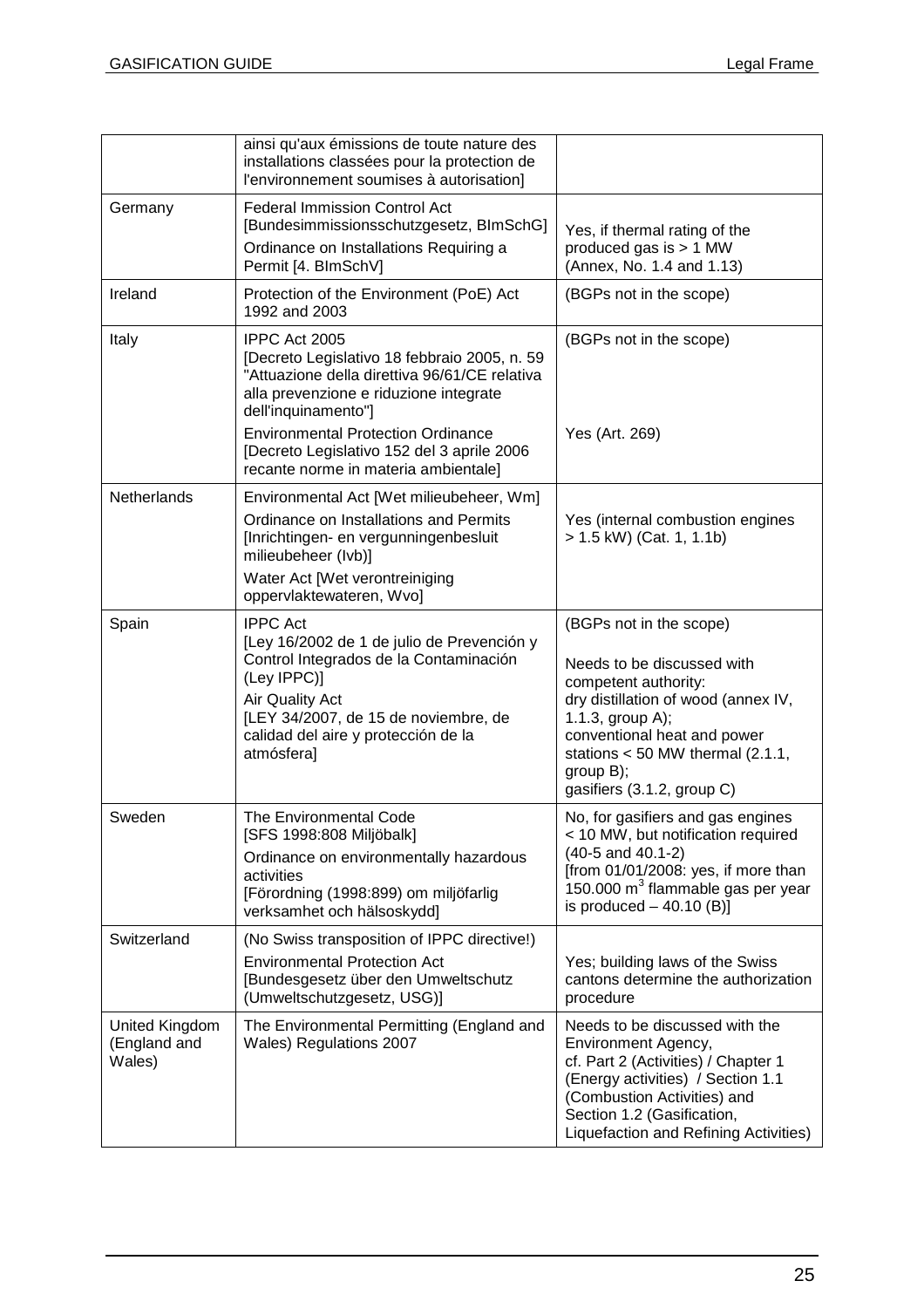| | | |
|---|---|---|
| | ainsi qu'aux émissions de toute nature des installations classées pour la protection de l'environnement soumises à autorisation] | |
| Germany | Federal Immission Control Act [Bundesimmissionsschutzgesetz, BImSchG]<br>Ordinance on Installations Requiring a Permit [4. BImSchV] | Yes, if thermal rating of the produced gas is > 1 MW (Annex, No. 1.4 and 1.13) |
| Ireland | Protection of the Environment (PoE) Act 1992 and 2003 | (BGPs not in the scope) |
| Italy | IPPC Act 2005 [Decreto Legislativo 18 febbraio 2005, n. 59 "Attuazione della direttiva 96/61/CE relativa alla prevenzione e riduzione integrate dell'inquinamento"]<br>Environmental Protection Ordinance [Decreto Legislativo 152 del 3 aprile 2006 recante norme in materia ambientale] | (BGPs not in the scope)<br><br>Yes (Art. 269) |
| Netherlands | Environmental Act [Wet milieubeheer, Wm]<br>Ordinance on Installations and Permits [Inrichtingen- en vergunningenbesluit milieubeheer (Ivb)]<br>Water Act [Wet verontreiniging oppervlaktewateren, Wvo] | Yes (internal combustion engines > 1.5 kW) (Cat. 1, 1.1b) |
| Spain | IPPC Act [Ley 16/2002 de 1 de julio de Prevención y Control Integrados de la Contaminación (Ley IPPC)]<br>Air Quality Act [LEY 34/2007, de 15 de noviembre, de calidad del aire y protección de la atmósfera] | (BGPs not in the scope)<br><br>Needs to be discussed with competent authority:<br>dry distillation of wood (annex IV, 1.1.3, group A);<br>conventional heat and power stations < 50 MW thermal (2.1.1, group B);<br>gasifiers (3.1.2, group C) |
| Sweden | The Environmental Code [SFS 1998:808 Miljöbalk]<br>Ordinance on environmentally hazardous activities [Förordning (1998:899) om miljöfarlig verksamhet och hälsoskydd] | No, for gasifiers and gas engines < 10 MW, but notification required (40-5 and 40.1-2)<br>[from 01/01/2008: yes, if more than 150.000 $m^3$ flammable gas per year is produced – 40.10 (B)] |
| Switzerland | (No Swiss transposition of IPPC directive!)<br>Environmental Protection Act [Bundesgesetz über den Umweltschutz (Umweltschutzgesetz, USG)] | Yes; building laws of the Swiss cantons determine the authorization procedure |
| United Kingdom (England and Wales) | The Environmental Permitting (England and Wales) Regulations 2007 | Needs to be discussed with the Environment Agency,<br>cf. Part 2 (Activities) / Chapter 1 (Energy activities) / Section 1.1 (Combustion Activities) and Section 1.2 (Gasification, Liquefaction and Refining Activities) |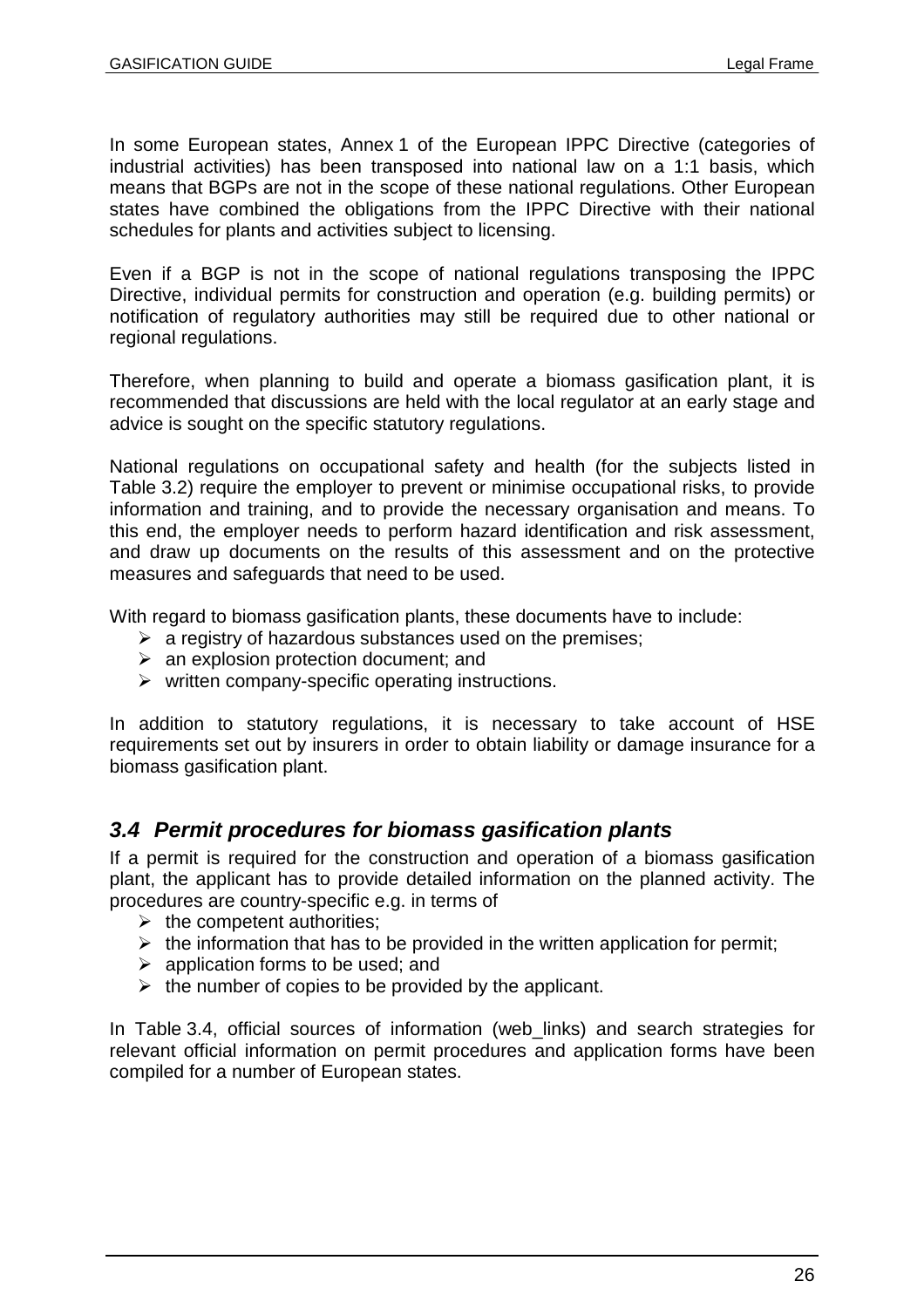In some European states, Annex 1 of the European IPPC Directive (categories of industrial activities) has been transposed into national law on a 1:1 basis, which means that BGPs are not in the scope of these national regulations. Other European states have combined the obligations from the IPPC Directive with their national schedules for plants and activities subject to licensing.

Even if a BGP is not in the scope of national regulations transposing the IPPC Directive, individual permits for construction and operation (e.g. building permits) or notification of regulatory authorities may still be required due to other national or regional regulations.

Therefore, when planning to build and operate a biomass gasification plant, it is recommended that discussions are held with the local regulator at an early stage and advice is sought on the specific statutory regulations.

National regulations on occupational safety and health (for the subjects listed in Table 3.2) require the employer to prevent or minimise occupational risks, to provide information and training, and to provide the necessary organisation and means. To this end, the employer needs to perform hazard identification and risk assessment, and draw up documents on the results of this assessment and on the protective measures and safeguards that need to be used.

With regard to biomass gasification plants, these documents have to include:

- a registry of hazardous substances used on the premises;
- an explosion protection document; and
- written company-specific operating instructions.

In addition to statutory regulations, it is necessary to take account of HSE requirements set out by insurers in order to obtain liability or damage insurance for a biomass gasification plant.

## *3.4 Permit procedures for biomass gasification plants*

If a permit is required for the construction and operation of a biomass gasification plant, the applicant has to provide detailed information on the planned activity. The procedures are country-specific e.g. in terms of

- the competent authorities;
- the information that has to be provided in the written application for permit;
- application forms to be used; and
- the number of copies to be provided by the applicant.

In Table 3.4, official sources of information (web_links) and search strategies for relevant official information on permit procedures and application forms have been compiled for a number of European states.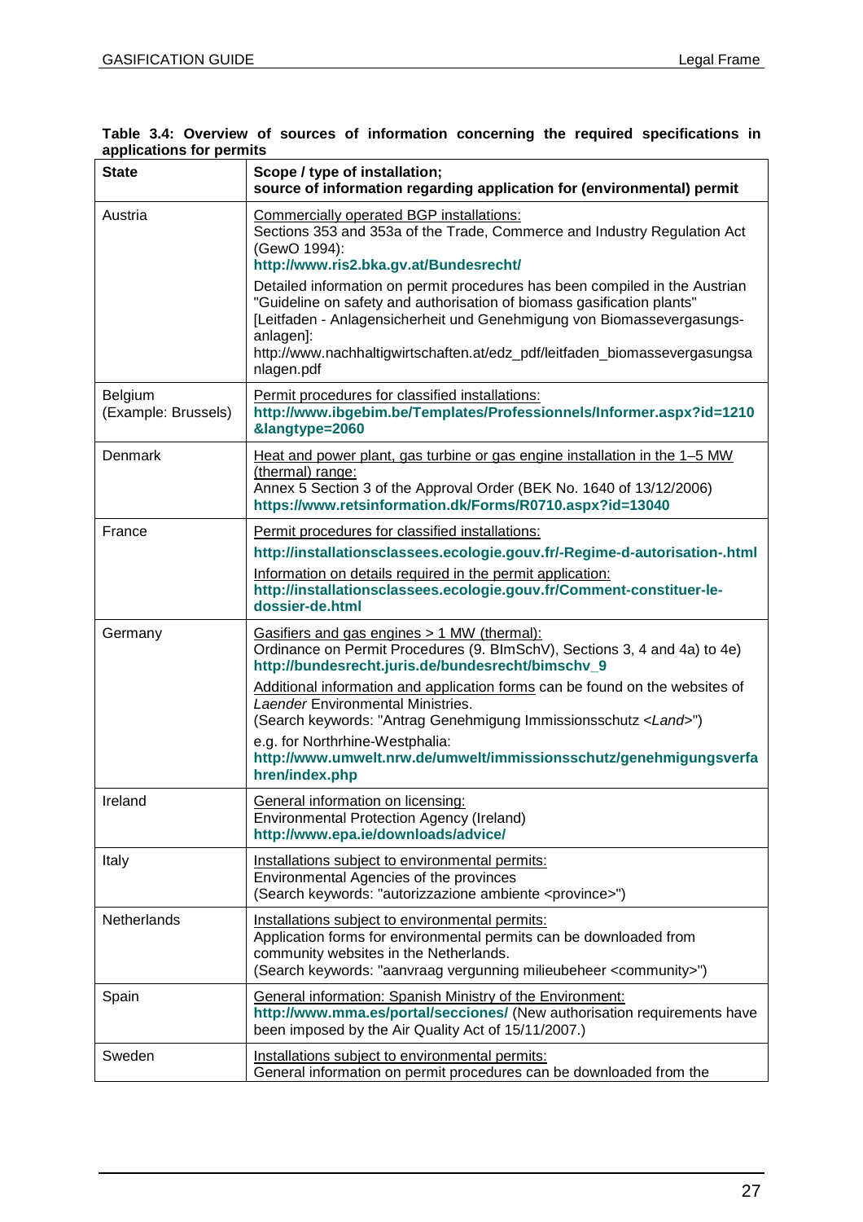**Table 3.4: Overview of sources of information concerning the required specifications in applications for permits**

| State | Scope / type of installation; source of information regarding application for (environmental) permit |
|---|---|
| Austria | Commercially operated BGP installations: Sections 353 and 353a of the Trade, Commerce and Industry Regulation Act (GewO 1994): **http://www.ris2.bka.gv.at/Bundesrecht/** <br> Detailed information on permit procedures has been compiled in the Austrian "Guideline on safety and authorisation of biomass gasification plants" [Leitfaden - Anlagensicherheit und Genehmigung von Biomassevergasungs-anlagen]: http://www.nachhaltigwirtschaften.at/edz_pdf/leitfaden_biomassevergasungsanlagen.pdf |
| Belgium (Example: Brussels) | Permit procedures for classified installations: **http://www.ibgebim.be/Templates/Professionnels/Informer.aspx?id=1210&langtype=2060** |
| Denmark | Heat and power plant, gas turbine or gas engine installation in the 1–5 MW (thermal) range: Annex 5 Section 3 of the Approval Order (BEK No. 1640 of 13/12/2006) **https://www.retsinformation.dk/Forms/R0710.aspx?id=13040** |
| France | Permit procedures for classified installations: **http://installationsclassees.ecologie.gouv.fr/-Regime-d-autorisation-.html** <br> Information on details required in the permit application: **http://installationsclassees.ecologie.gouv.fr/Comment-constituer-le-dossier-de.html** |
| Germany | Gasifiers and gas engines > 1 MW (thermal): Ordinance on Permit Procedures (9. BImSchV), Sections 3, 4 and 4a) to 4e) **http://bundesrecht.juris.de/bundesrecht/bimschv_9** <br> Additional information and application forms can be found on the websites of *Laender* Environmental Ministries. (Search keywords: "Antrag Genehmigung Immissionsschutz <*Land*>") <br> e.g. for Northrhine-Westphalia: **http://www.umwelt.nrw.de/umwelt/immissionsschutz/genehmigungsverfahren/index.php** |
| Ireland | General information on licensing: Environmental Protection Agency (Ireland) **http://www.epa.ie/downloads/advice/** |
| Italy | Installations subject to environmental permits: Environmental Agencies of the provinces (Search keywords: "autorizzazione ambiente <province>") |
| Netherlands | Installations subject to environmental permits: Application forms for environmental permits can be downloaded from community websites in the Netherlands. (Search keywords: "aanvraag vergunning milieubeheer <community>") |
| Spain | General information: Spanish Ministry of the Environment: **http://www.mma.es/portal/secciones/** (New authorisation requirements have been imposed by the Air Quality Act of 15/11/2007.) |
| Sweden | Installations subject to environmental permits: General information on permit procedures can be downloaded from the |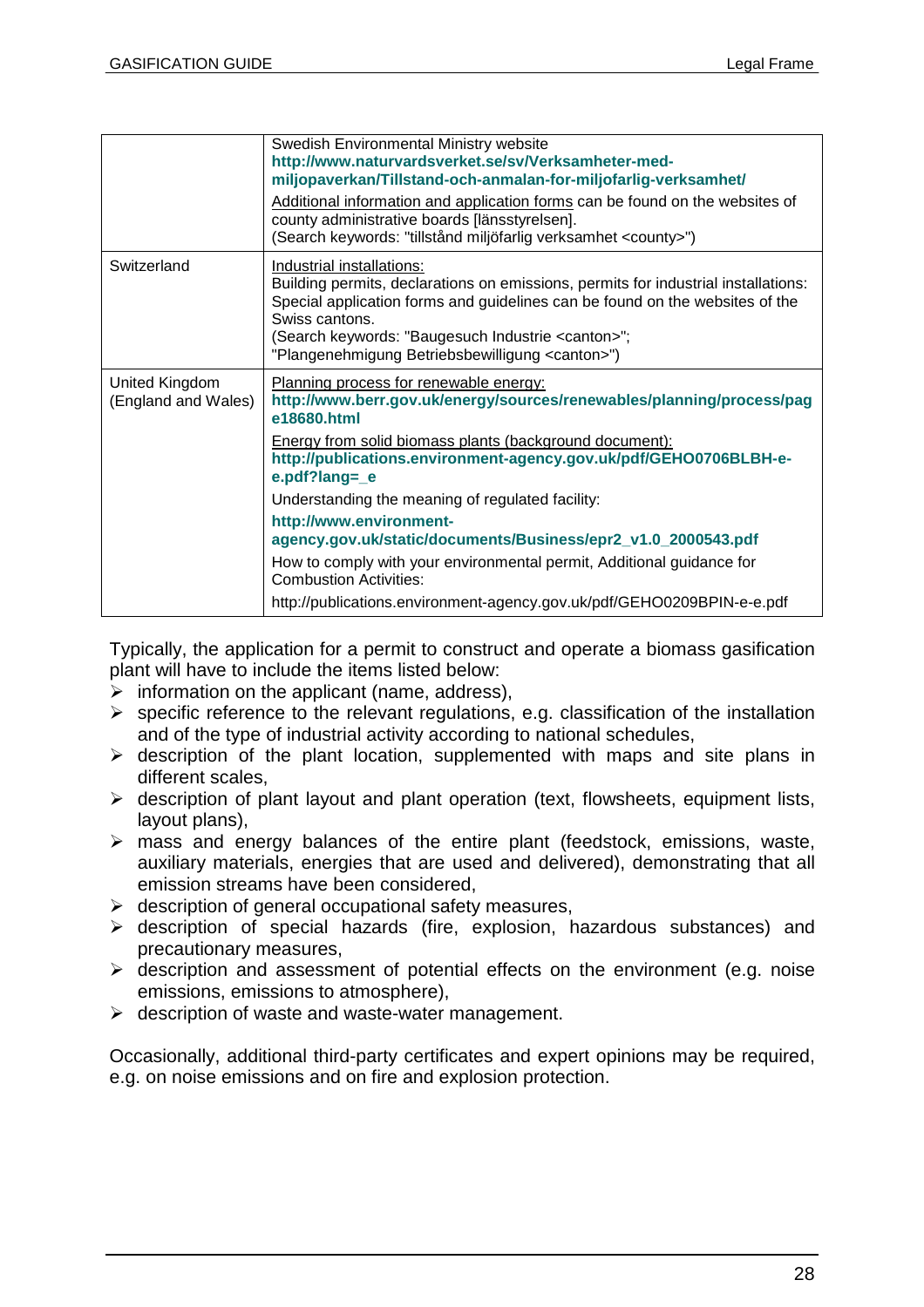| | |
|---|---|
| | Swedish Environmental Ministry website **http://www.naturvardsverket.se/sv/Verksamheter-med-miljopaverkan/Tillstand-och-anmalan-for-miljofarlig-verksamhet/** <br> Additional information and application forms can be found on the websites of county administrative boards [länsstyrelsen]. (Search keywords: "tillstånd miljöfarlig verksamhet <county>") |
| Switzerland | Industrial installations: <br> Building permits, declarations on emissions, permits for industrial installations: Special application forms and guidelines can be found on the websites of the Swiss cantons. (Search keywords: "Baugesuch Industrie <canton>"; "Plangenehmigung Betriebsbewilligung <canton>") |
| United Kingdom (England and Wales) | Planning process for renewable energy: **http://www.berr.gov.uk/energy/sources/renewables/planning/process/page18680.html** <br> Energy from solid biomass plants (background document): **http://publications.environment-agency.gov.uk/pdf/GEHO0706BLBH-e-e.pdf?lang=_e** <br> Understanding the meaning of regulated facility: <br> **http://www.environment-agency.gov.uk/static/documents/Business/epr2_v1.0_2000543.pdf** <br> How to comply with your environmental permit, Additional guidance for Combustion Activities: <br> http://publications.environment-agency.gov.uk/pdf/GEHO0209BPIN-e-e.pdf |

Typically, the application for a permit to construct and operate a biomass gasification plant will have to include the items listed below:

- information on the applicant (name, address),
- specific reference to the relevant regulations, e.g. classification of the installation and of the type of industrial activity according to national schedules,
- description of the plant location, supplemented with maps and site plans in different scales,
- description of plant layout and plant operation (text, flowsheets, equipment lists, layout plans),
- mass and energy balances of the entire plant (feedstock, emissions, waste, auxiliary materials, energies that are used and delivered), demonstrating that all emission streams have been considered,
- description of general occupational safety measures,
- description of special hazards (fire, explosion, hazardous substances) and precautionary measures,
- description and assessment of potential effects on the environment (e.g. noise emissions, emissions to atmosphere),
- description of waste and waste-water management.

Occasionally, additional third-party certificates and expert opinions may be required, e.g. on noise emissions and on fire and explosion protection.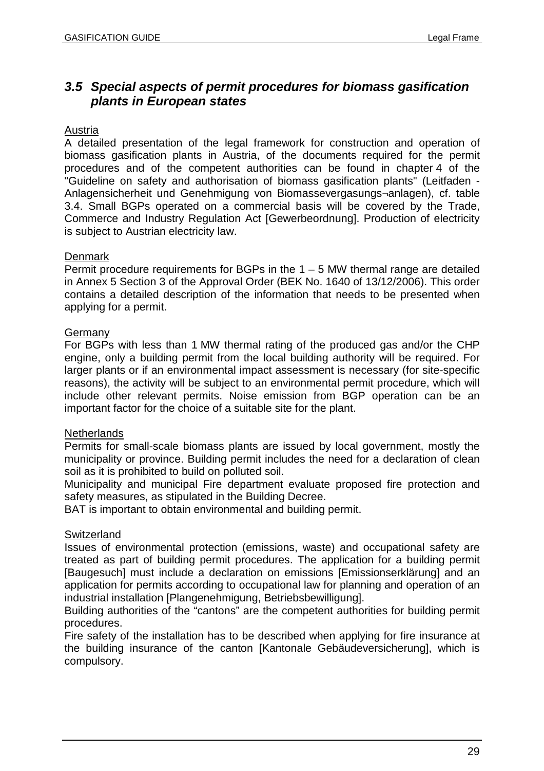## 3.5 Special aspects of permit procedures for biomass gasification plants in European states

Austria

A detailed presentation of the legal framework for construction and operation of biomass gasification plants in Austria, of the documents required for the permit procedures and of the competent authorities can be found in chapter 4 of the "Guideline on safety and authorisation of biomass gasification plants" (Leitfaden - Anlagensicherheit und Genehmigung von Biomassevergasungs¬anlagen), cf. table 3.4. Small BGPs operated on a commercial basis will be covered by the Trade, Commerce and Industry Regulation Act [Gewerbeordnung]. Production of electricity is subject to Austrian electricity law.

Denmark

Permit procedure requirements for BGPs in the 1 – 5 MW thermal range are detailed in Annex 5 Section 3 of the Approval Order (BEK No. 1640 of 13/12/2006). This order contains a detailed description of the information that needs to be presented when applying for a permit.

Germany

For BGPs with less than 1 MW thermal rating of the produced gas and/or the CHP engine, only a building permit from the local building authority will be required. For larger plants or if an environmental impact assessment is necessary (for site-specific reasons), the activity will be subject to an environmental permit procedure, which will include other relevant permits. Noise emission from BGP operation can be an important factor for the choice of a suitable site for the plant.

Netherlands

Permits for small-scale biomass plants are issued by local government, mostly the municipality or province. Building permit includes the need for a declaration of clean soil as it is prohibited to build on polluted soil.

Municipality and municipal Fire department evaluate proposed fire protection and safety measures, as stipulated in the Building Decree.

BAT is important to obtain environmental and building permit.

Switzerland

Issues of environmental protection (emissions, waste) and occupational safety are treated as part of building permit procedures. The application for a building permit [Baugesuch] must include a declaration on emissions [Emissionserklärung] and an application for permits according to occupational law for planning and operation of an industrial installation [Plangenehmigung, Betriebsbewilligung].

Building authorities of the "cantons" are the competent authorities for building permit procedures.

Fire safety of the installation has to be described when applying for fire insurance at the building insurance of the canton [Kantonale Gebäudeversicherung], which is compulsory.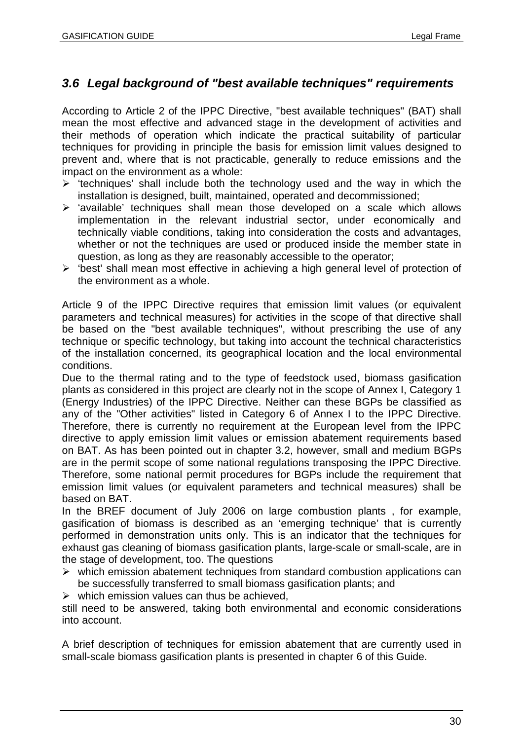### *3.6 Legal background of "best available techniques" requirements*

According to Article 2 of the IPPC Directive, "best available techniques" (BAT) shall mean the most effective and advanced stage in the development of activities and their methods of operation which indicate the practical suitability of particular techniques for providing in principle the basis for emission limit values designed to prevent and, where that is not practicable, generally to reduce emissions and the impact on the environment as a whole:

- 'techniques' shall include both the technology used and the way in which the installation is designed, built, maintained, operated and decommissioned;
- 'available' techniques shall mean those developed on a scale which allows implementation in the relevant industrial sector, under economically and technically viable conditions, taking into consideration the costs and advantages, whether or not the techniques are used or produced inside the member state in question, as long as they are reasonably accessible to the operator;
- 'best' shall mean most effective in achieving a high general level of protection of the environment as a whole.

Article 9 of the IPPC Directive requires that emission limit values (or equivalent parameters and technical measures) for activities in the scope of that directive shall be based on the "best available techniques", without prescribing the use of any technique or specific technology, but taking into account the technical characteristics of the installation concerned, its geographical location and the local environmental conditions.

Due to the thermal rating and to the type of feedstock used, biomass gasification plants as considered in this project are clearly not in the scope of Annex I, Category 1 (Energy Industries) of the IPPC Directive. Neither can these BGPs be classified as any of the "Other activities" listed in Category 6 of Annex I to the IPPC Directive. Therefore, there is currently no requirement at the European level from the IPPC directive to apply emission limit values or emission abatement requirements based on BAT. As has been pointed out in chapter 3.2, however, small and medium BGPs are in the permit scope of some national regulations transposing the IPPC Directive. Therefore, some national permit procedures for BGPs include the requirement that emission limit values (or equivalent parameters and technical measures) shall be based on BAT.

In the BREF document of July 2006 on large combustion plants , for example, gasification of biomass is described as an 'emerging technique' that is currently performed in demonstration units only. This is an indicator that the techniques for exhaust gas cleaning of biomass gasification plants, large-scale or small-scale, are in the stage of development, too. The questions

- which emission abatement techniques from standard combustion applications can be successfully transferred to small biomass gasification plants; and
- which emission values can thus be achieved,

still need to be answered, taking both environmental and economic considerations into account.

A brief description of techniques for emission abatement that are currently used in small-scale biomass gasification plants is presented in chapter 6 of this Guide.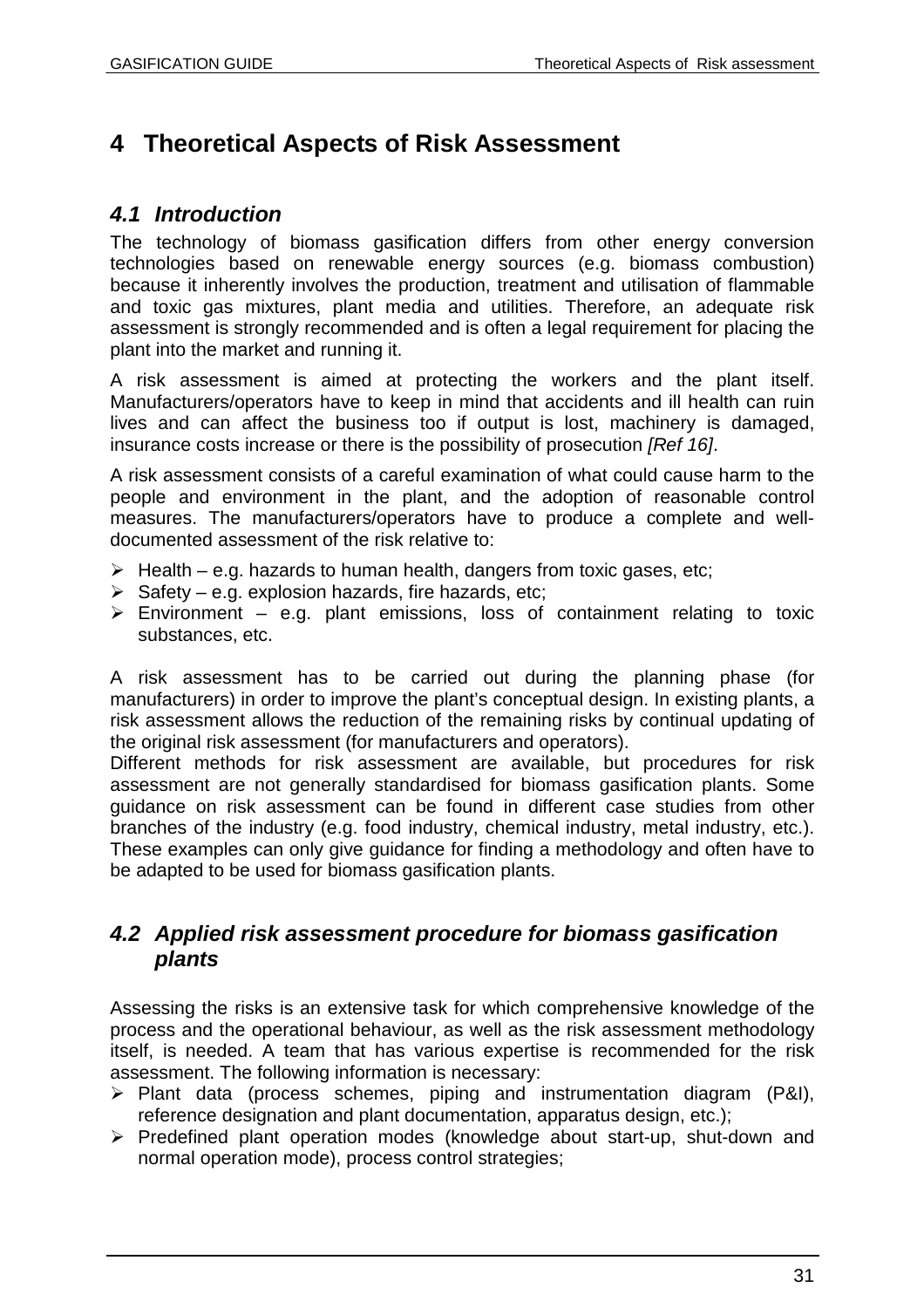# 4 Theoretical Aspects of Risk Assessment

## 4.1 Introduction

The technology of biomass gasification differs from other energy conversion technologies based on renewable energy sources (e.g. biomass combustion) because it inherently involves the production, treatment and utilisation of flammable and toxic gas mixtures, plant media and utilities. Therefore, an adequate risk assessment is strongly recommended and is often a legal requirement for placing the plant into the market and running it.

A risk assessment is aimed at protecting the workers and the plant itself. Manufacturers/operators have to keep in mind that accidents and ill health can ruin lives and can affect the business too if output is lost, machinery is damaged, insurance costs increase or there is the possibility of prosecution *[Ref 16]*.

A risk assessment consists of a careful examination of what could cause harm to the people and environment in the plant, and the adoption of reasonable control measures. The manufacturers/operators have to produce a complete and well-documented assessment of the risk relative to:

- Health – e.g. hazards to human health, dangers from toxic gases, etc;
- Safety – e.g. explosion hazards, fire hazards, etc;
- Environment – e.g. plant emissions, loss of containment relating to toxic substances, etc.

A risk assessment has to be carried out during the planning phase (for manufacturers) in order to improve the plant's conceptual design. In existing plants, a risk assessment allows the reduction of the remaining risks by continual updating of the original risk assessment (for manufacturers and operators).

Different methods for risk assessment are available, but procedures for risk assessment are not generally standardised for biomass gasification plants. Some guidance on risk assessment can be found in different case studies from other branches of the industry (e.g. food industry, chemical industry, metal industry, etc.). These examples can only give guidance for finding a methodology and often have to be adapted to be used for biomass gasification plants.

## 4.2 Applied risk assessment procedure for biomass gasification plants

Assessing the risks is an extensive task for which comprehensive knowledge of the process and the operational behaviour, as well as the risk assessment methodology itself, is needed. A team that has various expertise is recommended for the risk assessment. The following information is necessary:

- Plant data (process schemes, piping and instrumentation diagram (P&I), reference designation and plant documentation, apparatus design, etc.);
- Predefined plant operation modes (knowledge about start-up, shut-down and normal operation mode), process control strategies;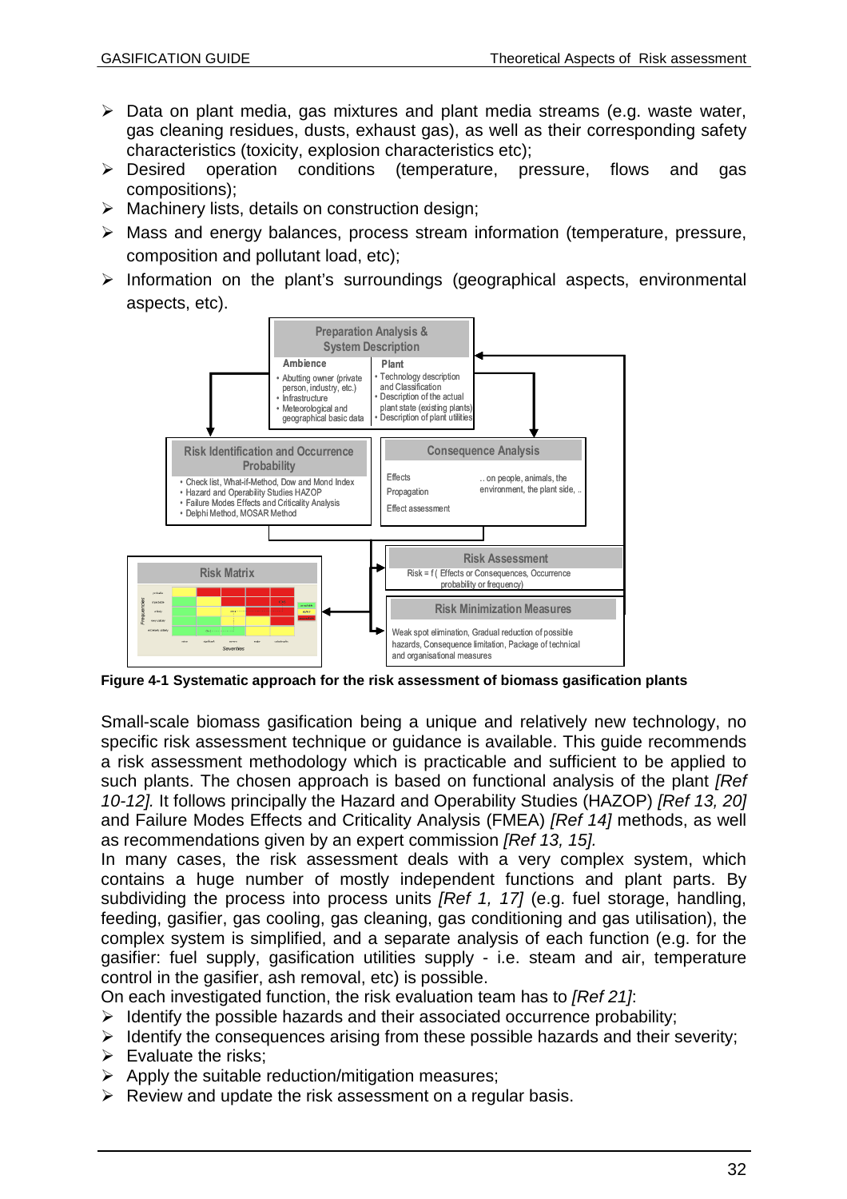- Data on plant media, gas mixtures and plant media streams (e.g. waste water, gas cleaning residues, dusts, exhaust gas), as well as their corresponding safety characteristics (toxicity, explosion characteristics etc);
- Desired operation conditions (temperature, pressure, flows and gas compositions);
- Machinery lists, details on construction design;
- Mass and energy balances, process stream information (temperature, pressure, composition and pollutant load, etc);
- Information on the plant's surroundings (geographical aspects, environmental aspects, etc).

**Preparation Analysis & System Description**

**Ambience**
- Abutting owner (private person, industry, etc.)
- Infrastructure
- Meteorological and geographical basic data

**Plant**
- Technology description and Classification
- Description of the actual plant state (existing plants)
- Description of plant utilities

**Risk Identification and Occurrence Probability**
- Check list, What-if-Method, Dow and Mond Index
- Hazard and Operability Studies HAZOP
- Failure Modes Effects and Criticality Analysis
- Delphi Method, MOSAR Method

**Consequence Analysis**

Effects
Propagation
Effect assessment

.. on people, animals, the environment, the plant side, ..

**Risk Assessment**

Risk = f ( Effects or Consequences, Occurrence probability or frequency)

**Risk Matrix**

Frequencies / Severities

**Risk Minimization Measures**

Weak spot elimination, Gradual reduction of possible hazards, Consequence limitation, Package of technical and organisational measures

**Figure 4-1 Systematic approach for the risk assessment of biomass gasification plants**

Small-scale biomass gasification being a unique and relatively new technology, no specific risk assessment technique or guidance is available. This guide recommends a risk assessment methodology which is practicable and sufficient to be applied to such plants. The chosen approach is based on functional analysis of the plant *[Ref 10-12].* It follows principally the Hazard and Operability Studies (HAZOP) *[Ref 13, 20]* and Failure Modes Effects and Criticality Analysis (FMEA) *[Ref 14]* methods, as well as recommendations given by an expert commission *[Ref 13, 15].*

In many cases, the risk assessment deals with a very complex system, which contains a huge number of mostly independent functions and plant parts. By subdividing the process into process units *[Ref 1, 17]* (e.g. fuel storage, handling, feeding, gasifier, gas cooling, gas cleaning, gas conditioning and gas utilisation), the complex system is simplified, and a separate analysis of each function (e.g. for the gasifier: fuel supply, gasification utilities supply - i.e. steam and air, temperature control in the gasifier, ash removal, etc) is possible.

On each investigated function, the risk evaluation team has to *[Ref 21]*:

- Identify the possible hazards and their associated occurrence probability;
- Identify the consequences arising from these possible hazards and their severity;
- Evaluate the risks;
- Apply the suitable reduction/mitigation measures;
- Review and update the risk assessment on a regular basis.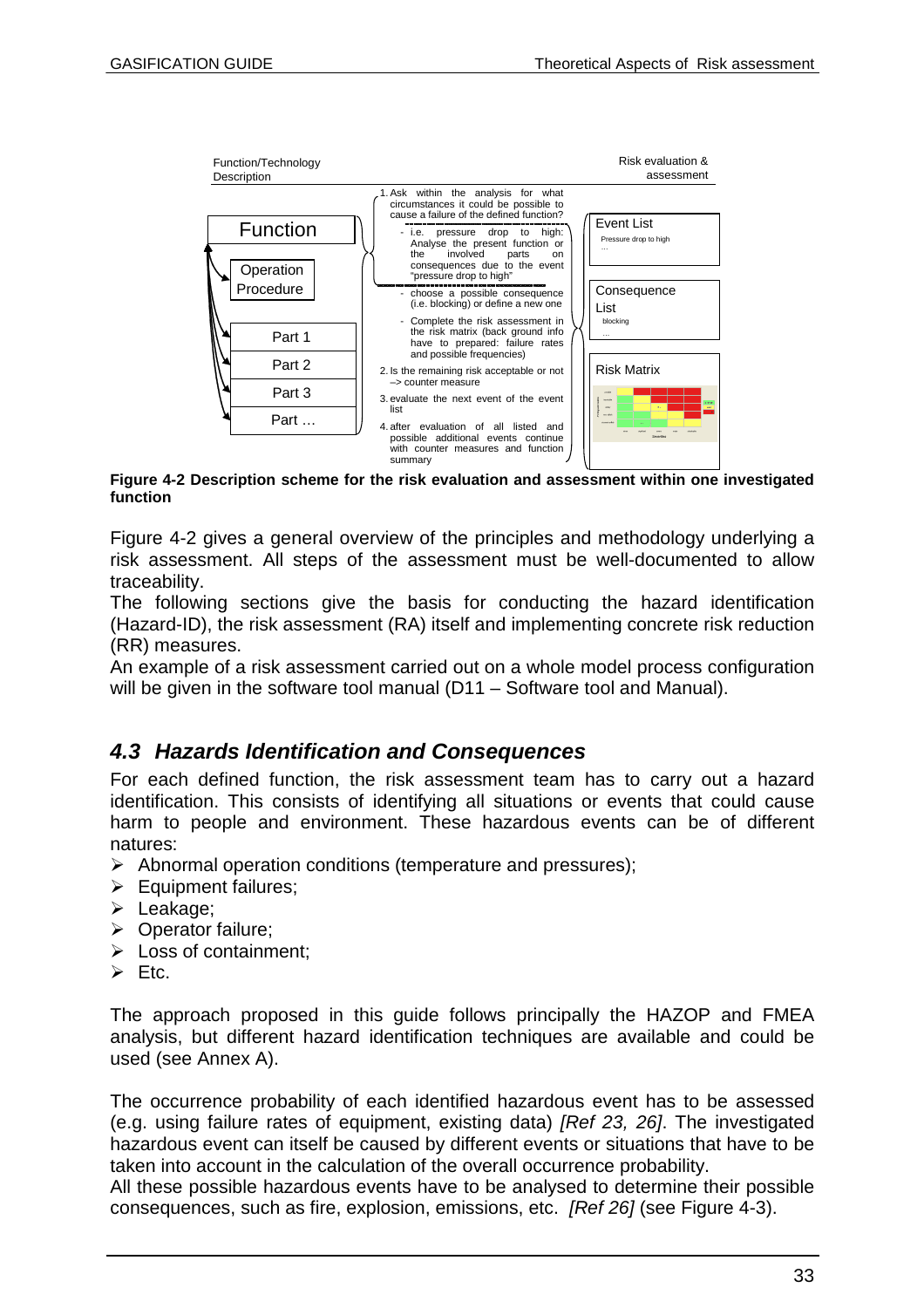Function/Technology Description

Risk evaluation & assessment

- Function
  - Operation Procedure
  - Part 1
  - Part 2
  - Part 3
  - Part …

1. Ask within the analysis for what circumstances it could be possible to cause a failure of the defined function?
   - i.e. pressure drop to high: Analyse the present function or the involved parts on consequences due to the event "pressure drop to high"
   - choose a possible consequence (i.e. blocking) or define a new one
   - Complete the risk assessment in the risk matrix (back ground info have to prepared: failure rates and possible frequencies)
2. Is the remaining risk acceptable or not –> counter measure
3. evaluate the next event of the event list
4. after evaluation of all listed and possible additional events continue with counter measures and function summary

Event List
Pressure drop to high
…

Consequence List
blocking
…

Risk Matrix

**Figure 4-2 Description scheme for the risk evaluation and assessment within one investigated function**

Figure 4-2 gives a general overview of the principles and methodology underlying a risk assessment. All steps of the assessment must be well-documented to allow traceability.
The following sections give the basis for conducting the hazard identification (Hazard-ID), the risk assessment (RA) itself and implementing concrete risk reduction (RR) measures.
An example of a risk assessment carried out on a whole model process configuration will be given in the software tool manual (D11 – Software tool and Manual).

## *4.3 Hazards Identification and Consequences*

For each defined function, the risk assessment team has to carry out a hazard identification. This consists of identifying all situations or events that could cause harm to people and environment. These hazardous events can be of different natures:

- Abnormal operation conditions (temperature and pressures);
- Equipment failures;
- Leakage;
- Operator failure;
- Loss of containment;
- Etc.

The approach proposed in this guide follows principally the HAZOP and FMEA analysis, but different hazard identification techniques are available and could be used (see Annex A).

The occurrence probability of each identified hazardous event has to be assessed (e.g. using failure rates of equipment, existing data) *[Ref 23, 26]*. The investigated hazardous event can itself be caused by different events or situations that have to be taken into account in the calculation of the overall occurrence probability.
All these possible hazardous events have to be analysed to determine their possible consequences, such as fire, explosion, emissions, etc. *[Ref 26]* (see Figure 4-3).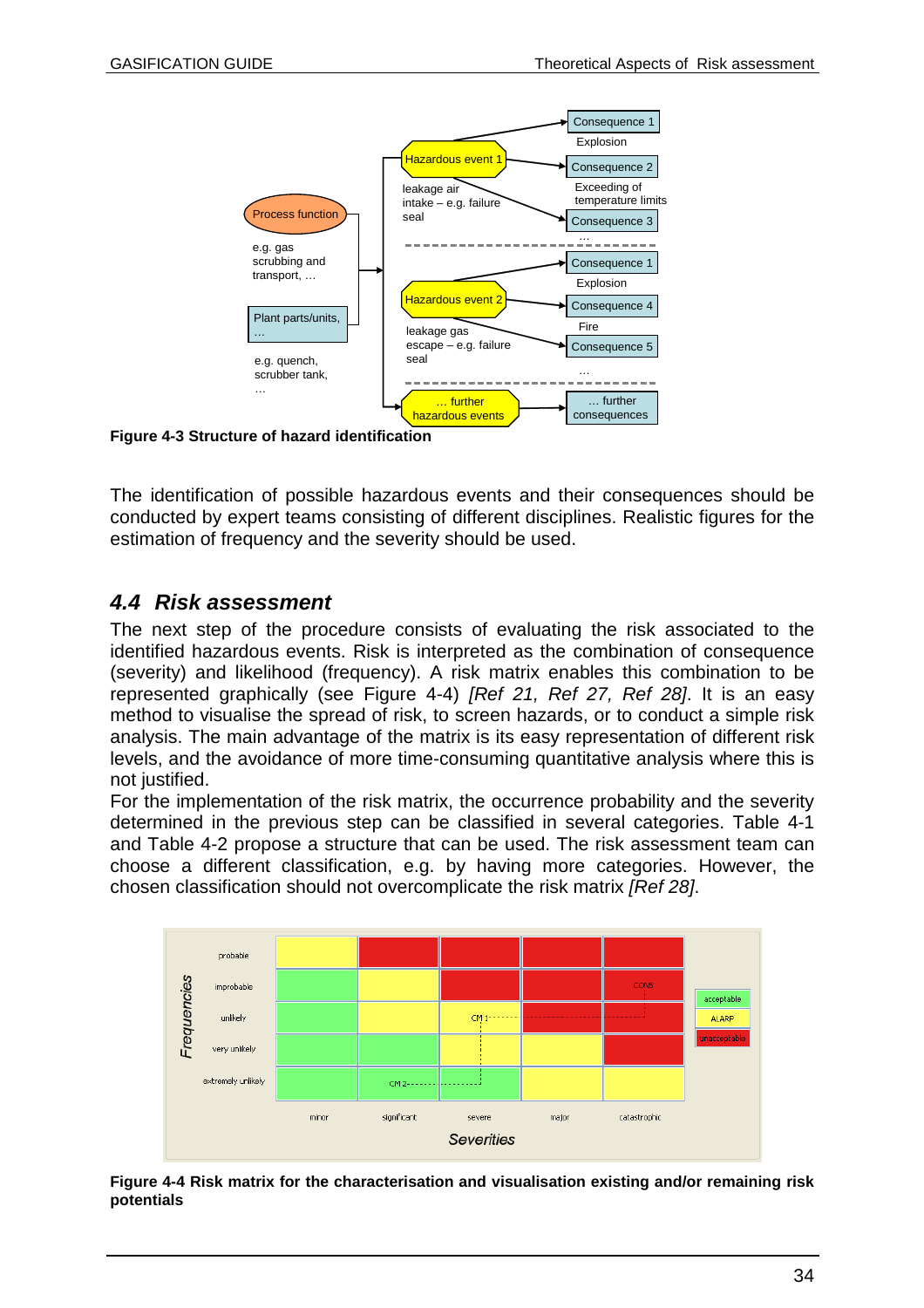**Figure 4-3 Structure of hazard identification**

The identification of possible hazardous events and their consequences should be conducted by expert teams consisting of different disciplines. Realistic figures for the estimation of frequency and the severity should be used.

## *4.4 Risk assessment*

The next step of the procedure consists of evaluating the risk associated to the identified hazardous events. Risk is interpreted as the combination of consequence (severity) and likelihood (frequency). A risk matrix enables this combination to be represented graphically (see Figure 4-4) *[Ref 21, Ref 27, Ref 28]*. It is an easy method to visualise the spread of risk, to screen hazards, or to conduct a simple risk analysis. The main advantage of the matrix is its easy representation of different risk levels, and the avoidance of more time-consuming quantitative analysis where this is not justified.

For the implementation of the risk matrix, the occurrence probability and the severity determined in the previous step can be classified in several categories. Table 4-1 and Table 4-2 propose a structure that can be used. The risk assessment team can choose a different classification, e.g. by having more categories. However, the chosen classification should not overcomplicate the risk matrix *[Ref 28]*.

**Figure 4-4 Risk matrix for the characterisation and visualisation existing and/or remaining risk potentials**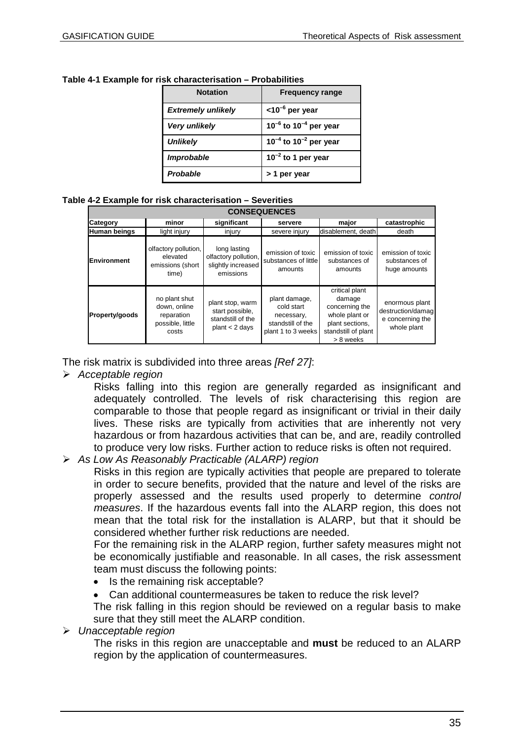**Table 4-1 Example for risk characterisation – Probabilities**

| Notation | Frequency range |
|---|---|
| ***Extremely unlikely*** | **$<10^{-6}$ per year** |
| ***Very unlikely*** | **$10^{-6}$ to $10^{-4}$ per year** |
| ***Unlikely*** | **$10^{-4}$ to $10^{-2}$ per year** |
| ***Improbable*** | **$10^{-2}$ to 1 per year** |
| ***Probable*** | **> 1 per year** |

**Table 4-2 Example for risk characterisation – Severities**

| CONSEQUENCES | | | | | |
|---|---|---|---|---|---|
| **Category** | **minor** | **significant** | **servere** | **major** | **catastrophic** |
| **Human beings** | light injury | injury | severe injury | disablement, death | death |
| **Environment** | olfactory pollution, elevated emissions (short time) | long lasting olfactory pollution, slightly increased emissions | emission of toxic substances of little amounts | emission of toxic substances of amounts | emission of toxic substances of huge amounts |
| **Property/goods** | no plant shut down, online reparation possible, little costs | plant stop, warm start possible, standstill of the plant < 2 days | plant damage, cold start necessary, standstill of the plant 1 to 3 weeks | critical plant damage concerning the whole plant or plant sections, standstill of plant > 8 weeks | enormous plant destruction/damage concerning the whole plant |

The risk matrix is subdivided into three areas *[Ref 27]*:

- *Acceptable region*

  Risks falling into this region are generally regarded as insignificant and adequately controlled. The levels of risk characterising this region are comparable to those that people regard as insignificant or trivial in their daily lives. These risks are typically from activities that are inherently not very hazardous or from hazardous activities that can be, and are, readily controlled to produce very low risks. Further action to reduce risks is often not required.

- *As Low As Reasonably Practicable (ALARP) region*

  Risks in this region are typically activities that people are prepared to tolerate in order to secure benefits, provided that the nature and level of the risks are properly assessed and the results used properly to determine *control measures*. If the hazardous events fall into the ALARP region, this does not mean that the total risk for the installation is ALARP, but that it should be considered whether further risk reductions are needed.

  For the remaining risk in the ALARP region, further safety measures might not be economically justifiable and reasonable. In all cases, the risk assessment team must discuss the following points:

  - Is the remaining risk acceptable?
  - Can additional countermeasures be taken to reduce the risk level?

  The risk falling in this region should be reviewed on a regular basis to make sure that they still meet the ALARP condition.

- *Unacceptable region*

  The risks in this region are unacceptable and **must** be reduced to an ALARP region by the application of countermeasures.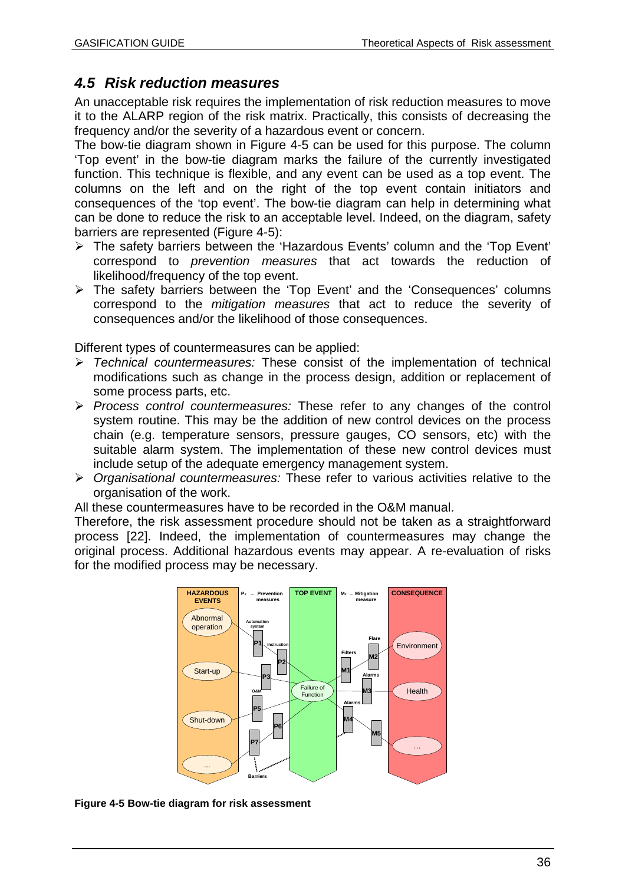## *4.5 Risk reduction measures*

An unacceptable risk requires the implementation of risk reduction measures to move it to the ALARP region of the risk matrix. Practically, this consists of decreasing the frequency and/or the severity of a hazardous event or concern.

The bow-tie diagram shown in Figure 4-5 can be used for this purpose. The column 'Top event' in the bow-tie diagram marks the failure of the currently investigated function. This technique is flexible, and any event can be used as a top event. The columns on the left and on the right of the top event contain initiators and consequences of the 'top event'. The bow-tie diagram can help in determining what can be done to reduce the risk to an acceptable level. Indeed, on the diagram, safety barriers are represented (Figure 4-5):

- The safety barriers between the 'Hazardous Events' column and the 'Top Event' correspond to *prevention measures* that act towards the reduction of likelihood/frequency of the top event.
- The safety barriers between the 'Top Event' and the 'Consequences' columns correspond to the *mitigation measures* that act to reduce the severity of consequences and/or the likelihood of those consequences.

Different types of countermeasures can be applied:

- *Technical countermeasures:* These consist of the implementation of technical modifications such as change in the process design, addition or replacement of some process parts, etc.
- *Process control countermeasures:* These refer to any changes of the control system routine. This may be the addition of new control devices on the process chain (e.g. temperature sensors, pressure gauges, CO sensors, etc) with the suitable alarm system. The implementation of these new control devices must include setup of the adequate emergency management system.
- *Organisational countermeasures:* These refer to various activities relative to the organisation of the work.

All these countermeasures have to be recorded in the O&M manual.

Therefore, the risk assessment procedure should not be taken as a straightforward process [22]. Indeed, the implementation of countermeasures may change the original process. Additional hazardous events may appear. A re-evaluation of risks for the modified process may be necessary.

**Figure 4-5 Bow-tie diagram for risk assessment**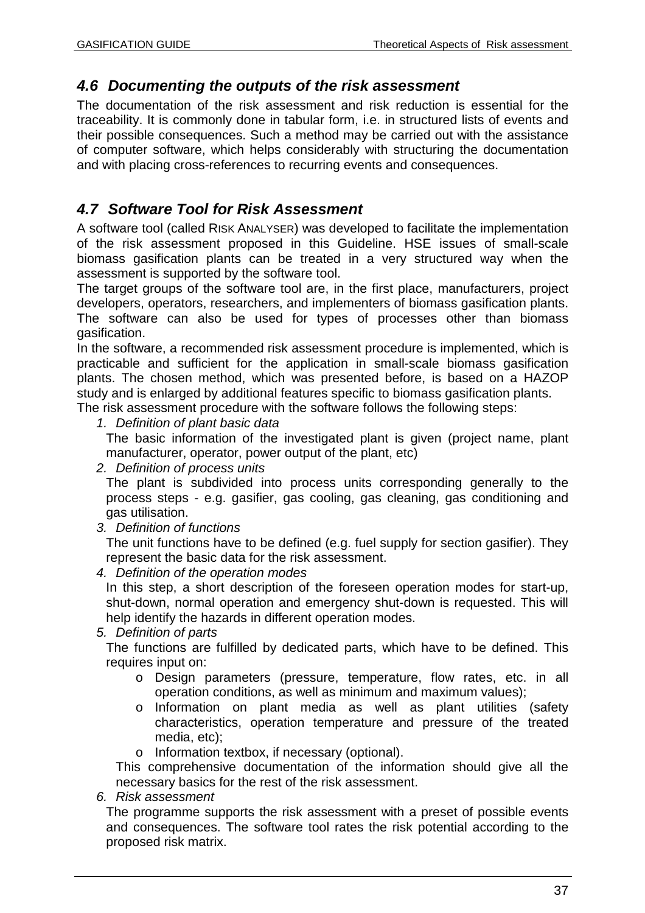## *4.6 Documenting the outputs of the risk assessment*

The documentation of the risk assessment and risk reduction is essential for the traceability. It is commonly done in tabular form, i.e. in structured lists of events and their possible consequences. Such a method may be carried out with the assistance of computer software, which helps considerably with structuring the documentation and with placing cross-references to recurring events and consequences.

## *4.7 Software Tool for Risk Assessment*

A software tool (called RISK ANALYSER) was developed to facilitate the implementation of the risk assessment proposed in this Guideline. HSE issues of small-scale biomass gasification plants can be treated in a very structured way when the assessment is supported by the software tool.

The target groups of the software tool are, in the first place, manufacturers, project developers, operators, researchers, and implementers of biomass gasification plants. The software can also be used for types of processes other than biomass gasification.

In the software, a recommended risk assessment procedure is implemented, which is practicable and sufficient for the application in small-scale biomass gasification plants. The chosen method, which was presented before, is based on a HAZOP study and is enlarged by additional features specific to biomass gasification plants.

The risk assessment procedure with the software follows the following steps:

1. *Definition of plant basic data*
   The basic information of the investigated plant is given (project name, plant manufacturer, operator, power output of the plant, etc)
2. *Definition of process units*
   The plant is subdivided into process units corresponding generally to the process steps - e.g. gasifier, gas cooling, gas cleaning, gas conditioning and gas utilisation.
3. *Definition of functions*
   The unit functions have to be defined (e.g. fuel supply for section gasifier). They represent the basic data for the risk assessment.
4. *Definition of the operation modes*
   In this step, a short description of the foreseen operation modes for start-up, shut-down, normal operation and emergency shut-down is requested. This will help identify the hazards in different operation modes.
5. *Definition of parts*
   The functions are fulfilled by dedicated parts, which have to be defined. This requires input on:
   - Design parameters (pressure, temperature, flow rates, etc. in all operation conditions, as well as minimum and maximum values);
   - Information on plant media as well as plant utilities (safety characteristics, operation temperature and pressure of the treated media, etc);
   - Information textbox, if necessary (optional).

   This comprehensive documentation of the information should give all the necessary basics for the rest of the risk assessment.
6. *Risk assessment*
   The programme supports the risk assessment with a preset of possible events and consequences. The software tool rates the risk potential according to the proposed risk matrix.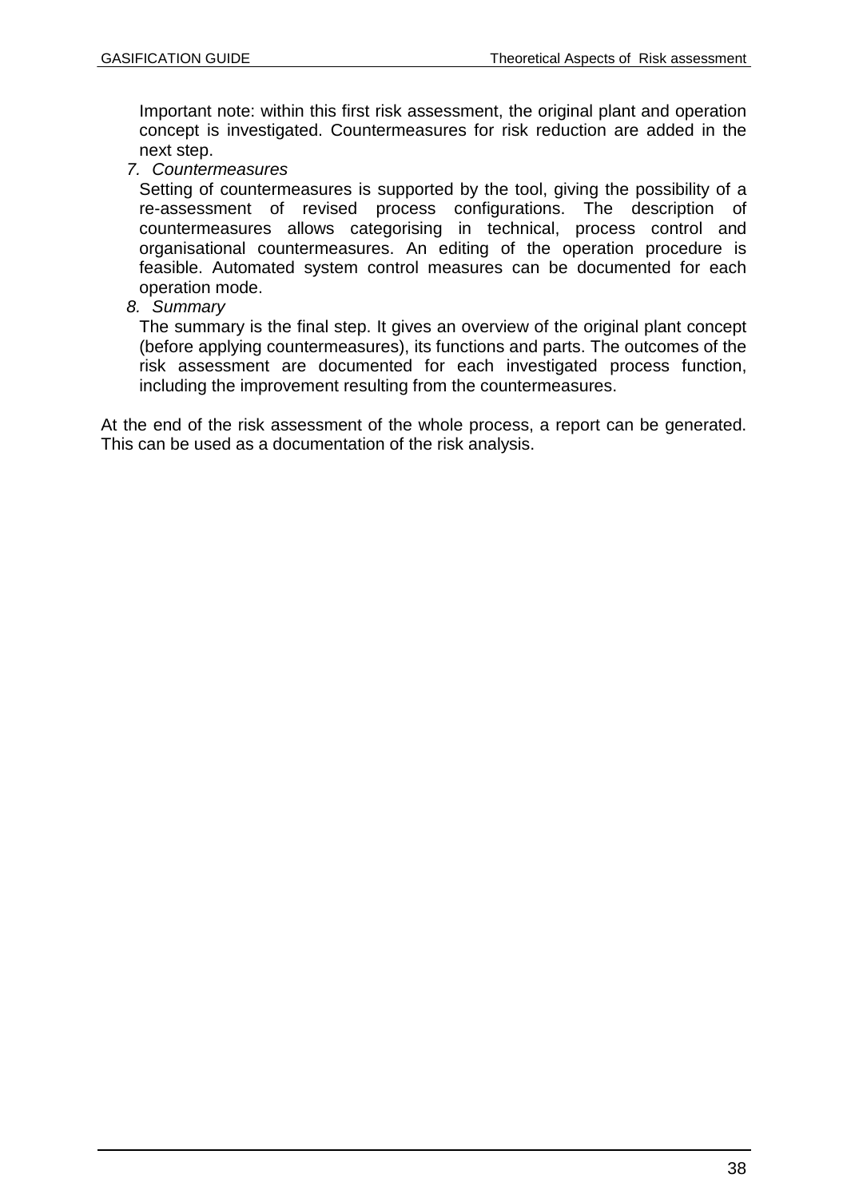Important note: within this first risk assessment, the original plant and operation concept is investigated. Countermeasures for risk reduction are added in the next step.

7. *Countermeasures*

   Setting of countermeasures is supported by the tool, giving the possibility of a re-assessment of revised process configurations. The description of countermeasures allows categorising in technical, process control and organisational countermeasures. An editing of the operation procedure is feasible. Automated system control measures can be documented for each operation mode.

8. *Summary*

   The summary is the final step. It gives an overview of the original plant concept (before applying countermeasures), its functions and parts. The outcomes of the risk assessment are documented for each investigated process function, including the improvement resulting from the countermeasures.

At the end of the risk assessment of the whole process, a report can be generated. This can be used as a documentation of the risk analysis.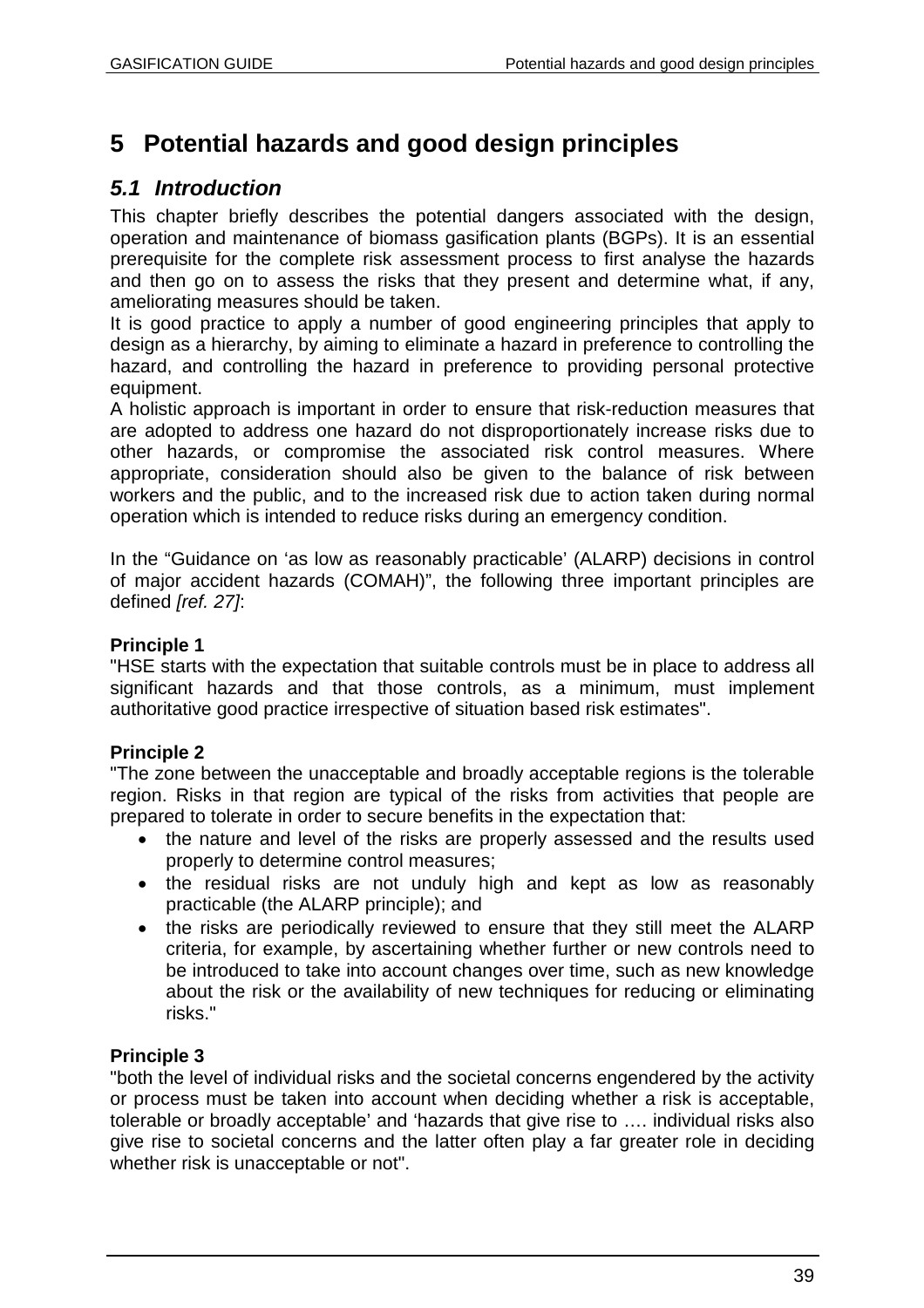# 5 Potential hazards and good design principles

## *5.1 Introduction*

This chapter briefly describes the potential dangers associated with the design, operation and maintenance of biomass gasification plants (BGPs). It is an essential prerequisite for the complete risk assessment process to first analyse the hazards and then go on to assess the risks that they present and determine what, if any, ameliorating measures should be taken.

It is good practice to apply a number of good engineering principles that apply to design as a hierarchy, by aiming to eliminate a hazard in preference to controlling the hazard, and controlling the hazard in preference to providing personal protective equipment.

A holistic approach is important in order to ensure that risk-reduction measures that are adopted to address one hazard do not disproportionately increase risks due to other hazards, or compromise the associated risk control measures. Where appropriate, consideration should also be given to the balance of risk between workers and the public, and to the increased risk due to action taken during normal operation which is intended to reduce risks during an emergency condition.

In the "Guidance on 'as low as reasonably practicable' (ALARP) decisions in control of major accident hazards (COMAH)", the following three important principles are defined *[ref. 27]*:

**Principle 1**

"HSE starts with the expectation that suitable controls must be in place to address all significant hazards and that those controls, as a minimum, must implement authoritative good practice irrespective of situation based risk estimates".

**Principle 2**

"The zone between the unacceptable and broadly acceptable regions is the tolerable region. Risks in that region are typical of the risks from activities that people are prepared to tolerate in order to secure benefits in the expectation that:

- the nature and level of the risks are properly assessed and the results used properly to determine control measures;
- the residual risks are not unduly high and kept as low as reasonably practicable (the ALARP principle); and
- the risks are periodically reviewed to ensure that they still meet the ALARP criteria, for example, by ascertaining whether further or new controls need to be introduced to take into account changes over time, such as new knowledge about the risk or the availability of new techniques for reducing or eliminating risks."

**Principle 3**

"both the level of individual risks and the societal concerns engendered by the activity or process must be taken into account when deciding whether a risk is acceptable, tolerable or broadly acceptable' and 'hazards that give rise to …. individual risks also give rise to societal concerns and the latter often play a far greater role in deciding whether risk is unacceptable or not".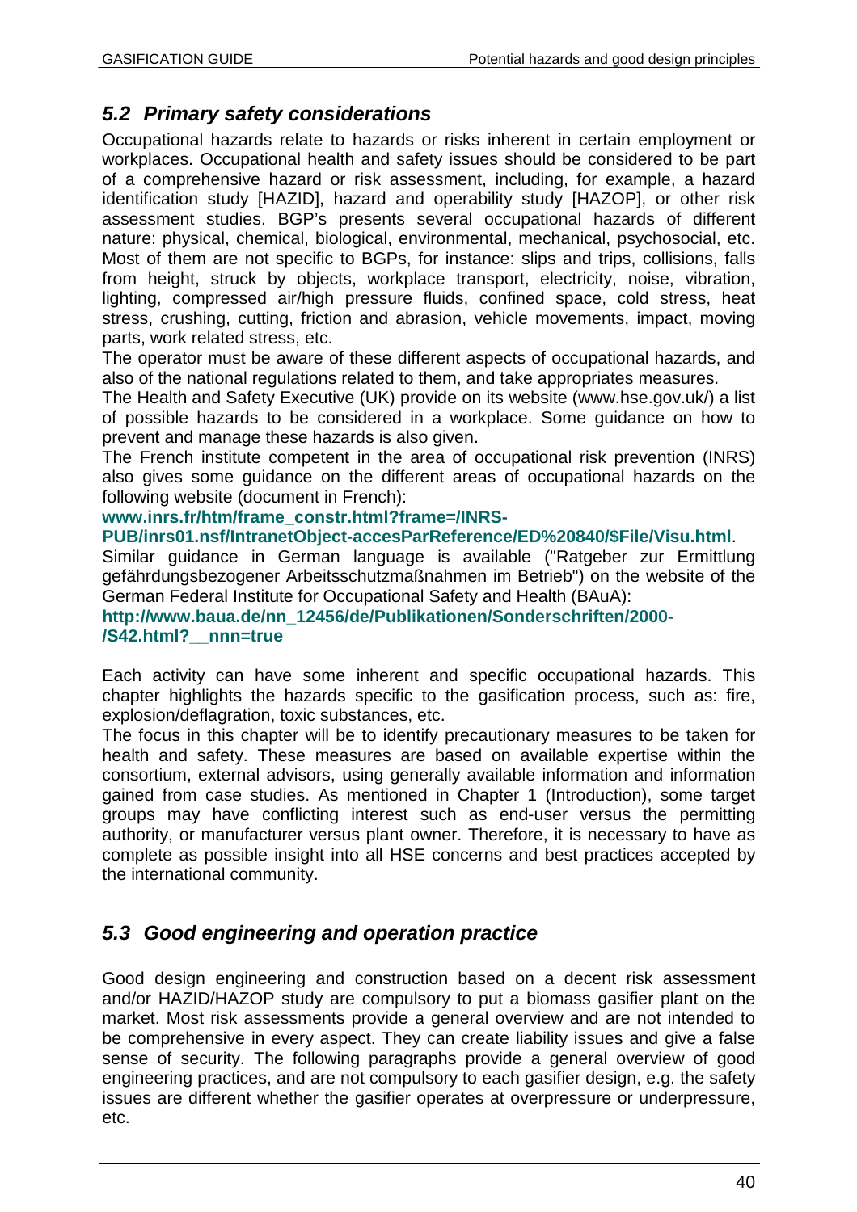## *5.2 Primary safety considerations*

Occupational hazards relate to hazards or risks inherent in certain employment or workplaces. Occupational health and safety issues should be considered to be part of a comprehensive hazard or risk assessment, including, for example, a hazard identification study [HAZID], hazard and operability study [HAZOP], or other risk assessment studies. BGP's presents several occupational hazards of different nature: physical, chemical, biological, environmental, mechanical, psychosocial, etc. Most of them are not specific to BGPs, for instance: slips and trips, collisions, falls from height, struck by objects, workplace transport, electricity, noise, vibration, lighting, compressed air/high pressure fluids, confined space, cold stress, heat stress, crushing, cutting, friction and abrasion, vehicle movements, impact, moving parts, work related stress, etc.

The operator must be aware of these different aspects of occupational hazards, and also of the national regulations related to them, and take appropriates measures.

The Health and Safety Executive (UK) provide on its website (www.hse.gov.uk/) a list of possible hazards to be considered in a workplace. Some guidance on how to prevent and manage these hazards is also given.

The French institute competent in the area of occupational risk prevention (INRS) also gives some guidance on the different areas of occupational hazards on the following website (document in French):

**www.inrs.fr/htm/frame_constr.html?frame=/INRS-PUB/inrs01.nsf/IntranetObject-accesParReference/ED%20840/$File/Visu.html**.

Similar guidance in German language is available ("Ratgeber zur Ermittlung gefährdungsbezogener Arbeitsschutzmaßnahmen im Betrieb") on the website of the German Federal Institute for Occupational Safety and Health (BAuA):

**http://www.baua.de/nn_12456/de/Publikationen/Sonderschriften/2000-/S42.html?__nnn=true**

Each activity can have some inherent and specific occupational hazards. This chapter highlights the hazards specific to the gasification process, such as: fire, explosion/deflagration, toxic substances, etc.

The focus in this chapter will be to identify precautionary measures to be taken for health and safety. These measures are based on available expertise within the consortium, external advisors, using generally available information and information gained from case studies. As mentioned in Chapter 1 (Introduction), some target groups may have conflicting interest such as end-user versus the permitting authority, or manufacturer versus plant owner. Therefore, it is necessary to have as complete as possible insight into all HSE concerns and best practices accepted by the international community.

## *5.3 Good engineering and operation practice*

Good design engineering and construction based on a decent risk assessment and/or HAZID/HAZOP study are compulsory to put a biomass gasifier plant on the market. Most risk assessments provide a general overview and are not intended to be comprehensive in every aspect. They can create liability issues and give a false sense of security. The following paragraphs provide a general overview of good engineering practices, and are not compulsory to each gasifier design, e.g. the safety issues are different whether the gasifier operates at overpressure or underpressure, etc.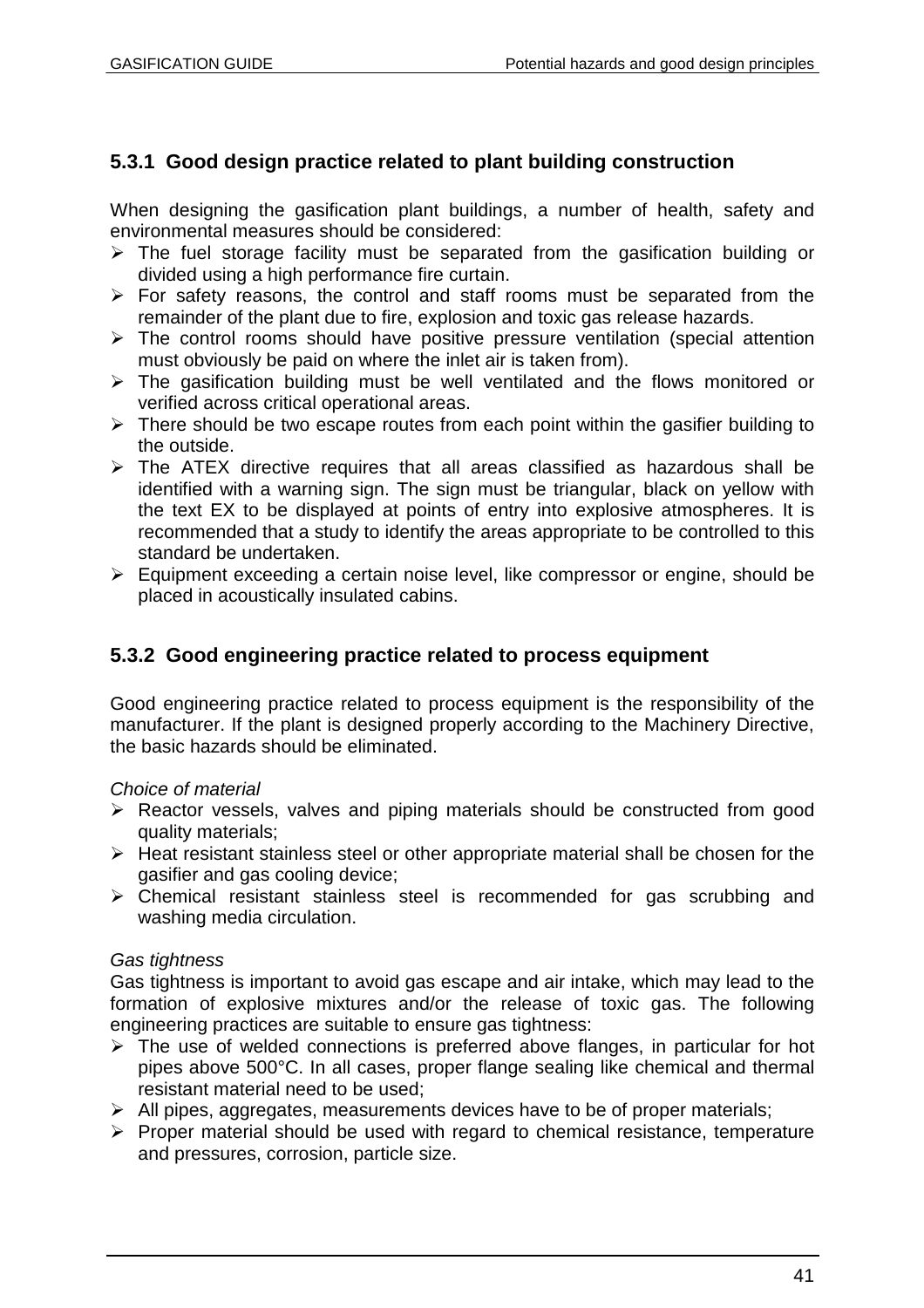### 5.3.1 Good design practice related to plant building construction

When designing the gasification plant buildings, a number of health, safety and environmental measures should be considered:

- The fuel storage facility must be separated from the gasification building or divided using a high performance fire curtain.
- For safety reasons, the control and staff rooms must be separated from the remainder of the plant due to fire, explosion and toxic gas release hazards.
- The control rooms should have positive pressure ventilation (special attention must obviously be paid on where the inlet air is taken from).
- The gasification building must be well ventilated and the flows monitored or verified across critical operational areas.
- There should be two escape routes from each point within the gasifier building to the outside.
- The ATEX directive requires that all areas classified as hazardous shall be identified with a warning sign. The sign must be triangular, black on yellow with the text EX to be displayed at points of entry into explosive atmospheres. It is recommended that a study to identify the areas appropriate to be controlled to this standard be undertaken.
- Equipment exceeding a certain noise level, like compressor or engine, should be placed in acoustically insulated cabins.

### 5.3.2 Good engineering practice related to process equipment

Good engineering practice related to process equipment is the responsibility of the manufacturer. If the plant is designed properly according to the Machinery Directive, the basic hazards should be eliminated.

*Choice of material*

- Reactor vessels, valves and piping materials should be constructed from good quality materials;
- Heat resistant stainless steel or other appropriate material shall be chosen for the gasifier and gas cooling device;
- Chemical resistant stainless steel is recommended for gas scrubbing and washing media circulation.

*Gas tightness*

Gas tightness is important to avoid gas escape and air intake, which may lead to the formation of explosive mixtures and/or the release of toxic gas. The following engineering practices are suitable to ensure gas tightness:

- The use of welded connections is preferred above flanges, in particular for hot pipes above 500°C. In all cases, proper flange sealing like chemical and thermal resistant material need to be used;
- All pipes, aggregates, measurements devices have to be of proper materials;
- Proper material should be used with regard to chemical resistance, temperature and pressures, corrosion, particle size.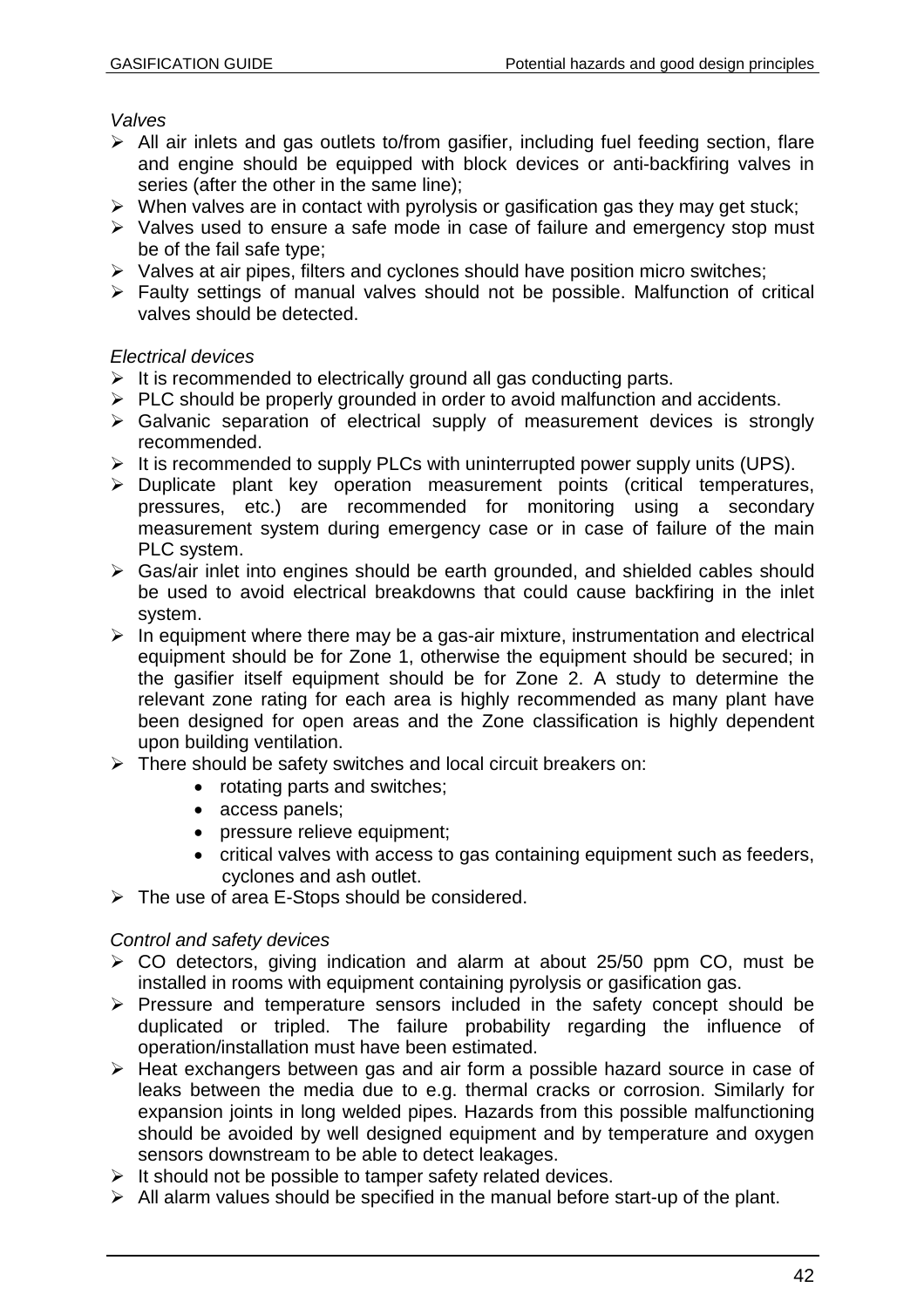*Valves*

- All air inlets and gas outlets to/from gasifier, including fuel feeding section, flare and engine should be equipped with block devices or anti-backfiring valves in series (after the other in the same line);
- When valves are in contact with pyrolysis or gasification gas they may get stuck;
- Valves used to ensure a safe mode in case of failure and emergency stop must be of the fail safe type;
- Valves at air pipes, filters and cyclones should have position micro switches;
- Faulty settings of manual valves should not be possible. Malfunction of critical valves should be detected.

*Electrical devices*

- It is recommended to electrically ground all gas conducting parts.
- PLC should be properly grounded in order to avoid malfunction and accidents.
- Galvanic separation of electrical supply of measurement devices is strongly recommended.
- It is recommended to supply PLCs with uninterrupted power supply units (UPS).
- Duplicate plant key operation measurement points (critical temperatures, pressures, etc.) are recommended for monitoring using a secondary measurement system during emergency case or in case of failure of the main PLC system.
- Gas/air inlet into engines should be earth grounded, and shielded cables should be used to avoid electrical breakdowns that could cause backfiring in the inlet system.
- In equipment where there may be a gas-air mixture, instrumentation and electrical equipment should be for Zone 1, otherwise the equipment should be secured; in the gasifier itself equipment should be for Zone 2. A study to determine the relevant zone rating for each area is highly recommended as many plant have been designed for open areas and the Zone classification is highly dependent upon building ventilation.
- There should be safety switches and local circuit breakers on:
    - rotating parts and switches;
    - access panels;
    - pressure relieve equipment;
    - critical valves with access to gas containing equipment such as feeders, cyclones and ash outlet.
- The use of area E-Stops should be considered.

*Control and safety devices*

- CO detectors, giving indication and alarm at about 25/50 ppm CO, must be installed in rooms with equipment containing pyrolysis or gasification gas.
- Pressure and temperature sensors included in the safety concept should be duplicated or tripled. The failure probability regarding the influence of operation/installation must have been estimated.
- Heat exchangers between gas and air form a possible hazard source in case of leaks between the media due to e.g. thermal cracks or corrosion. Similarly for expansion joints in long welded pipes. Hazards from this possible malfunctioning should be avoided by well designed equipment and by temperature and oxygen sensors downstream to be able to detect leakages.
- It should not be possible to tamper safety related devices.
- All alarm values should be specified in the manual before start-up of the plant.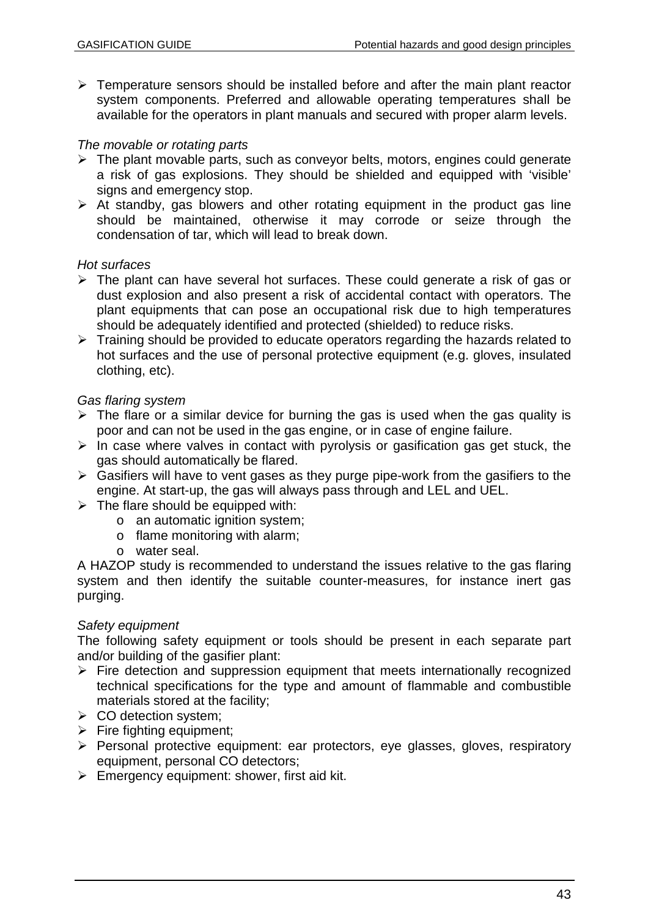- Temperature sensors should be installed before and after the main plant reactor system components. Preferred and allowable operating temperatures shall be available for the operators in plant manuals and secured with proper alarm levels.

*The movable or rotating parts*

- The plant movable parts, such as conveyor belts, motors, engines could generate a risk of gas explosions. They should be shielded and equipped with 'visible' signs and emergency stop.
- At standby, gas blowers and other rotating equipment in the product gas line should be maintained, otherwise it may corrode or seize through the condensation of tar, which will lead to break down.

*Hot surfaces*

- The plant can have several hot surfaces. These could generate a risk of gas or dust explosion and also present a risk of accidental contact with operators. The plant equipments that can pose an occupational risk due to high temperatures should be adequately identified and protected (shielded) to reduce risks.
- Training should be provided to educate operators regarding the hazards related to hot surfaces and the use of personal protective equipment (e.g. gloves, insulated clothing, etc).

*Gas flaring system*

- The flare or a similar device for burning the gas is used when the gas quality is poor and can not be used in the gas engine, or in case of engine failure.
- In case where valves in contact with pyrolysis or gasification gas get stuck, the gas should automatically be flared.
- Gasifiers will have to vent gases as they purge pipe-work from the gasifiers to the engine. At start-up, the gas will always pass through and LEL and UEL.
- The flare should be equipped with:
  - an automatic ignition system;
  - flame monitoring with alarm;
  - water seal.

A HAZOP study is recommended to understand the issues relative to the gas flaring system and then identify the suitable counter-measures, for instance inert gas purging.

*Safety equipment*

The following safety equipment or tools should be present in each separate part and/or building of the gasifier plant:

- Fire detection and suppression equipment that meets internationally recognized technical specifications for the type and amount of flammable and combustible materials stored at the facility;
- CO detection system;
- Fire fighting equipment;
- Personal protective equipment: ear protectors, eye glasses, gloves, respiratory equipment, personal CO detectors;
- Emergency equipment: shower, first aid kit.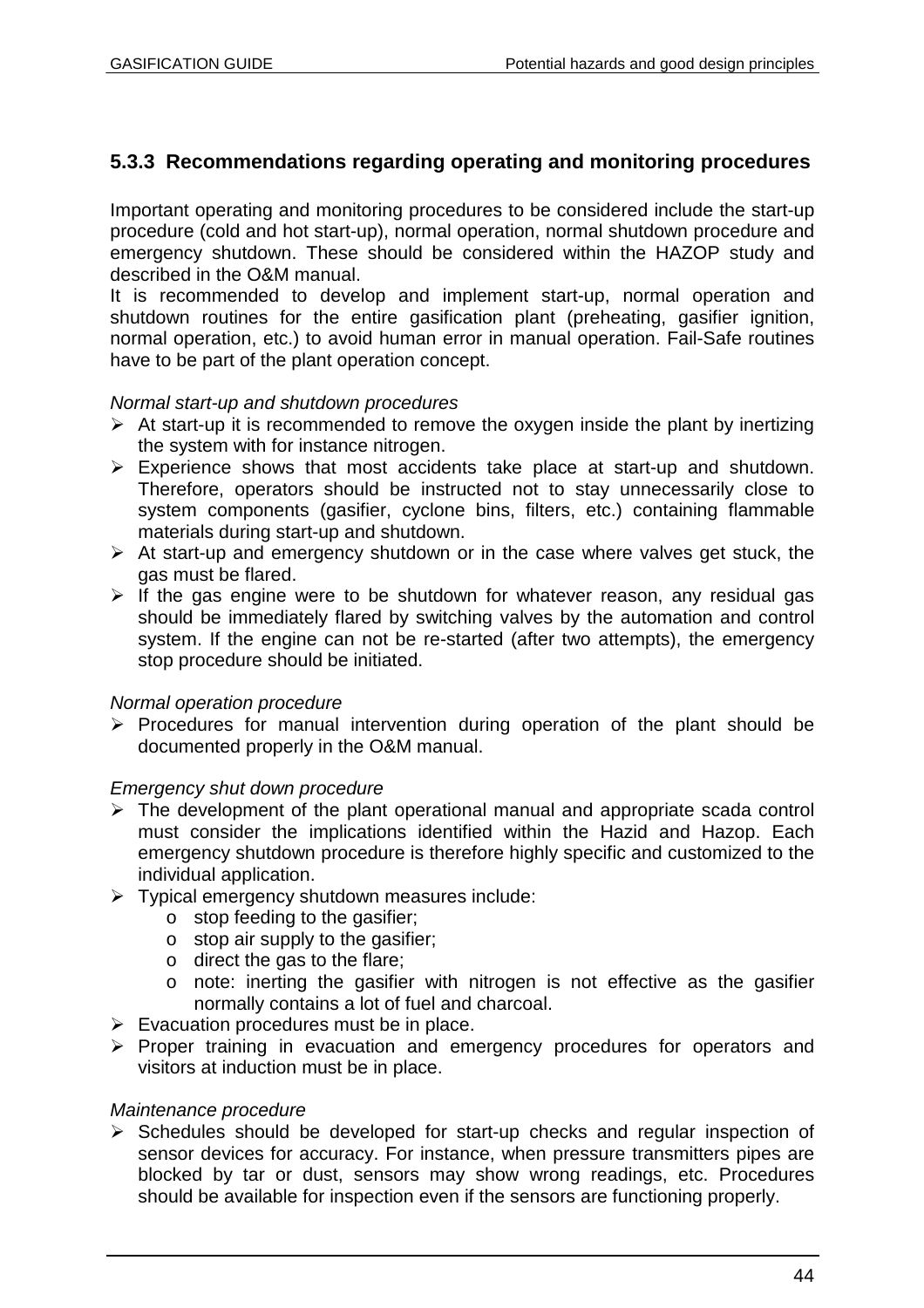### 5.3.3 Recommendations regarding operating and monitoring procedures

Important operating and monitoring procedures to be considered include the start-up procedure (cold and hot start-up), normal operation, normal shutdown procedure and emergency shutdown. These should be considered within the HAZOP study and described in the O&M manual.

It is recommended to develop and implement start-up, normal operation and shutdown routines for the entire gasification plant (preheating, gasifier ignition, normal operation, etc.) to avoid human error in manual operation. Fail-Safe routines have to be part of the plant operation concept.

*Normal start-up and shutdown procedures*

- At start-up it is recommended to remove the oxygen inside the plant by inertizing the system with for instance nitrogen.
- Experience shows that most accidents take place at start-up and shutdown. Therefore, operators should be instructed not to stay unnecessarily close to system components (gasifier, cyclone bins, filters, etc.) containing flammable materials during start-up and shutdown.
- At start-up and emergency shutdown or in the case where valves get stuck, the gas must be flared.
- If the gas engine were to be shutdown for whatever reason, any residual gas should be immediately flared by switching valves by the automation and control system. If the engine can not be re-started (after two attempts), the emergency stop procedure should be initiated.

*Normal operation procedure*

- Procedures for manual intervention during operation of the plant should be documented properly in the O&M manual.

*Emergency shut down procedure*

- The development of the plant operational manual and appropriate scada control must consider the implications identified within the Hazid and Hazop. Each emergency shutdown procedure is therefore highly specific and customized to the individual application.
- Typical emergency shutdown measures include:
  - stop feeding to the gasifier;
  - stop air supply to the gasifier;
  - direct the gas to the flare;
  - note: inerting the gasifier with nitrogen is not effective as the gasifier normally contains a lot of fuel and charcoal.
- Evacuation procedures must be in place.
- Proper training in evacuation and emergency procedures for operators and visitors at induction must be in place.

*Maintenance procedure*

- Schedules should be developed for start-up checks and regular inspection of sensor devices for accuracy. For instance, when pressure transmitters pipes are blocked by tar or dust, sensors may show wrong readings, etc. Procedures should be available for inspection even if the sensors are functioning properly.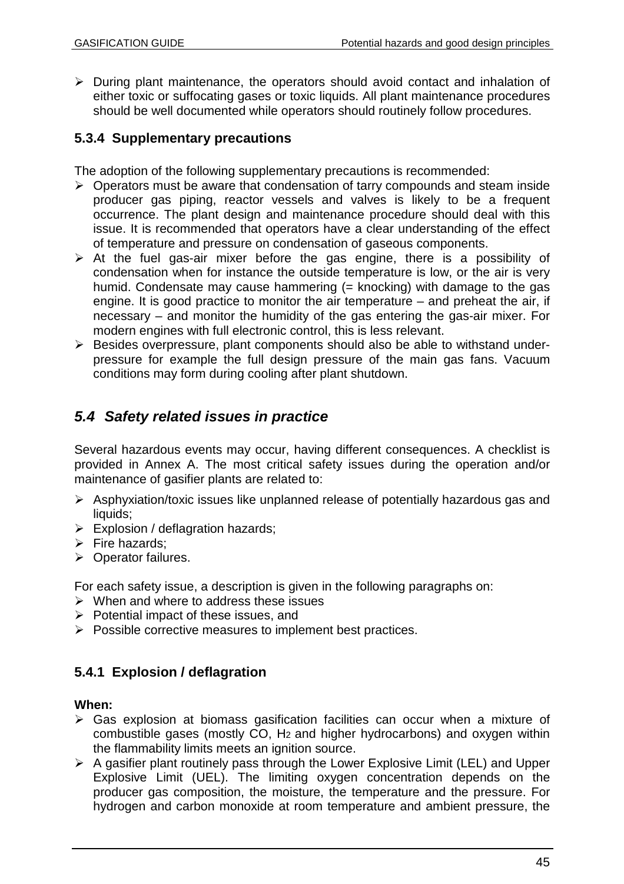- During plant maintenance, the operators should avoid contact and inhalation of either toxic or suffocating gases or toxic liquids. All plant maintenance procedures should be well documented while operators should routinely follow procedures.

### 5.3.4 Supplementary precautions

The adoption of the following supplementary precautions is recommended:

- Operators must be aware that condensation of tarry compounds and steam inside producer gas piping, reactor vessels and valves is likely to be a frequent occurrence. The plant design and maintenance procedure should deal with this issue. It is recommended that operators have a clear understanding of the effect of temperature and pressure on condensation of gaseous components.
- At the fuel gas-air mixer before the gas engine, there is a possibility of condensation when for instance the outside temperature is low, or the air is very humid. Condensate may cause hammering (= knocking) with damage to the gas engine. It is good practice to monitor the air temperature – and preheat the air, if necessary – and monitor the humidity of the gas entering the gas-air mixer. For modern engines with full electronic control, this is less relevant.
- Besides overpressure, plant components should also be able to withstand under-pressure for example the full design pressure of the main gas fans. Vacuum conditions may form during cooling after plant shutdown.

## *5.4 Safety related issues in practice*

Several hazardous events may occur, having different consequences. A checklist is provided in Annex A. The most critical safety issues during the operation and/or maintenance of gasifier plants are related to:

- Asphyxiation/toxic issues like unplanned release of potentially hazardous gas and liquids;
- Explosion / deflagration hazards;
- Fire hazards;
- Operator failures.

For each safety issue, a description is given in the following paragraphs on:

- When and where to address these issues
- Potential impact of these issues, and
- Possible corrective measures to implement best practices.

### 5.4.1 Explosion / deflagration

**When:**

- Gas explosion at biomass gasification facilities can occur when a mixture of combustible gases (mostly CO, $H_2$ and higher hydrocarbons) and oxygen within the flammability limits meets an ignition source.
- A gasifier plant routinely pass through the Lower Explosive Limit (LEL) and Upper Explosive Limit (UEL). The limiting oxygen concentration depends on the producer gas composition, the moisture, the temperature and the pressure. For hydrogen and carbon monoxide at room temperature and ambient pressure, the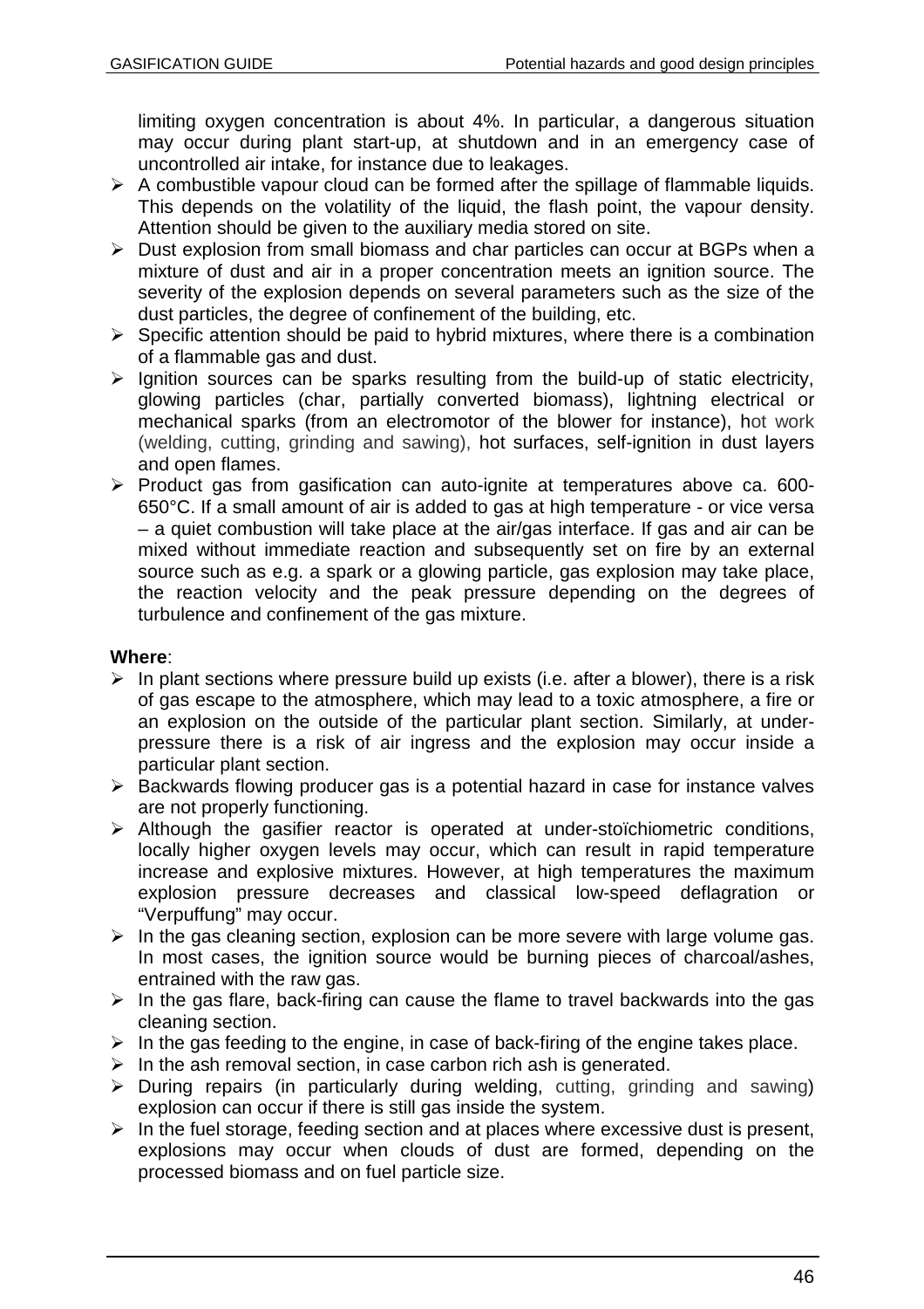limiting oxygen concentration is about 4%. In particular, a dangerous situation may occur during plant start-up, at shutdown and in an emergency case of uncontrolled air intake, for instance due to leakages.

- A combustible vapour cloud can be formed after the spillage of flammable liquids. This depends on the volatility of the liquid, the flash point, the vapour density. Attention should be given to the auxiliary media stored on site.
- Dust explosion from small biomass and char particles can occur at BGPs when a mixture of dust and air in a proper concentration meets an ignition source. The severity of the explosion depends on several parameters such as the size of the dust particles, the degree of confinement of the building, etc.
- Specific attention should be paid to hybrid mixtures, where there is a combination of a flammable gas and dust.
- Ignition sources can be sparks resulting from the build-up of static electricity, glowing particles (char, partially converted biomass), lightning electrical or mechanical sparks (from an electromotor of the blower for instance), hot work (welding, cutting, grinding and sawing), hot surfaces, self-ignition in dust layers and open flames.
- Product gas from gasification can auto-ignite at temperatures above ca. 600-650°C. If a small amount of air is added to gas at high temperature - or vice versa – a quiet combustion will take place at the air/gas interface. If gas and air can be mixed without immediate reaction and subsequently set on fire by an external source such as e.g. a spark or a glowing particle, gas explosion may take place, the reaction velocity and the peak pressure depending on the degrees of turbulence and confinement of the gas mixture.

**Where**:

- In plant sections where pressure build up exists (i.e. after a blower), there is a risk of gas escape to the atmosphere, which may lead to a toxic atmosphere, a fire or an explosion on the outside of the particular plant section. Similarly, at under-pressure there is a risk of air ingress and the explosion may occur inside a particular plant section.
- Backwards flowing producer gas is a potential hazard in case for instance valves are not properly functioning.
- Although the gasifier reactor is operated at under-stoïchiometric conditions, locally higher oxygen levels may occur, which can result in rapid temperature increase and explosive mixtures. However, at high temperatures the maximum explosion pressure decreases and classical low-speed deflagration or "Verpuffung" may occur.
- In the gas cleaning section, explosion can be more severe with large volume gas. In most cases, the ignition source would be burning pieces of charcoal/ashes, entrained with the raw gas.
- In the gas flare, back-firing can cause the flame to travel backwards into the gas cleaning section.
- In the gas feeding to the engine, in case of back-firing of the engine takes place.
- In the ash removal section, in case carbon rich ash is generated.
- During repairs (in particularly during welding, cutting, grinding and sawing) explosion can occur if there is still gas inside the system.
- In the fuel storage, feeding section and at places where excessive dust is present, explosions may occur when clouds of dust are formed, depending on the processed biomass and on fuel particle size.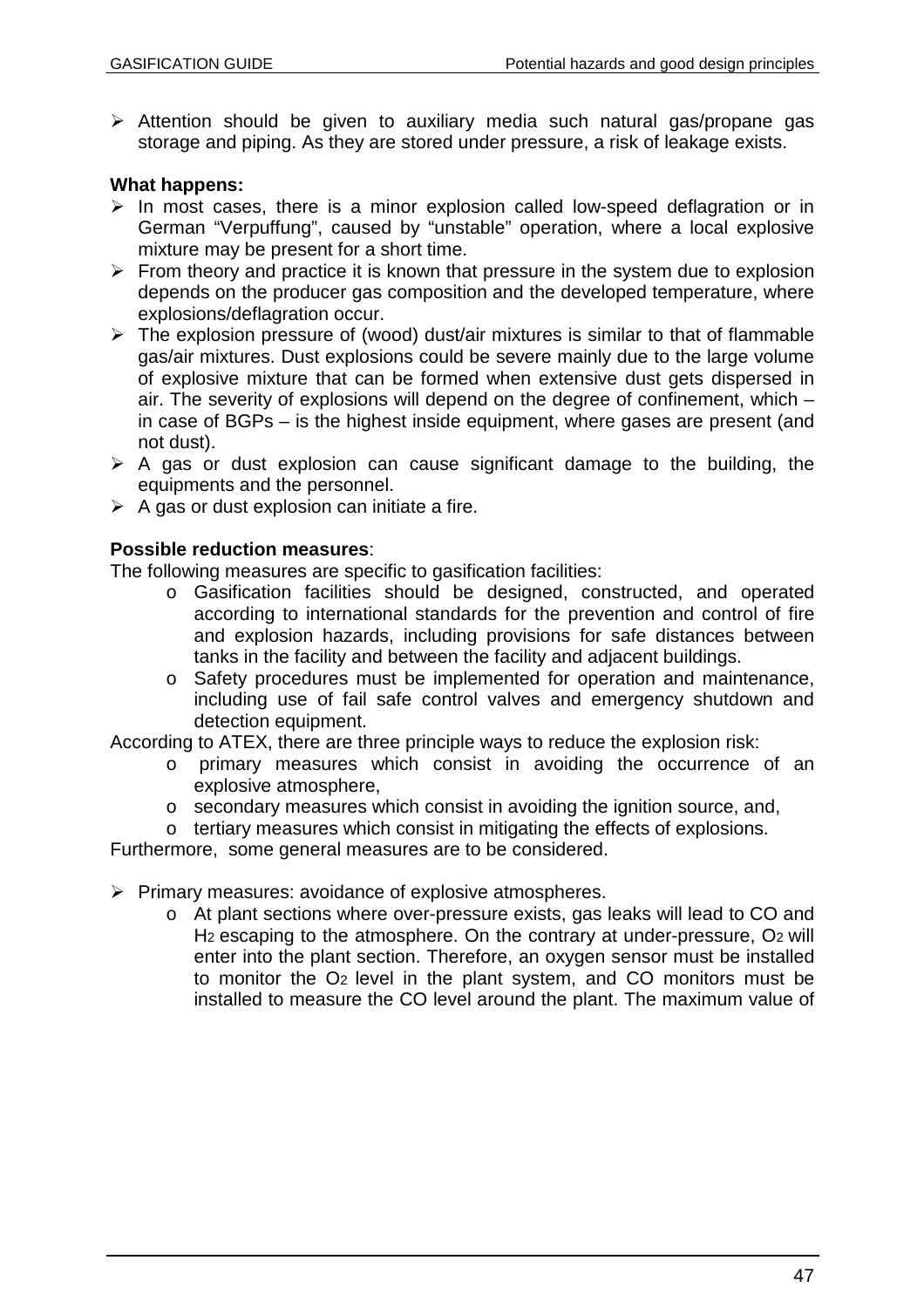- Attention should be given to auxiliary media such natural gas/propane gas storage and piping. As they are stored under pressure, a risk of leakage exists.

**What happens:**

- In most cases, there is a minor explosion called low-speed deflagration or in German "Verpuffung", caused by "unstable" operation, where a local explosive mixture may be present for a short time.
- From theory and practice it is known that pressure in the system due to explosion depends on the producer gas composition and the developed temperature, where explosions/deflagration occur.
- The explosion pressure of (wood) dust/air mixtures is similar to that of flammable gas/air mixtures. Dust explosions could be severe mainly due to the large volume of explosive mixture that can be formed when extensive dust gets dispersed in air. The severity of explosions will depend on the degree of confinement, which – in case of BGPs – is the highest inside equipment, where gases are present (and not dust).
- A gas or dust explosion can cause significant damage to the building, the equipments and the personnel.
- A gas or dust explosion can initiate a fire.

**Possible reduction measures**:

The following measures are specific to gasification facilities:

- Gasification facilities should be designed, constructed, and operated according to international standards for the prevention and control of fire and explosion hazards, including provisions for safe distances between tanks in the facility and between the facility and adjacent buildings.
- Safety procedures must be implemented for operation and maintenance, including use of fail safe control valves and emergency shutdown and detection equipment.

According to ATEX, there are three principle ways to reduce the explosion risk:

- primary measures which consist in avoiding the occurrence of an explosive atmosphere,
- secondary measures which consist in avoiding the ignition source, and,
- tertiary measures which consist in mitigating the effects of explosions.

Furthermore, some general measures are to be considered.

- Primary measures: avoidance of explosive atmospheres.
  - At plant sections where over-pressure exists, gas leaks will lead to CO and $H_2$ escaping to the atmosphere. On the contrary at under-pressure, $O_2$ will enter into the plant section. Therefore, an oxygen sensor must be installed to monitor the $O_2$ level in the plant system, and CO monitors must be installed to measure the CO level around the plant. The maximum value of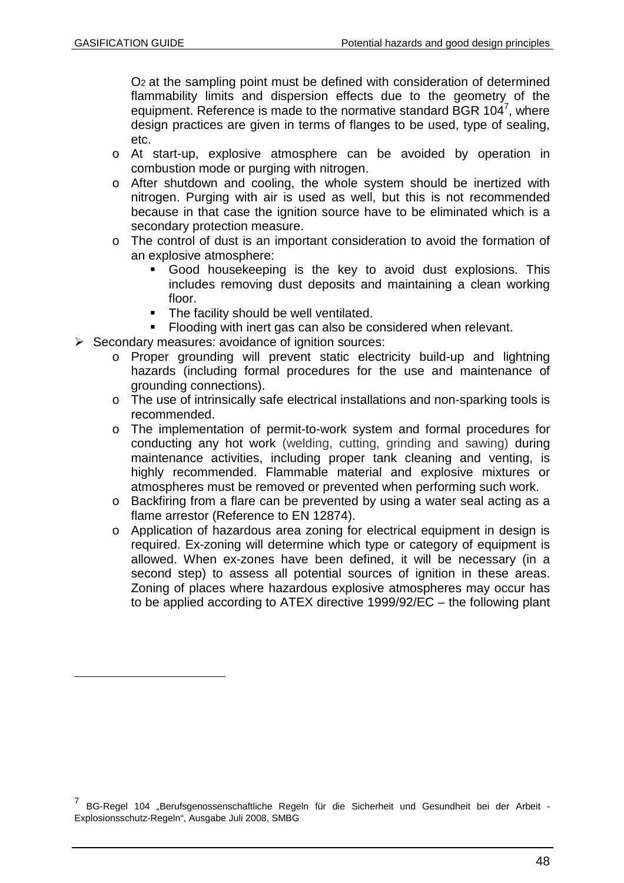$O_2$ at the sampling point must be defined with consideration of determined flammability limits and dispersion effects due to the geometry of the equipment. Reference is made to the normative standard BGR 104[7], where design practices are given in terms of flanges to be used, type of sealing, etc.

  - At start-up, explosive atmosphere can be avoided by operation in combustion mode or purging with nitrogen.
  - After shutdown and cooling, the whole system should be inertized with nitrogen. Purging with air is used as well, but this is not recommended because in that case the ignition source have to be eliminated which is a secondary protection measure.
  - The control of dust is an important consideration to avoid the formation of an explosive atmosphere:
    - Good housekeeping is the key to avoid dust explosions. This includes removing dust deposits and maintaining a clean working floor.
    - The facility should be well ventilated.
    - Flooding with inert gas can also be considered when relevant.

- Secondary measures: avoidance of ignition sources:
  - Proper grounding will prevent static electricity build-up and lightning hazards (including formal procedures for the use and maintenance of grounding connections).
  - The use of intrinsically safe electrical installations and non-sparking tools is recommended.
  - The implementation of permit-to-work system and formal procedures for conducting any hot work (welding, cutting, grinding and sawing) during maintenance activities, including proper tank cleaning and venting, is highly recommended. Flammable material and explosive mixtures or atmospheres must be removed or prevented when performing such work.
  - Backfiring from a flare can be prevented by using a water seal acting as a flame arrestor (Reference to EN 12874).
  - Application of hazardous area zoning for electrical equipment in design is required. Ex-zoning will determine which type or category of equipment is allowed. When ex-zones have been defined, it will be necessary (in a second step) to assess all potential sources of ignition in these areas. Zoning of places where hazardous explosive atmospheres may occur has to be applied according to ATEX directive 1999/92/EC – the following plant

[7] BG-Regel 104 „Berufsgenossenschaftliche Regeln für die Sicherheit und Gesundheit bei der Arbeit - Explosionsschutz-Regeln“, Ausgabe Juli 2008, SMBG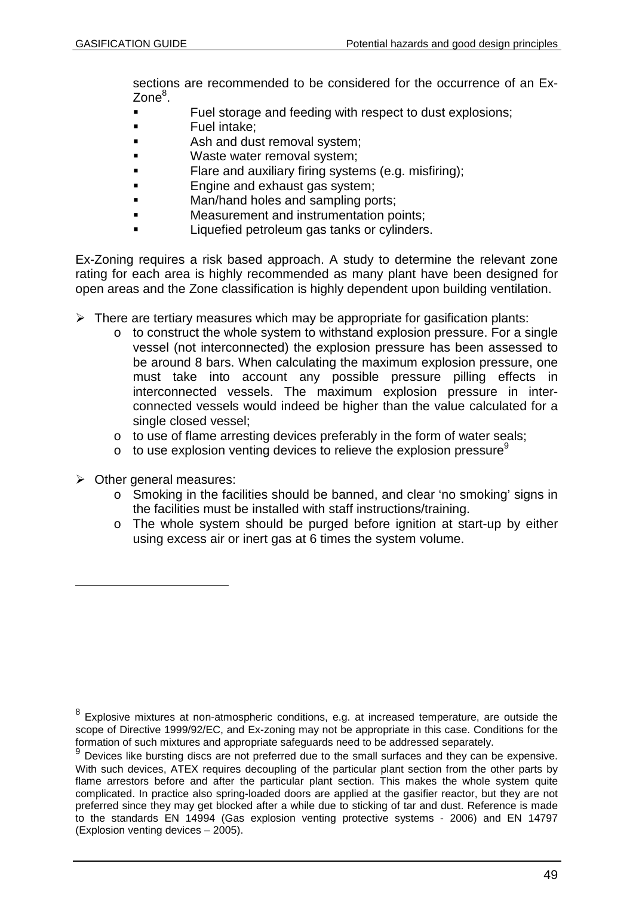sections are recommended to be considered for the occurrence of an Ex-Zone[8].

- Fuel storage and feeding with respect to dust explosions;
- Fuel intake;
- Ash and dust removal system;
- Waste water removal system;
- Flare and auxiliary firing systems (e.g. misfiring);
- Engine and exhaust gas system;
- Man/hand holes and sampling ports;
- Measurement and instrumentation points;
- Liquefied petroleum gas tanks or cylinders.

Ex-Zoning requires a risk based approach. A study to determine the relevant zone rating for each area is highly recommended as many plant have been designed for open areas and the Zone classification is highly dependent upon building ventilation.

- There are tertiary measures which may be appropriate for gasification plants:
  - to construct the whole system to withstand explosion pressure. For a single vessel (not interconnected) the explosion pressure has been assessed to be around 8 bars. When calculating the maximum explosion pressure, one must take into account any possible pressure pilling effects in interconnected vessels. The maximum explosion pressure in inter-connected vessels would indeed be higher than the value calculated for a single closed vessel;
  - to use of flame arresting devices preferably in the form of water seals;
  - to use explosion venting devices to relieve the explosion pressure[9]

- Other general measures:
  - Smoking in the facilities should be banned, and clear 'no smoking' signs in the facilities must be installed with staff instructions/training.
  - The whole system should be purged before ignition at start-up by either using excess air or inert gas at 6 times the system volume.

---

[8] Explosive mixtures at non-atmospheric conditions, e.g. at increased temperature, are outside the scope of Directive 1999/92/EC, and Ex-zoning may not be appropriate in this case. Conditions for the formation of such mixtures and appropriate safeguards need to be addressed separately.

[9] Devices like bursting discs are not preferred due to the small surfaces and they can be expensive. With such devices, ATEX requires decoupling of the particular plant section from the other parts by flame arrestors before and after the particular plant section. This makes the whole system quite complicated. In practice also spring-loaded doors are applied at the gasifier reactor, but they are not preferred since they may get blocked after a while due to sticking of tar and dust. Reference is made to the standards EN 14994 (Gas explosion venting protective systems - 2006) and EN 14797 (Explosion venting devices – 2005).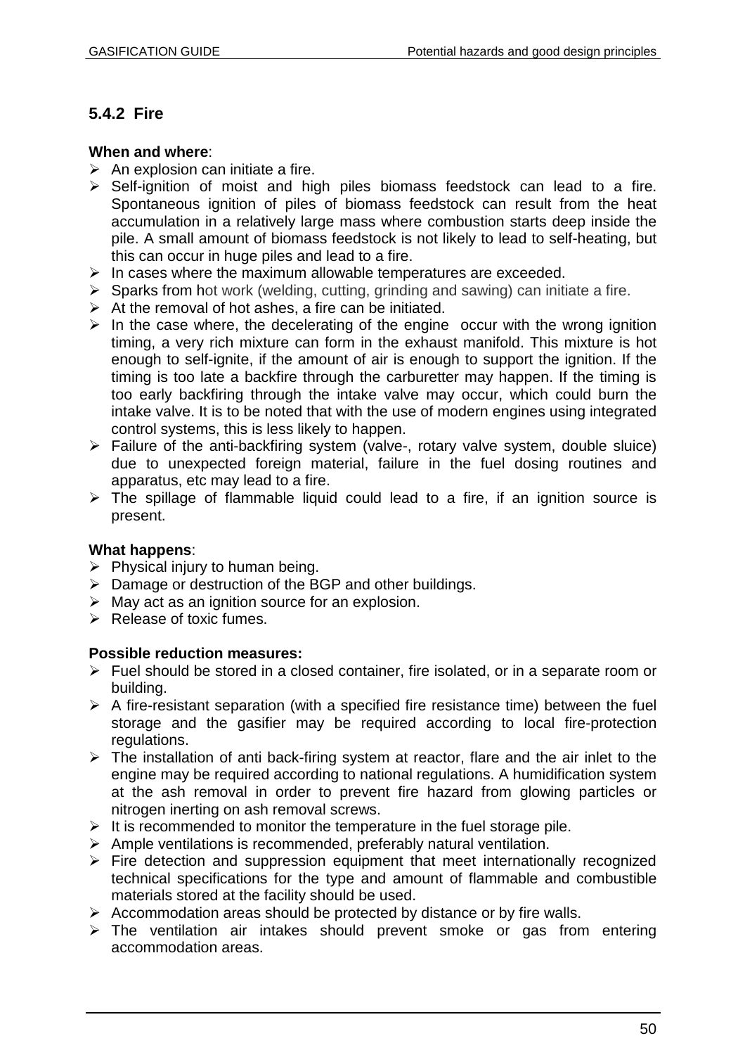### 5.4.2 Fire

**When and where**:

- An explosion can initiate a fire.
- Self-ignition of moist and high piles biomass feedstock can lead to a fire. Spontaneous ignition of piles of biomass feedstock can result from the heat accumulation in a relatively large mass where combustion starts deep inside the pile. A small amount of biomass feedstock is not likely to lead to self-heating, but this can occur in huge piles and lead to a fire.
- In cases where the maximum allowable temperatures are exceeded.
- Sparks from hot work (welding, cutting, grinding and sawing) can initiate a fire.
- At the removal of hot ashes, a fire can be initiated.
- In the case where, the decelerating of the engine occur with the wrong ignition timing, a very rich mixture can form in the exhaust manifold. This mixture is hot enough to self-ignite, if the amount of air is enough to support the ignition. If the timing is too late a backfire through the carburetter may happen. If the timing is too early backfiring through the intake valve may occur, which could burn the intake valve. It is to be noted that with the use of modern engines using integrated control systems, this is less likely to happen.
- Failure of the anti-backfiring system (valve-, rotary valve system, double sluice) due to unexpected foreign material, failure in the fuel dosing routines and apparatus, etc may lead to a fire.
- The spillage of flammable liquid could lead to a fire, if an ignition source is present.

**What happens**:

- Physical injury to human being.
- Damage or destruction of the BGP and other buildings.
- May act as an ignition source for an explosion.
- Release of toxic fumes.

**Possible reduction measures:**

- Fuel should be stored in a closed container, fire isolated, or in a separate room or building.
- A fire-resistant separation (with a specified fire resistance time) between the fuel storage and the gasifier may be required according to local fire-protection regulations.
- The installation of anti back-firing system at reactor, flare and the air inlet to the engine may be required according to national regulations. A humidification system at the ash removal in order to prevent fire hazard from glowing particles or nitrogen inerting on ash removal screws.
- It is recommended to monitor the temperature in the fuel storage pile.
- Ample ventilations is recommended, preferably natural ventilation.
- Fire detection and suppression equipment that meet internationally recognized technical specifications for the type and amount of flammable and combustible materials stored at the facility should be used.
- Accommodation areas should be protected by distance or by fire walls.
- The ventilation air intakes should prevent smoke or gas from entering accommodation areas.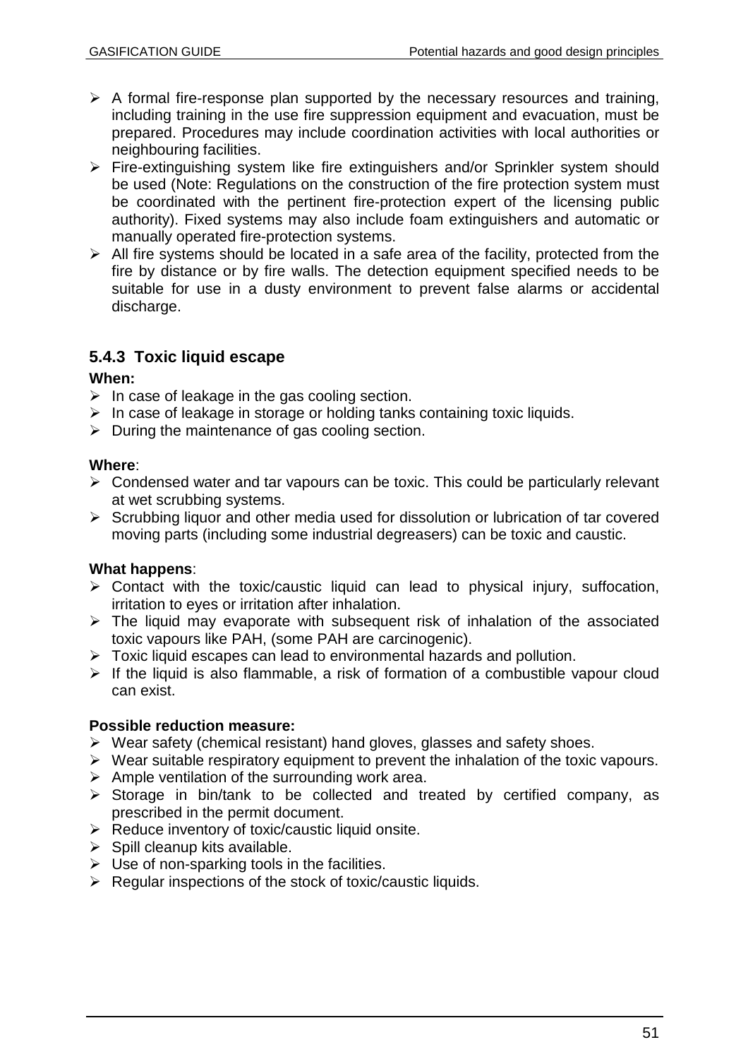- A formal fire-response plan supported by the necessary resources and training, including training in the use fire suppression equipment and evacuation, must be prepared. Procedures may include coordination activities with local authorities or neighbouring facilities.
- Fire-extinguishing system like fire extinguishers and/or Sprinkler system should be used (Note: Regulations on the construction of the fire protection system must be coordinated with the pertinent fire-protection expert of the licensing public authority). Fixed systems may also include foam extinguishers and automatic or manually operated fire-protection systems.
- All fire systems should be located in a safe area of the facility, protected from the fire by distance or by fire walls. The detection equipment specified needs to be suitable for use in a dusty environment to prevent false alarms or accidental discharge.

### 5.4.3 Toxic liquid escape

**When:**

- In case of leakage in the gas cooling section.
- In case of leakage in storage or holding tanks containing toxic liquids.
- During the maintenance of gas cooling section.

**Where**:

- Condensed water and tar vapours can be toxic. This could be particularly relevant at wet scrubbing systems.
- Scrubbing liquor and other media used for dissolution or lubrication of tar covered moving parts (including some industrial degreasers) can be toxic and caustic.

**What happens**:

- Contact with the toxic/caustic liquid can lead to physical injury, suffocation, irritation to eyes or irritation after inhalation.
- The liquid may evaporate with subsequent risk of inhalation of the associated toxic vapours like PAH, (some PAH are carcinogenic).
- Toxic liquid escapes can lead to environmental hazards and pollution.
- If the liquid is also flammable, a risk of formation of a combustible vapour cloud can exist.

**Possible reduction measure:**

- Wear safety (chemical resistant) hand gloves, glasses and safety shoes.
- Wear suitable respiratory equipment to prevent the inhalation of the toxic vapours.
- Ample ventilation of the surrounding work area.
- Storage in bin/tank to be collected and treated by certified company, as prescribed in the permit document.
- Reduce inventory of toxic/caustic liquid onsite.
- Spill cleanup kits available.
- Use of non-sparking tools in the facilities.
- Regular inspections of the stock of toxic/caustic liquids.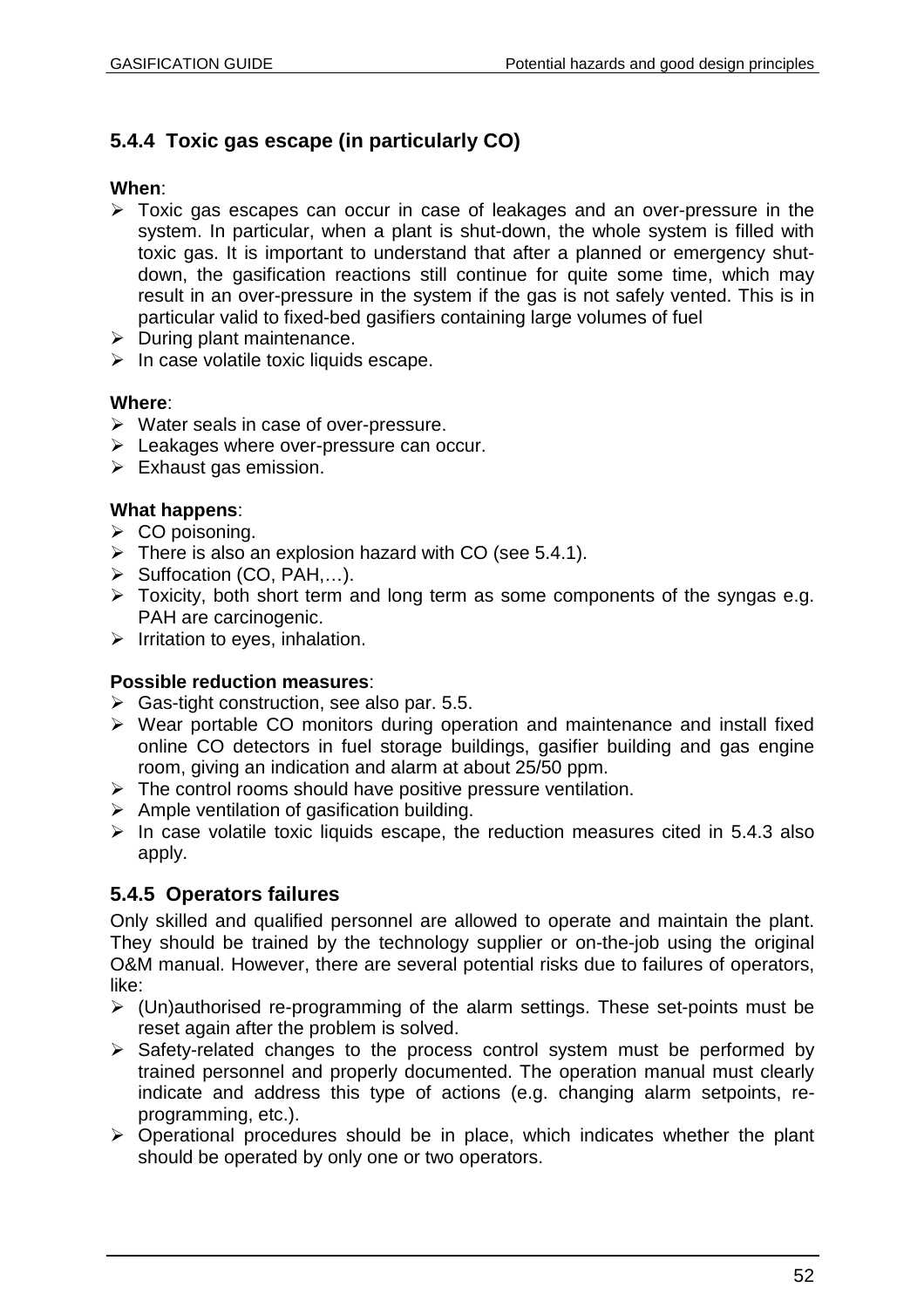### 5.4.4 Toxic gas escape (in particularly CO)

**When**:

- Toxic gas escapes can occur in case of leakages and an over-pressure in the system. In particular, when a plant is shut-down, the whole system is filled with toxic gas. It is important to understand that after a planned or emergency shut-down, the gasification reactions still continue for quite some time, which may result in an over-pressure in the system if the gas is not safely vented. This is in particular valid to fixed-bed gasifiers containing large volumes of fuel
- During plant maintenance.
- In case volatile toxic liquids escape.

**Where**:

- Water seals in case of over-pressure.
- Leakages where over-pressure can occur.
- Exhaust gas emission.

**What happens**:

- CO poisoning.
- There is also an explosion hazard with CO (see 5.4.1).
- Suffocation (CO, PAH,…).
- Toxicity, both short term and long term as some components of the syngas e.g. PAH are carcinogenic.
- Irritation to eyes, inhalation.

**Possible reduction measures**:

- Gas-tight construction, see also par. 5.5.
- Wear portable CO monitors during operation and maintenance and install fixed online CO detectors in fuel storage buildings, gasifier building and gas engine room, giving an indication and alarm at about 25/50 ppm.
- The control rooms should have positive pressure ventilation.
- Ample ventilation of gasification building.
- In case volatile toxic liquids escape, the reduction measures cited in 5.4.3 also apply.

### 5.4.5 Operators failures

Only skilled and qualified personnel are allowed to operate and maintain the plant. They should be trained by the technology supplier or on-the-job using the original O&M manual. However, there are several potential risks due to failures of operators, like:

- (Un)authorised re-programming of the alarm settings. These set-points must be reset again after the problem is solved.
- Safety-related changes to the process control system must be performed by trained personnel and properly documented. The operation manual must clearly indicate and address this type of actions (e.g. changing alarm setpoints, re-programming, etc.).
- Operational procedures should be in place, which indicates whether the plant should be operated by only one or two operators.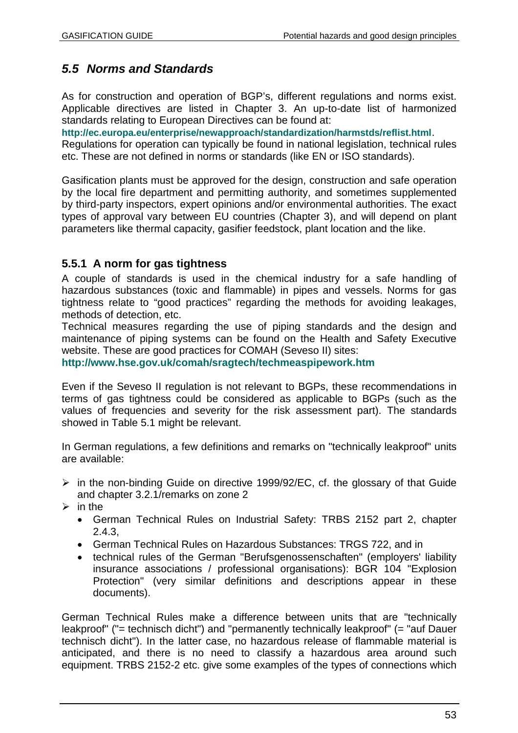## 5.5 Norms and Standards

As for construction and operation of BGP's, different regulations and norms exist. Applicable directives are listed in Chapter 3. An up-to-date list of harmonized standards relating to European Directives can be found at:

**http://ec.europa.eu/enterprise/newapproach/standardization/harmstds/reflist.html**.

Regulations for operation can typically be found in national legislation, technical rules etc. These are not defined in norms or standards (like EN or ISO standards).

Gasification plants must be approved for the design, construction and safe operation by the local fire department and permitting authority, and sometimes supplemented by third-party inspectors, expert opinions and/or environmental authorities. The exact types of approval vary between EU countries (Chapter 3), and will depend on plant parameters like thermal capacity, gasifier feedstock, plant location and the like.

### 5.5.1 A norm for gas tightness

A couple of standards is used in the chemical industry for a safe handling of hazardous substances (toxic and flammable) in pipes and vessels. Norms for gas tightness relate to "good practices" regarding the methods for avoiding leakages, methods of detection, etc.

Technical measures regarding the use of piping standards and the design and maintenance of piping systems can be found on the Health and Safety Executive website. These are good practices for COMAH (Seveso II) sites:

**http://www.hse.gov.uk/comah/sragtech/techmeaspipework.htm**

Even if the Seveso II regulation is not relevant to BGPs, these recommendations in terms of gas tightness could be considered as applicable to BGPs (such as the values of frequencies and severity for the risk assessment part). The standards showed in Table 5.1 might be relevant.

In German regulations, a few definitions and remarks on "technically leakproof" units are available:

- in the non-binding Guide on directive 1999/92/EC, cf. the glossary of that Guide and chapter 3.2.1/remarks on zone 2
- in the
  - German Technical Rules on Industrial Safety: TRBS 2152 part 2, chapter 2.4.3,
  - German Technical Rules on Hazardous Substances: TRGS 722, and in
  - technical rules of the German "Berufsgenossenschaften" (employers' liability insurance associations / professional organisations): BGR 104 "Explosion Protection" (very similar definitions and descriptions appear in these documents).

German Technical Rules make a difference between units that are "technically leakproof" ("= technisch dicht") and "permanently technically leakproof" (= "auf Dauer technisch dicht"). In the latter case, no hazardous release of flammable material is anticipated, and there is no need to classify a hazardous area around such equipment. TRBS 2152-2 etc. give some examples of the types of connections which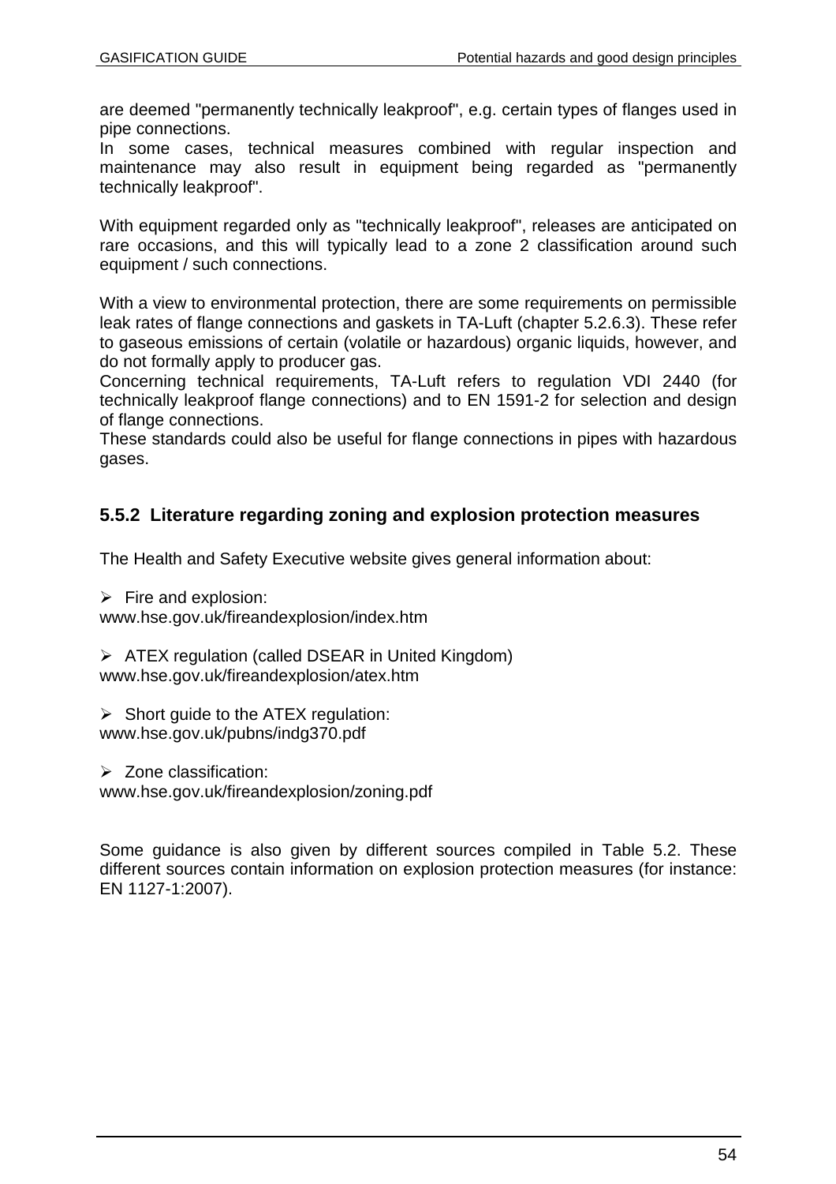are deemed "permanently technically leakproof", e.g. certain types of flanges used in pipe connections.
In some cases, technical measures combined with regular inspection and maintenance may also result in equipment being regarded as "permanently technically leakproof".

With equipment regarded only as "technically leakproof", releases are anticipated on rare occasions, and this will typically lead to a zone 2 classification around such equipment / such connections.

With a view to environmental protection, there are some requirements on permissible leak rates of flange connections and gaskets in TA-Luft (chapter 5.2.6.3). These refer to gaseous emissions of certain (volatile or hazardous) organic liquids, however, and do not formally apply to producer gas.
Concerning technical requirements, TA-Luft refers to regulation VDI 2440 (for technically leakproof flange connections) and to EN 1591-2 for selection and design of flange connections.
These standards could also be useful for flange connections in pipes with hazardous gases.

### 5.5.2 Literature regarding zoning and explosion protection measures

The Health and Safety Executive website gives general information about:

- Fire and explosion:
www.hse.gov.uk/fireandexplosion/index.htm

- ATEX regulation (called DSEAR in United Kingdom)
www.hse.gov.uk/fireandexplosion/atex.htm

- Short guide to the ATEX regulation:
www.hse.gov.uk/pubns/indg370.pdf

- Zone classification:
www.hse.gov.uk/fireandexplosion/zoning.pdf

Some guidance is also given by different sources compiled in Table 5.2. These different sources contain information on explosion protection measures (for instance: EN 1127-1:2007).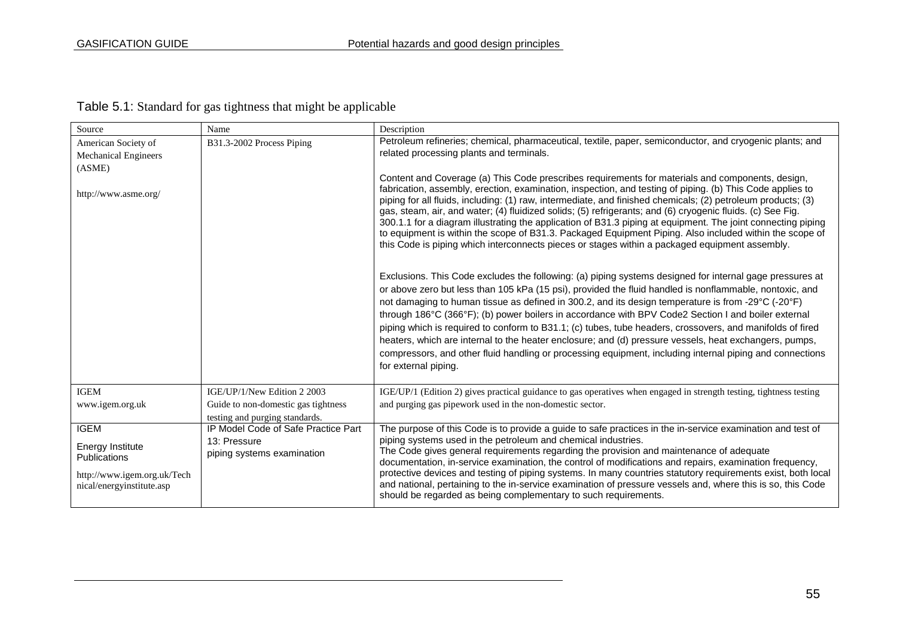Table 5.1: Standard for gas tightness that might be applicable

| Source | Name | Description |
|---|---|---|
| American Society of Mechanical Engineers (ASME)<br><br>http://www.asme.org/ | B31.3-2002 Process Piping | Petroleum refineries; chemical, pharmaceutical, textile, paper, semiconductor, and cryogenic plants; and related processing plants and terminals.<br><br>Content and Coverage (a) This Code prescribes requirements for materials and components, design, fabrication, assembly, erection, examination, inspection, and testing of piping. (b) This Code applies to piping for all fluids, including: (1) raw, intermediate, and finished chemicals; (2) petroleum products; (3) gas, steam, air, and water; (4) fluidized solids; (5) refrigerants; and (6) cryogenic fluids. (c) See Fig. 300.1.1 for a diagram illustrating the application of B31.3 piping at equipment. The joint connecting piping to equipment is within the scope of B31.3. Packaged Equipment Piping. Also included within the scope of this Code is piping which interconnects pieces or stages within a packaged equipment assembly.<br><br>Exclusions. This Code excludes the following: (a) piping systems designed for internal gage pressures at or above zero but less than 105 kPa (15 psi), provided the fluid handled is nonflammable, nontoxic, and not damaging to human tissue as defined in 300.2, and its design temperature is from -29°C (-20°F) through 186°C (366°F); (b) power boilers in accordance with BPV Code2 Section I and boiler external piping which is required to conform to B31.1; (c) tubes, tube headers, crossovers, and manifolds of fired heaters, which are internal to the heater enclosure; and (d) pressure vessels, heat exchangers, pumps, compressors, and other fluid handling or processing equipment, including internal piping and connections for external piping. |
| IGEM<br>www.igem.org.uk | IGE/UP/1/New Edition 2 2003<br>Guide to non-domestic gas tightness testing and purging standards. | IGE/UP/1 (Edition 2) gives practical guidance to gas operatives when engaged in strength testing, tightness testing and purging gas pipework used in the non-domestic sector. |
| IGEM<br>Energy Institute Publications<br><br>http://www.igem.org.uk/Technical/energyinstitute.asp | IP Model Code of Safe Practice Part 13: Pressure piping systems examination | The purpose of this Code is to provide a guide to safe practices in the in-service examination and test of piping systems used in the petroleum and chemical industries.<br>The Code gives general requirements regarding the provision and maintenance of adequate documentation, in-service examination, the control of modifications and repairs, examination frequency, protective devices and testing of piping systems. In many countries statutory requirements exist, both local and national, pertaining to the in-service examination of pressure vessels and, where this is so, this Code should be regarded as being complementary to such requirements. |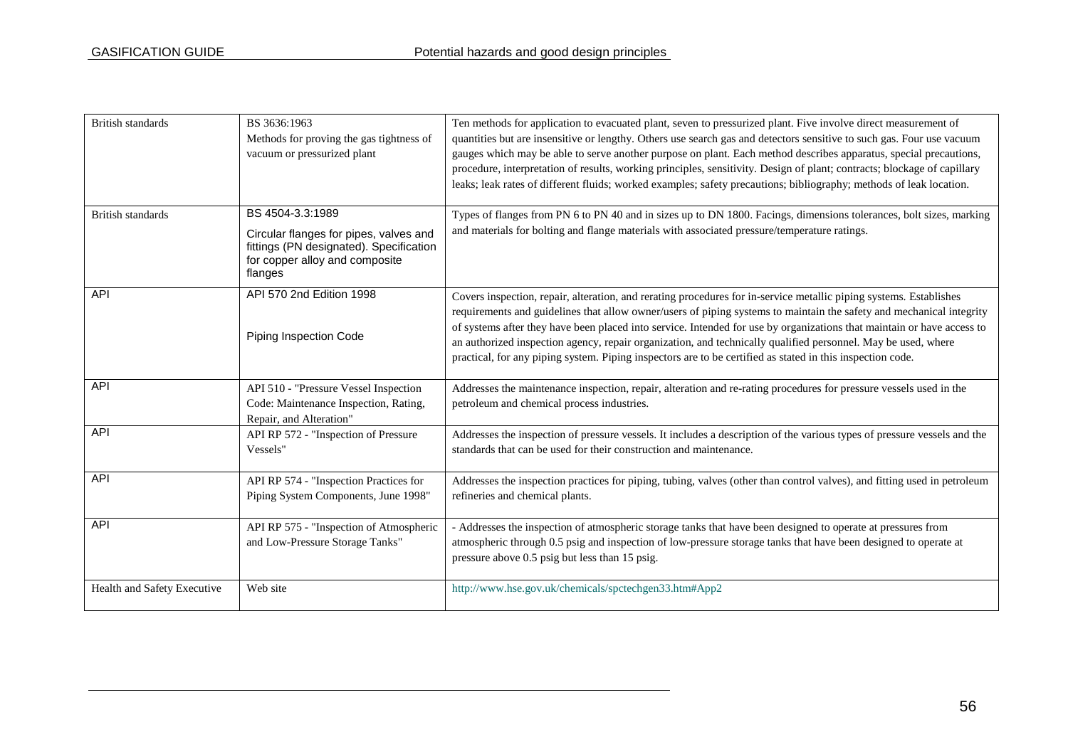| | | |
|---|---|---|
| British standards | BS 3636:1963<br>Methods for proving the gas tightness of vacuum or pressurized plant | Ten methods for application to evacuated plant, seven to pressurized plant. Five involve direct measurement of quantities but are insensitive or lengthy. Others use search gas and detectors sensitive to such gas. Four use vacuum gauges which may be able to serve another purpose on plant. Each method describes apparatus, special precautions, procedure, interpretation of results, working principles, sensitivity. Design of plant; contracts; blockage of capillary leaks; leak rates of different fluids; worked examples; safety precautions; bibliography; methods of leak location. |
| British standards | BS 4504-3.3:1989<br>Circular flanges for pipes, valves and fittings (PN designated). Specification for copper alloy and composite flanges | Types of flanges from PN 6 to PN 40 and in sizes up to DN 1800. Facings, dimensions tolerances, bolt sizes, marking and materials for bolting and flange materials with associated pressure/temperature ratings. |
| API | API 570 2nd Edition 1998<br>Piping Inspection Code | Covers inspection, repair, alteration, and rerating procedures for in-service metallic piping systems. Establishes requirements and guidelines that allow owner/users of piping systems to maintain the safety and mechanical integrity of systems after they have been placed into service. Intended for use by organizations that maintain or have access to an authorized inspection agency, repair organization, and technically qualified personnel. May be used, where practical, for any piping system. Piping inspectors are to be certified as stated in this inspection code. |
| API | API 510 - "Pressure Vessel Inspection Code: Maintenance Inspection, Rating, Repair, and Alteration" | Addresses the maintenance inspection, repair, alteration and re-rating procedures for pressure vessels used in the petroleum and chemical process industries. |
| API | API RP 572 - "Inspection of Pressure Vessels" | Addresses the inspection of pressure vessels. It includes a description of the various types of pressure vessels and the standards that can be used for their construction and maintenance. |
| API | API RP 574 - "Inspection Practices for Piping System Components, June 1998" | Addresses the inspection practices for piping, tubing, valves (other than control valves), and fitting used in petroleum refineries and chemical plants. |
| API | API RP 575 - "Inspection of Atmospheric and Low-Pressure Storage Tanks" | - Addresses the inspection of atmospheric storage tanks that have been designed to operate at pressures from atmospheric through 0.5 psig and inspection of low-pressure storage tanks that have been designed to operate at pressure above 0.5 psig but less than 15 psig. |
| Health and Safety Executive | Web site | http://www.hse.gov.uk/chemicals/spctechgen33.htm#App2 |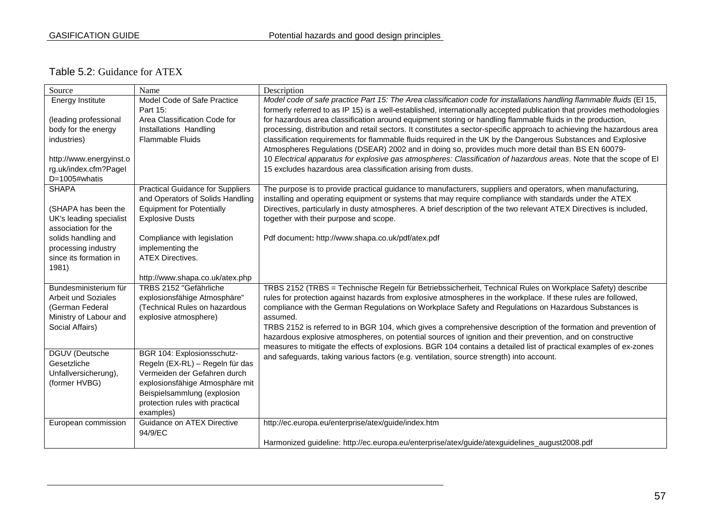Table 5.2: Guidance for ATEX

| Source | Name | Description |
|---|---|---|
| Energy Institute<br><br>(leading professional body for the energy industries)<br><br>http://www.energyinst.org.uk/index.cfm?PageID=1005#whatis | Model Code of Safe Practice Part 15:<br>Area Classification Code for Installations Handling Flammable Fluids | *Model code of safe practice Part 15: The Area classification code for installations handling flammable fluids* (EI 15, formerly referred to as IP 15) is a well-established, internationally accepted publication that provides methodologies for hazardous area classification around equipment storing or handling flammable fluids in the production, processing, distribution and retail sectors. It constitutes a sector-specific approach to achieving the hazardous area classification requirements for flammable fluids required in the UK by the Dangerous Substances and Explosive Atmospheres Regulations (DSEAR) 2002 and in doing so, provides much more detail than BS EN 60079-10 *Electrical apparatus for explosive gas atmospheres: Classification of hazardous areas*. Note that the scope of EI 15 excludes hazardous area classification arising from dusts. |
| SHAPA<br><br>(SHAPA has been the UK's leading specialist association for the solids handling and processing industry since its formation in 1981) | Practical Guidance for Suppliers and Operators of Solids Handling Equipment for Potentially Explosive Dusts<br><br>Compliance with legislation implementing the ATEX Directives.<br><br>http://www.shapa.co.uk/atex.php | The purpose is to provide practical guidance to manufacturers, suppliers and operators, when manufacturing, installing and operating equipment or systems that may require compliance with standards under the ATEX Directives, particularly in dusty atmospheres. A brief description of the two relevant ATEX Directives is included, together with their purpose and scope.<br><br>Pdf document**:** http://www.shapa.co.uk/pdf/atex.pdf |
| Bundesministerium für Arbeit und Soziales (German Federal Ministry of Labour and Social Affairs) | TRBS 2152 "Gefährliche explosionsfähige Atmosphäre" (Technical Rules on hazardous explosive atmosphere) | TRBS 2152 (TRBS = Technische Regeln für Betriebssicherheit, Technical Rules on Workplace Safety) describe rules for protection against hazards from explosive atmospheres in the workplace. If these rules are followed, compliance with the German Regulations on Workplace Safety and Regulations on Hazardous Substances is assumed.<br>TRBS 2152 is referred to in BGR 104, which gives a comprehensive description of the formation and prevention of hazardous explosive atmospheres, on potential sources of ignition and their prevention, and on constructive measures to mitigate the effects of explosions. BGR 104 contains a detailed list of practical examples of ex-zones and safeguards, taking various factors (e.g. ventilation, source strength) into account. |
| DGUV (Deutsche Gesetzliche Unfallversicherung), (former HVBG) | BGR 104: Explosionsschutz-Regeln (EX-RL) – Regeln für das Vermeiden der Gefahren durch explosionsfähige Atmosphäre mit Beispielsammlung (explosion protection rules with practical examples) | |
| European commission | Guidance on ATEX Directive 94/9/EC | http://ec.europa.eu/enterprise/atex/guide/index.htm<br><br>Harmonized guideline: http://ec.europa.eu/enterprise/atex/guide/atexguidelines_august2008.pdf |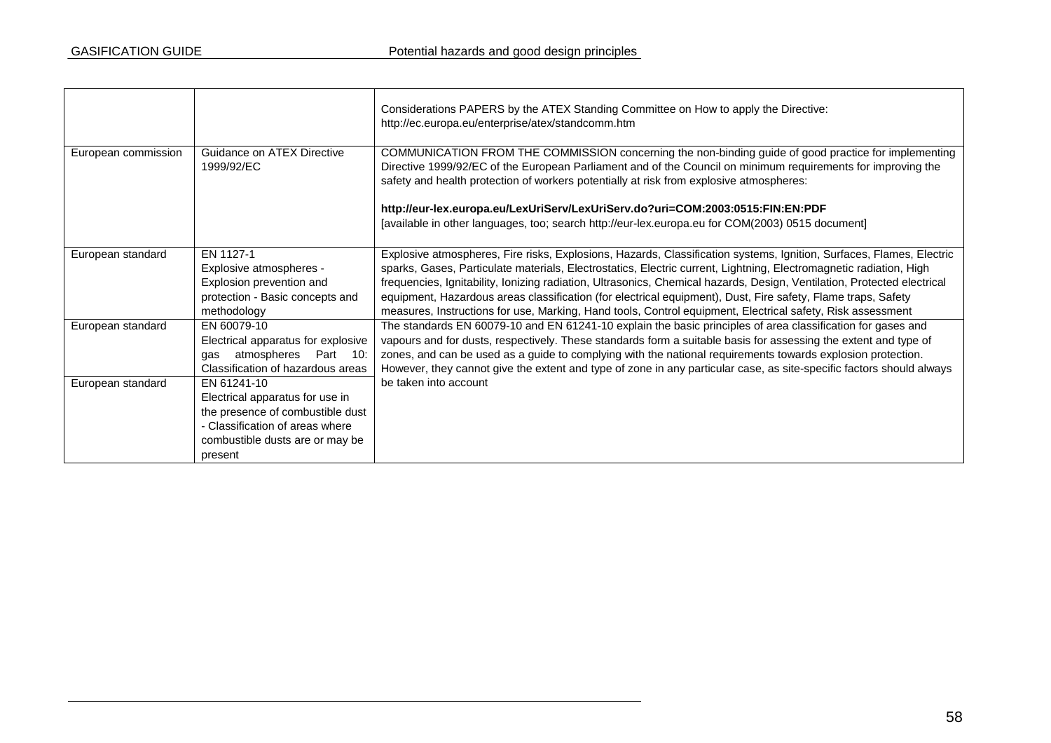| | | |
|---|---|---|
| | | Considerations PAPERS by the ATEX Standing Committee on How to apply the Directive: http://ec.europa.eu/enterprise/atex/standcomm.htm |
| European commission | Guidance on ATEX Directive 1999/92/EC | COMMUNICATION FROM THE COMMISSION concerning the non-binding guide of good practice for implementing Directive 1999/92/EC of the European Parliament and of the Council on minimum requirements for improving the safety and health protection of workers potentially at risk from explosive atmospheres: **http://eur-lex.europa.eu/LexUriServ/LexUriServ.do?uri=COM:2003:0515:FIN:EN:PDF** [available in other languages, too; search http://eur-lex.europa.eu for COM(2003) 0515 document] |
| European standard | EN 1127-1 Explosive atmospheres - Explosion prevention and protection - Basic concepts and methodology | Explosive atmospheres, Fire risks, Explosions, Hazards, Classification systems, Ignition, Surfaces, Flames, Electric sparks, Gases, Particulate materials, Electrostatics, Electric current, Lightning, Electromagnetic radiation, High frequencies, Ignitability, Ionizing radiation, Ultrasonics, Chemical hazards, Design, Ventilation, Protected electrical equipment, Hazardous areas classification (for electrical equipment), Dust, Fire safety, Flame traps, Safety measures, Instructions for use, Marking, Hand tools, Control equipment, Electrical safety, Risk assessment |
| European standard | EN 60079-10 Electrical apparatus for explosive gas atmospheres Part 10: Classification of hazardous areas | The standards EN 60079-10 and EN 61241-10 explain the basic principles of area classification for gases and vapours and for dusts, respectively. These standards form a suitable basis for assessing the extent and type of zones, and can be used as a guide to complying with the national requirements towards explosion protection. However, they cannot give the extent and type of zone in any particular case, as site-specific factors should always be taken into account |
| European standard | EN 61241-10 Electrical apparatus for use in the presence of combustible dust - Classification of areas where combustible dusts are or may be present | |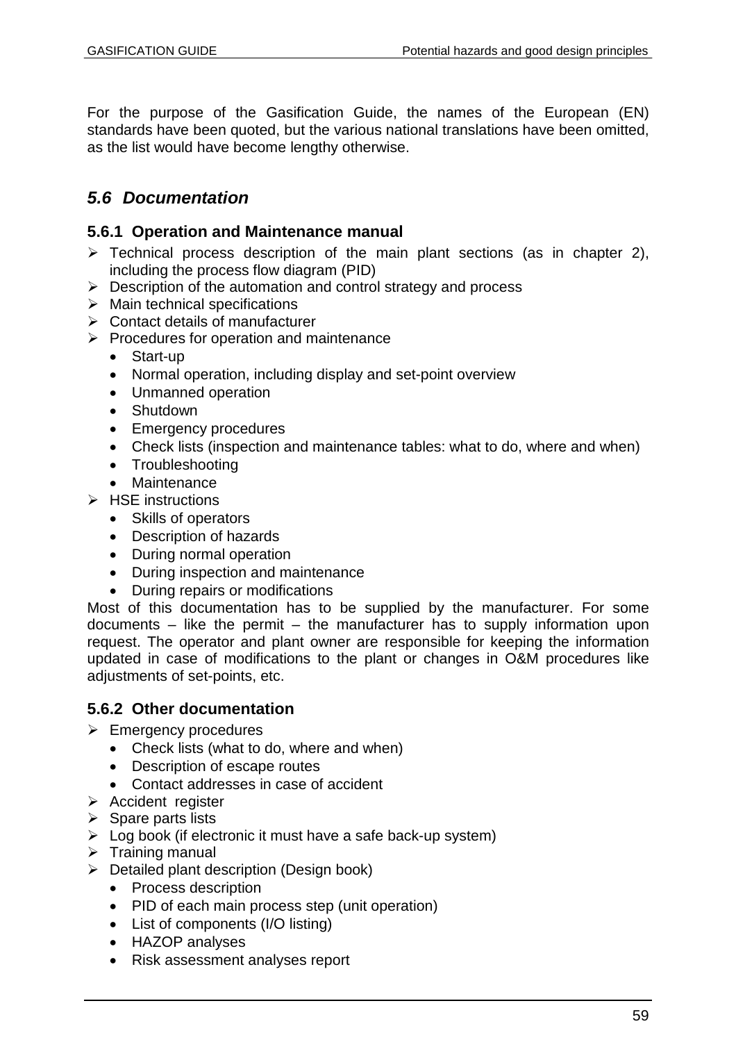For the purpose of the Gasification Guide, the names of the European (EN) standards have been quoted, but the various national translations have been omitted, as the list would have become lengthy otherwise.

## *5.6 Documentation*

### 5.6.1 Operation and Maintenance manual

- Technical process description of the main plant sections (as in chapter 2), including the process flow diagram (PID)
- Description of the automation and control strategy and process
- Main technical specifications
- Contact details of manufacturer
- Procedures for operation and maintenance
  - Start-up
  - Normal operation, including display and set-point overview
  - Unmanned operation
  - Shutdown
  - Emergency procedures
  - Check lists (inspection and maintenance tables: what to do, where and when)
  - Troubleshooting
  - Maintenance
- HSE instructions
  - Skills of operators
  - Description of hazards
  - During normal operation
  - During inspection and maintenance
  - During repairs or modifications

Most of this documentation has to be supplied by the manufacturer. For some documents – like the permit – the manufacturer has to supply information upon request. The operator and plant owner are responsible for keeping the information updated in case of modifications to the plant or changes in O&M procedures like adjustments of set-points, etc.

### 5.6.2 Other documentation

- Emergency procedures
  - Check lists (what to do, where and when)
  - Description of escape routes
  - Contact addresses in case of accident
- Accident register
- Spare parts lists
- Log book (if electronic it must have a safe back-up system)
- Training manual
- Detailed plant description (Design book)
  - Process description
  - PID of each main process step (unit operation)
  - List of components (I/O listing)
  - HAZOP analyses
  - Risk assessment analyses report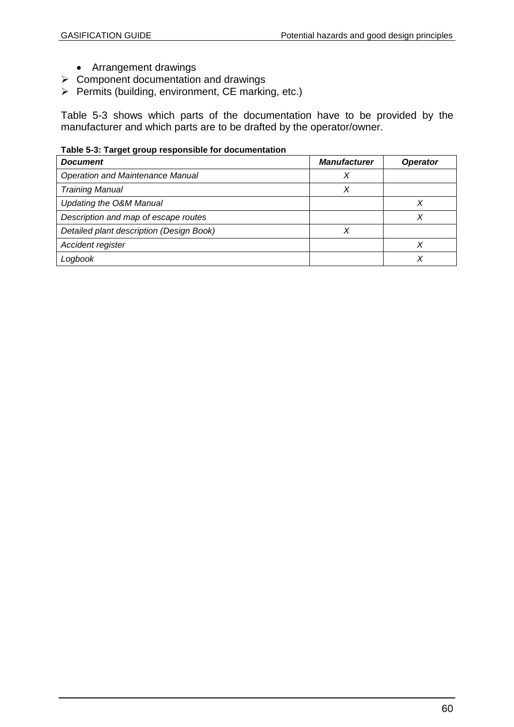- Arrangement drawings
- Component documentation and drawings
- Permits (building, environment, CE marking, etc.)

Table 5-3 shows which parts of the documentation have to be provided by the manufacturer and which parts are to be drafted by the operator/owner.

**Table 5-3: Target group responsible for documentation**

| *Document* | *Manufacturer* | *Operator* |
|---|---|---|
| *Operation and Maintenance Manual* | *X* | |
| *Training Manual* | *X* | |
| *Updating the O&M Manual* | | *X* |
| *Description and map of escape routes* | | *X* |
| *Detailed plant description (Design Book)* | *X* | |
| *Accident register* | | *X* |
| *Logbook* | | *X* |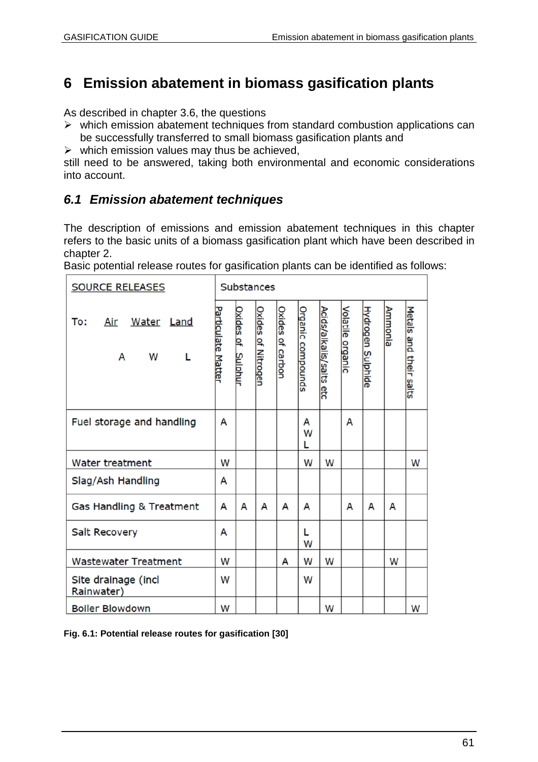# 6 Emission abatement in biomass gasification plants

As described in chapter 3.6, the questions

- ➢ which emission abatement techniques from standard combustion applications can be successfully transferred to small biomass gasification plants and
- ➢ which emission values may thus be achieved,

still need to be answered, taking both environmental and economic considerations into account.

## *6.1 Emission abatement techniques*

The description of emissions and emission abatement techniques in this chapter refers to the basic units of a biomass gasification plant which have been described in chapter 2.

Basic potential release routes for gasification plants can be identified as follows:

| SOURCE RELEASES | Substances | | | | | | | | | |
|---|---|---|---|---|---|---|---|---|---|---|
| To: Air (A), Water (W), Land (L) | Particulate Matter | Oxides of Sulphur | Oxides of Nitrogen | Oxides of carbon | Organic compounds | Acids/alkalis/salts etc | Volatile organic | Hydrogen Sulphide | Ammonia | Metals and their salts |
| Fuel storage and handling | A | | | | A W L | | A | | | |
| Water treatment | W | | | | W | W | | | | W |
| Slag/Ash Handling | A | | | | | | | | | |
| Gas Handling & Treatment | A | A | A | A | A | | A | A | A | |
| Salt Recovery | A | | | | L W | | | | | |
| Wastewater Treatment | W | | | A | W | W | | | W | |
| Site drainage (incl Rainwater) | W | | | | W | | | | | |
| Boiler Blowdown | W | | | | | W | | | | W |

**Fig. 6.1: Potential release routes for gasification [30]**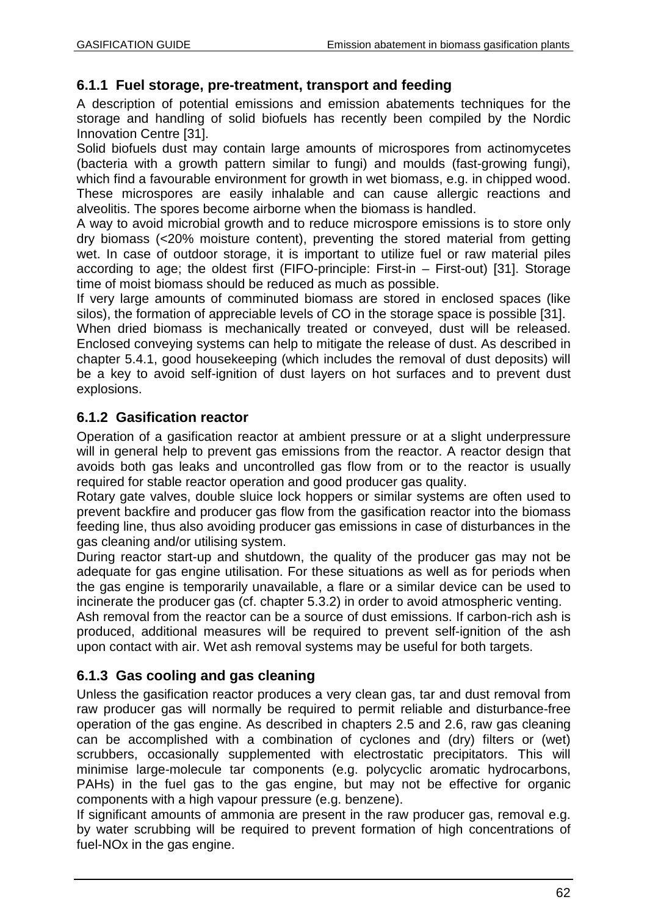### 6.1.1 Fuel storage, pre-treatment, transport and feeding

A description of potential emissions and emission abatements techniques for the storage and handling of solid biofuels has recently been compiled by the Nordic Innovation Centre [31].

Solid biofuels dust may contain large amounts of microspores from actinomycetes (bacteria with a growth pattern similar to fungi) and moulds (fast-growing fungi), which find a favourable environment for growth in wet biomass, e.g. in chipped wood. These microspores are easily inhalable and can cause allergic reactions and alveolitis. The spores become airborne when the biomass is handled.

A way to avoid microbial growth and to reduce microspore emissions is to store only dry biomass (<20% moisture content), preventing the stored material from getting wet. In case of outdoor storage, it is important to utilize fuel or raw material piles according to age; the oldest first (FIFO-principle: First-in – First-out) [31]. Storage time of moist biomass should be reduced as much as possible.

If very large amounts of comminuted biomass are stored in enclosed spaces (like silos), the formation of appreciable levels of CO in the storage space is possible [31].

When dried biomass is mechanically treated or conveyed, dust will be released. Enclosed conveying systems can help to mitigate the release of dust. As described in chapter 5.4.1, good housekeeping (which includes the removal of dust deposits) will be a key to avoid self-ignition of dust layers on hot surfaces and to prevent dust explosions.

### 6.1.2 Gasification reactor

Operation of a gasification reactor at ambient pressure or at a slight underpressure will in general help to prevent gas emissions from the reactor. A reactor design that avoids both gas leaks and uncontrolled gas flow from or to the reactor is usually required for stable reactor operation and good producer gas quality.

Rotary gate valves, double sluice lock hoppers or similar systems are often used to prevent backfire and producer gas flow from the gasification reactor into the biomass feeding line, thus also avoiding producer gas emissions in case of disturbances in the gas cleaning and/or utilising system.

During reactor start-up and shutdown, the quality of the producer gas may not be adequate for gas engine utilisation. For these situations as well as for periods when the gas engine is temporarily unavailable, a flare or a similar device can be used to incinerate the producer gas (cf. chapter 5.3.2) in order to avoid atmospheric venting.

Ash removal from the reactor can be a source of dust emissions. If carbon-rich ash is produced, additional measures will be required to prevent self-ignition of the ash upon contact with air. Wet ash removal systems may be useful for both targets.

### 6.1.3 Gas cooling and gas cleaning

Unless the gasification reactor produces a very clean gas, tar and dust removal from raw producer gas will normally be required to permit reliable and disturbance-free operation of the gas engine. As described in chapters 2.5 and 2.6, raw gas cleaning can be accomplished with a combination of cyclones and (dry) filters or (wet) scrubbers, occasionally supplemented with electrostatic precipitators. This will minimise large-molecule tar components (e.g. polycyclic aromatic hydrocarbons, PAHs) in the fuel gas to the gas engine, but may not be effective for organic components with a high vapour pressure (e.g. benzene).

If significant amounts of ammonia are present in the raw producer gas, removal e.g. by water scrubbing will be required to prevent formation of high concentrations of fuel-NOx in the gas engine.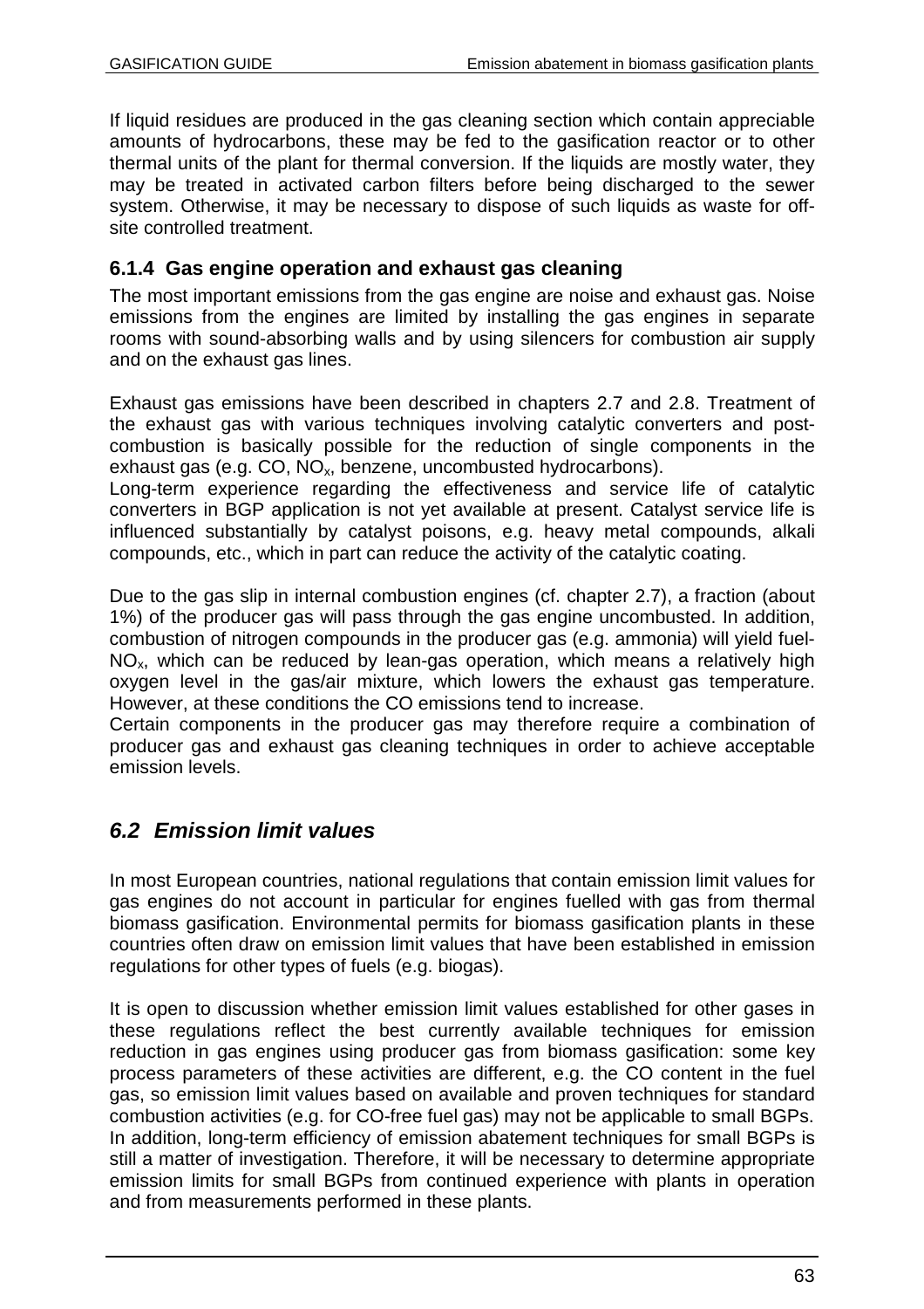If liquid residues are produced in the gas cleaning section which contain appreciable amounts of hydrocarbons, these may be fed to the gasification reactor or to other thermal units of the plant for thermal conversion. If the liquids are mostly water, they may be treated in activated carbon filters before being discharged to the sewer system. Otherwise, it may be necessary to dispose of such liquids as waste for off-site controlled treatment.

### 6.1.4 Gas engine operation and exhaust gas cleaning

The most important emissions from the gas engine are noise and exhaust gas. Noise emissions from the engines are limited by installing the gas engines in separate rooms with sound-absorbing walls and by using silencers for combustion air supply and on the exhaust gas lines.

Exhaust gas emissions have been described in chapters 2.7 and 2.8. Treatment of the exhaust gas with various techniques involving catalytic converters and post-combustion is basically possible for the reduction of single components in the exhaust gas (e.g. CO, $NO_x$, benzene, uncombusted hydrocarbons).
Long-term experience regarding the effectiveness and service life of catalytic converters in BGP application is not yet available at present. Catalyst service life is influenced substantially by catalyst poisons, e.g. heavy metal compounds, alkali compounds, etc., which in part can reduce the activity of the catalytic coating.

Due to the gas slip in internal combustion engines (cf. chapter 2.7), a fraction (about 1%) of the producer gas will pass through the gas engine uncombusted. In addition, combustion of nitrogen compounds in the producer gas (e.g. ammonia) will yield fuel-$NO_x$, which can be reduced by lean-gas operation, which means a relatively high oxygen level in the gas/air mixture, which lowers the exhaust gas temperature. However, at these conditions the CO emissions tend to increase.
Certain components in the producer gas may therefore require a combination of producer gas and exhaust gas cleaning techniques in order to achieve acceptable emission levels.

## *6.2 Emission limit values*

In most European countries, national regulations that contain emission limit values for gas engines do not account in particular for engines fuelled with gas from thermal biomass gasification. Environmental permits for biomass gasification plants in these countries often draw on emission limit values that have been established in emission regulations for other types of fuels (e.g. biogas).

It is open to discussion whether emission limit values established for other gases in these regulations reflect the best currently available techniques for emission reduction in gas engines using producer gas from biomass gasification: some key process parameters of these activities are different, e.g. the CO content in the fuel gas, so emission limit values based on available and proven techniques for standard combustion activities (e.g. for CO-free fuel gas) may not be applicable to small BGPs. In addition, long-term efficiency of emission abatement techniques for small BGPs is still a matter of investigation. Therefore, it will be necessary to determine appropriate emission limits for small BGPs from continued experience with plants in operation and from measurements performed in these plants.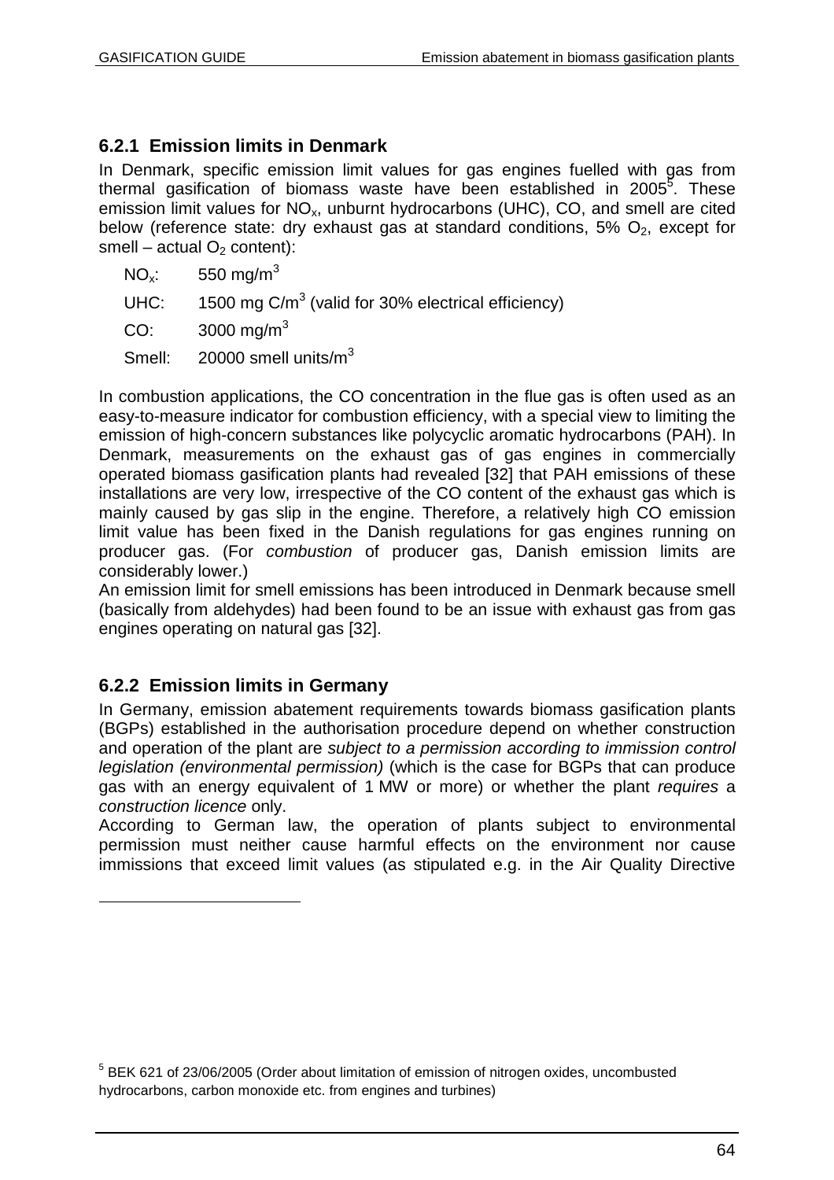### 6.2.1 Emission limits in Denmark

In Denmark, specific emission limit values for gas engines fuelled with gas from thermal gasification of biomass waste have been established in 2005[5]. These emission limit values for $NO_x$, unburnt hydrocarbons (UHC), CO, and smell are cited below (reference state: dry exhaust gas at standard conditions, 5% $O_2$, except for smell – actual $O_2$ content):

$NO_x$: 550 mg/m$^3$

UHC: 1500 mg C/m$^3$ (valid for 30% electrical efficiency)

CO: 3000 mg/m$^3$

Smell: 20000 smell units/m$^3$

In combustion applications, the CO concentration in the flue gas is often used as an easy-to-measure indicator for combustion efficiency, with a special view to limiting the emission of high-concern substances like polycyclic aromatic hydrocarbons (PAH). In Denmark, measurements on the exhaust gas of gas engines in commercially operated biomass gasification plants had revealed [32] that PAH emissions of these installations are very low, irrespective of the CO content of the exhaust gas which is mainly caused by gas slip in the engine. Therefore, a relatively high CO emission limit value has been fixed in the Danish regulations for gas engines running on producer gas. (For *combustion* of producer gas, Danish emission limits are considerably lower.)

An emission limit for smell emissions has been introduced in Denmark because smell (basically from aldehydes) had been found to be an issue with exhaust gas from gas engines operating on natural gas [32].

### 6.2.2 Emission limits in Germany

In Germany, emission abatement requirements towards biomass gasification plants (BGPs) established in the authorisation procedure depend on whether construction and operation of the plant are *subject to a permission according to immission control legislation (environmental permission)* (which is the case for BGPs that can produce gas with an energy equivalent of 1 MW or more) or whether the plant *requires* a *construction licence* only.

According to German law, the operation of plants subject to environmental permission must neither cause harmful effects on the environment nor cause immissions that exceed limit values (as stipulated e.g. in the Air Quality Directive

---

[5] BEK 621 of 23/06/2005 (Order about limitation of emission of nitrogen oxides, uncombusted hydrocarbons, carbon monoxide etc. from engines and turbines)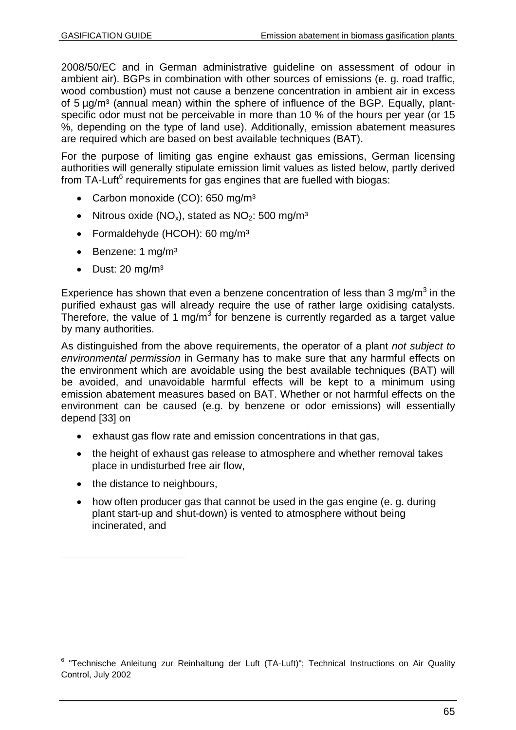2008/50/EC and in German administrative guideline on assessment of odour in ambient air). BGPs in combination with other sources of emissions (e. g. road traffic, wood combustion) must not cause a benzene concentration in ambient air in excess of 5 µg/m³ (annual mean) within the sphere of influence of the BGP. Equally, plant-specific odor must not be perceivable in more than 10 % of the hours per year (or 15 %, depending on the type of land use). Additionally, emission abatement measures are required which are based on best available techniques (BAT).

For the purpose of limiting gas engine exhaust gas emissions, German licensing authorities will generally stipulate emission limit values as listed below, partly derived from TA-Luft[6] requirements for gas engines that are fuelled with biogas:

- Carbon monoxide (CO): 650 mg/m³
- Nitrous oxide ($NO_x$), stated as $NO_2$: 500 mg/m³
- Formaldehyde (HCOH): 60 mg/m³
- Benzene: 1 mg/m³
- Dust: 20 mg/m³

Experience has shown that even a benzene concentration of less than 3 mg/m$^3$ in the purified exhaust gas will already require the use of rather large oxidising catalysts. Therefore, the value of 1 mg/m$^3$ for benzene is currently regarded as a target value by many authorities.

As distinguished from the above requirements, the operator of a plant *not subject to environmental permission* in Germany has to make sure that any harmful effects on the environment which are avoidable using the best available techniques (BAT) will be avoided, and unavoidable harmful effects will be kept to a minimum using emission abatement measures based on BAT. Whether or not harmful effects on the environment can be caused (e.g. by benzene or odor emissions) will essentially depend [33] on

- exhaust gas flow rate and emission concentrations in that gas,
- the height of exhaust gas release to atmosphere and whether removal takes place in undisturbed free air flow,
- the distance to neighbours,
- how often producer gas that cannot be used in the gas engine (e. g. during plant start-up and shut-down) is vented to atmosphere without being incinerated, and

[6] "Technische Anleitung zur Reinhaltung der Luft (TA-Luft)"; Technical Instructions on Air Quality Control, July 2002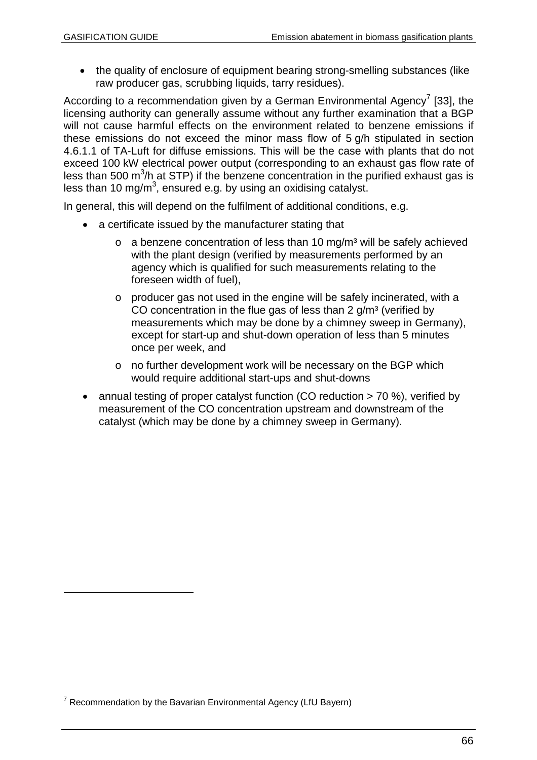- the quality of enclosure of equipment bearing strong-smelling substances (like raw producer gas, scrubbing liquids, tarry residues).

According to a recommendation given by a German Environmental Agency[7] [33], the licensing authority can generally assume without any further examination that a BGP will not cause harmful effects on the environment related to benzene emissions if these emissions do not exceed the minor mass flow of 5 g/h stipulated in section 4.6.1.1 of TA-Luft for diffuse emissions. This will be the case with plants that do not exceed 100 kW electrical power output (corresponding to an exhaust gas flow rate of less than 500 $m^3/h$ at STP) if the benzene concentration in the purified exhaust gas is less than 10 $mg/m^3$, ensured e.g. by using an oxidising catalyst.

In general, this will depend on the fulfilment of additional conditions, e.g.

- a certificate issued by the manufacturer stating that
  - a benzene concentration of less than 10 $mg/m^3$ will be safely achieved with the plant design (verified by measurements performed by an agency which is qualified for such measurements relating to the foreseen width of fuel),
  - producer gas not used in the engine will be safely incinerated, with a CO concentration in the flue gas of less than 2 $g/m^3$ (verified by measurements which may be done by a chimney sweep in Germany), except for start-up and shut-down operation of less than 5 minutes once per week, and
  - no further development work will be necessary on the BGP which would require additional start-ups and shut-downs
- annual testing of proper catalyst function (CO reduction > 70 %), verified by measurement of the CO concentration upstream and downstream of the catalyst (which may be done by a chimney sweep in Germany).

[7] Recommendation by the Bavarian Environmental Agency (LfU Bayern)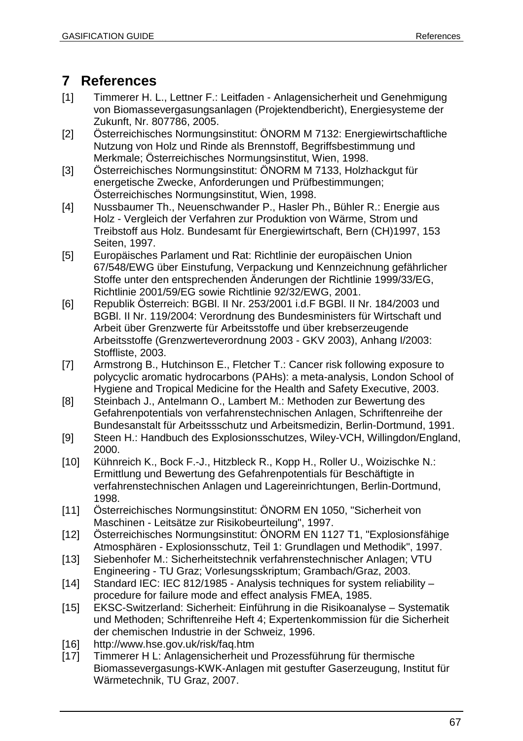# 7 References

[1] Timmerer H. L., Lettner F.: Leitfaden - Anlagensicherheit und Genehmigung von Biomassevergasungsanlagen (Projektendbericht), Energiesysteme der Zukunft, Nr. 807786, 2005.

[2] Österreichisches Normungsinstitut: ÖNORM M 7132: Energiewirtschaftliche Nutzung von Holz und Rinde als Brennstoff, Begriffsbestimmung und Merkmale; Österreichisches Normungsinstitut, Wien, 1998.

[3] Österreichisches Normungsinstitut: ÖNORM M 7133, Holzhackgut für energetische Zwecke, Anforderungen und Prüfbestimmungen; Österreichisches Normungsinstitut, Wien, 1998.

[4] Nussbaumer Th., Neuenschwander P., Hasler Ph., Bühler R.: Energie aus Holz - Vergleich der Verfahren zur Produktion von Wärme, Strom und Treibstoff aus Holz. Bundesamt für Energiewirtschaft, Bern (CH)1997, 153 Seiten, 1997.

[5] Europäisches Parlament und Rat: Richtlinie der europäischen Union 67/548/EWG über Einstufung, Verpackung und Kennzeichnung gefährlicher Stoffe unter den entsprechenden Änderungen der Richtlinie 1999/33/EG, Richtlinie 2001/59/EG sowie Richtlinie 92/32/EWG, 2001.

[6] Republik Österreich: BGBl. II Nr. 253/2001 i.d.F BGBl. II Nr. 184/2003 und BGBl. II Nr. 119/2004: Verordnung des Bundesministers für Wirtschaft und Arbeit über Grenzwerte für Arbeitsstoffe und über krebserzeugende Arbeitsstoffe (Grenzwerteverordnung 2003 - GKV 2003), Anhang I/2003: Stoffliste, 2003.

[7] Armstrong B., Hutchinson E., Fletcher T.: Cancer risk following exposure to polycyclic aromatic hydrocarbons (PAHs): a meta-analysis, London School of Hygiene and Tropical Medicine for the Health and Safety Executive, 2003.

[8] Steinbach J., Antelmann O., Lambert M.: Methoden zur Bewertung des Gefahrenpotentials von verfahrenstechnischen Anlagen, Schriftenreihe der Bundesanstalt für Arbeitssschutz und Arbeitsmedizin, Berlin-Dortmund, 1991.

[9] Steen H.: Handbuch des Explosionsschutzes, Wiley-VCH, Willingdon/England, 2000.

[10] Kühnreich K., Bock F.-J., Hitzbleck R., Kopp H., Roller U., Woizischke N.: Ermittlung und Bewertung des Gefahrenpotentials für Beschäftigte in verfahrenstechnischen Anlagen und Lagereinrichtungen, Berlin-Dortmund, 1998.

[11] Österreichisches Normungsinstitut: ÖNORM EN 1050, "Sicherheit von Maschinen - Leitsätze zur Risikobeurteilung", 1997.

[12] Österreichisches Normungsinstitut: ÖNORM EN 1127 T1, "Explosionsfähige Atmosphären - Explosionsschutz, Teil 1: Grundlagen und Methodik", 1997.

[13] Siebenhofer M.: Sicherheitstechnik verfahrenstechnischer Anlagen; VTU Engineering - TU Graz; Vorlesungsskriptum; Grambach/Graz, 2003.

[14] Standard IEC: IEC 812/1985 - Analysis techniques for system reliability – procedure for failure mode and effect analysis FMEA, 1985.

[15] EKSC-Switzerland: Sicherheit: Einführung in die Risikoanalyse – Systematik und Methoden; Schriftenreihe Heft 4; Expertenkommission für die Sicherheit der chemischen Industrie in der Schweiz, 1996.

[16] http://www.hse.gov.uk/risk/faq.htm

[17] Timmerer H L: Anlagensicherheit und Prozessführung für thermische Biomassevergasungs-KWK-Anlagen mit gestufter Gaserzeugung, Institut für Wärmetechnik, TU Graz, 2007.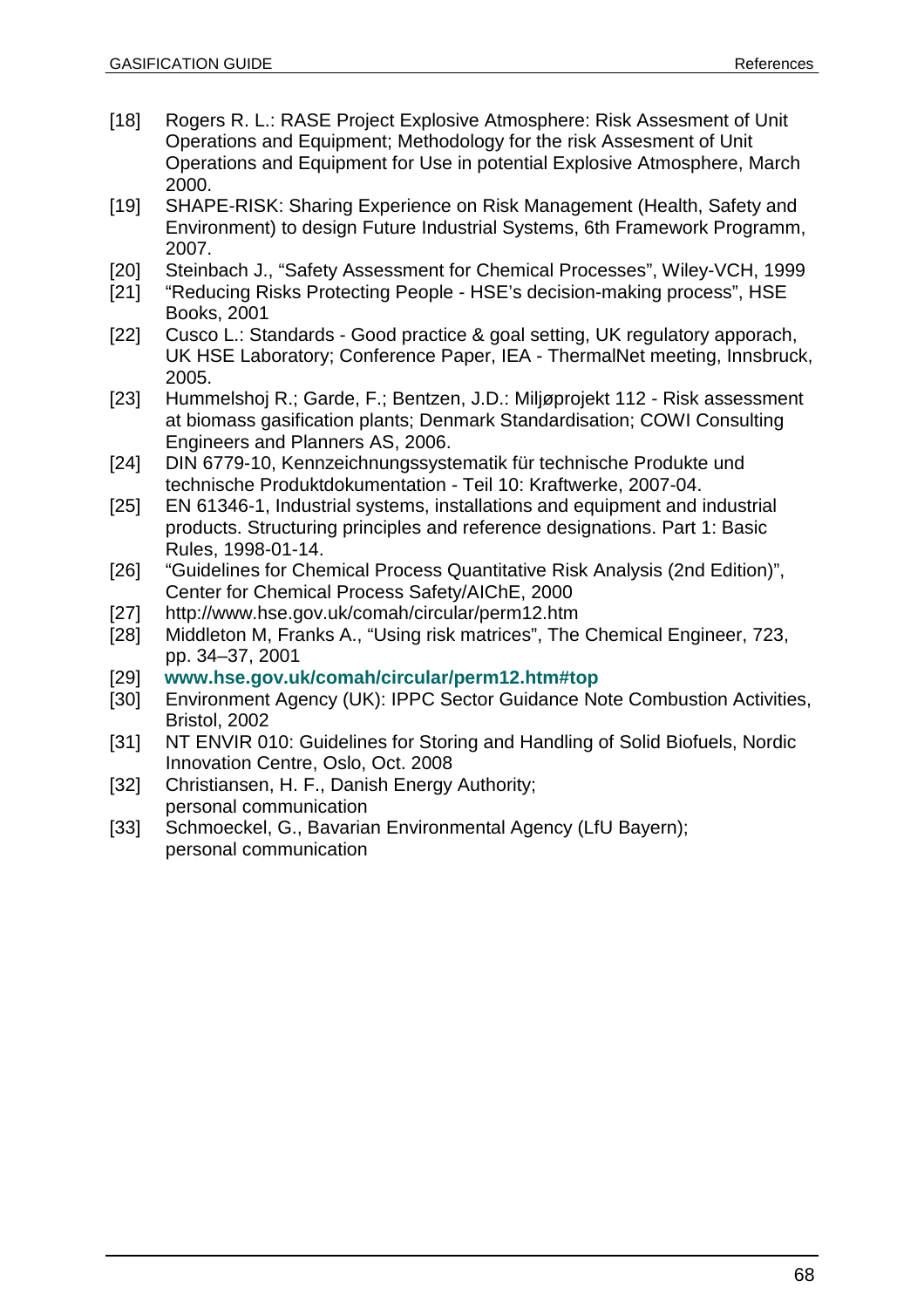[18] Rogers R. L.: RASE Project Explosive Atmosphere: Risk Assesment of Unit Operations and Equipment; Methodology for the risk Assesment of Unit Operations and Equipment for Use in potential Explosive Atmosphere, March 2000.

[19] SHAPE-RISK: Sharing Experience on Risk Management (Health, Safety and Environment) to design Future Industrial Systems, 6th Framework Programm, 2007.

[20] Steinbach J., "Safety Assessment for Chemical Processes", Wiley-VCH, 1999

[21] "Reducing Risks Protecting People - HSE's decision-making process", HSE Books, 2001

[22] Cusco L.: Standards - Good practice & goal setting, UK regulatory apporach, UK HSE Laboratory; Conference Paper, IEA - ThermalNet meeting, Innsbruck, 2005.

[23] Hummelshoj R.; Garde, F.; Bentzen, J.D.: Miljøprojekt 112 - Risk assessment at biomass gasification plants; Denmark Standardisation; COWI Consulting Engineers and Planners AS, 2006.

[24] DIN 6779-10, Kennzeichnungssystematik für technische Produkte und technische Produktdokumentation - Teil 10: Kraftwerke, 2007-04.

[25] EN 61346-1, Industrial systems, installations and equipment and industrial products. Structuring principles and reference designations. Part 1: Basic Rules, 1998-01-14.

[26] "Guidelines for Chemical Process Quantitative Risk Analysis (2nd Edition)", Center for Chemical Process Safety/AIChE, 2000

[27] http://www.hse.gov.uk/comah/circular/perm12.htm

[28] Middleton M, Franks A., "Using risk matrices", The Chemical Engineer, 723, pp. 34–37, 2001

[29] **www.hse.gov.uk/comah/circular/perm12.htm#top**

[30] Environment Agency (UK): IPPC Sector Guidance Note Combustion Activities, Bristol, 2002

[31] NT ENVIR 010: Guidelines for Storing and Handling of Solid Biofuels, Nordic Innovation Centre, Oslo, Oct. 2008

[32] Christiansen, H. F., Danish Energy Authority; personal communication

[33] Schmoeckel, G., Bavarian Environmental Agency (LfU Bayern); personal communication